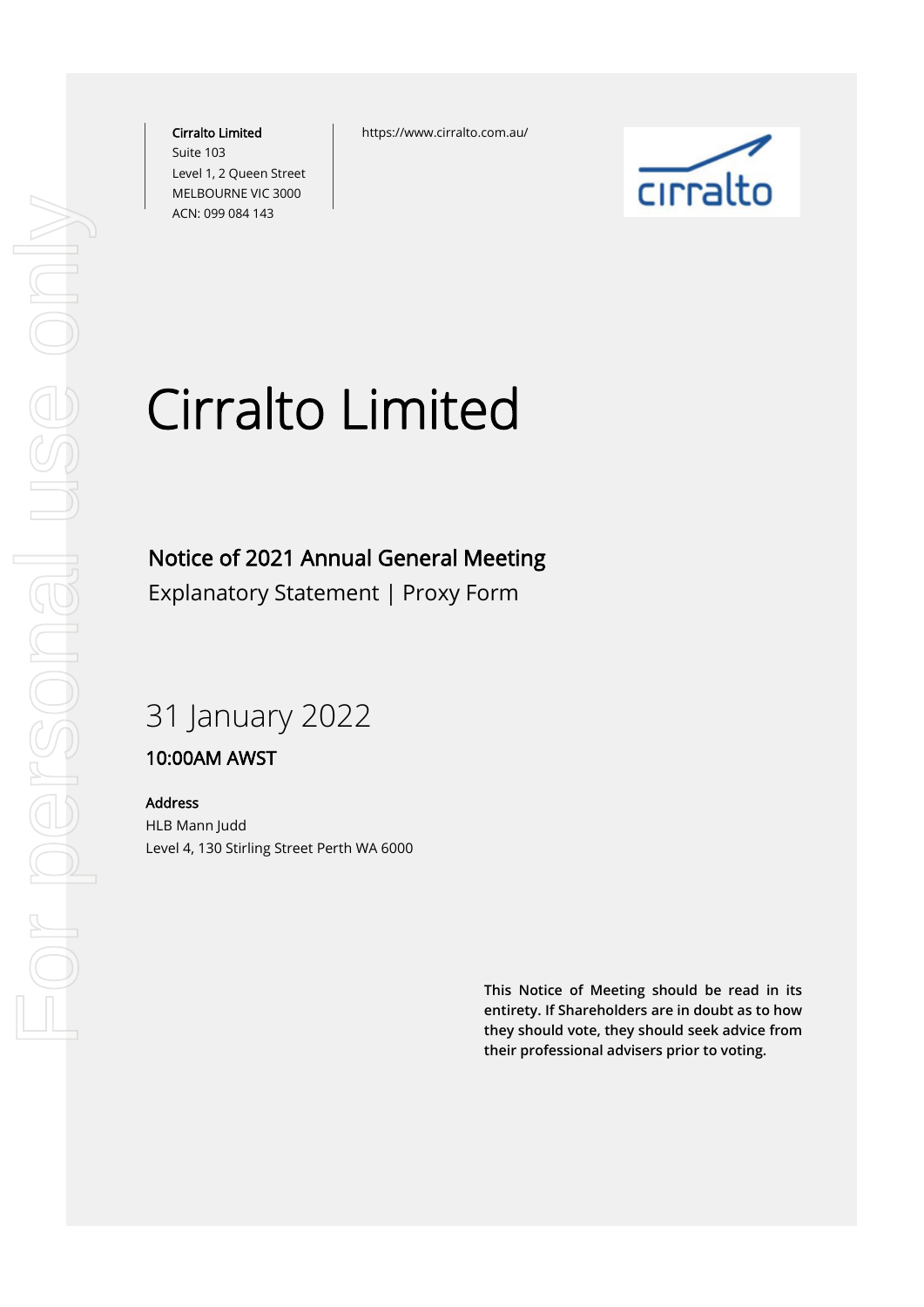**Cirralto Limited**
Suite 103
Level 1, 2 Queen Street
MELBOURNE VIC 3000
ACN: 099 084 143

https://www.cirralto.com.au/

# Cirralto Limited

## Notice of 2021 Annual General Meeting

Explanatory Statement | Proxy Form

31 January 2022

**10:00AM AWST**

**Address**
HLB Mann Judd
Level 4, 130 Stirling Street Perth WA 6000

**This Notice of Meeting should be read in its entirety. If Shareholders are in doubt as to how they should vote, they should seek advice from their professional advisers prior to voting.**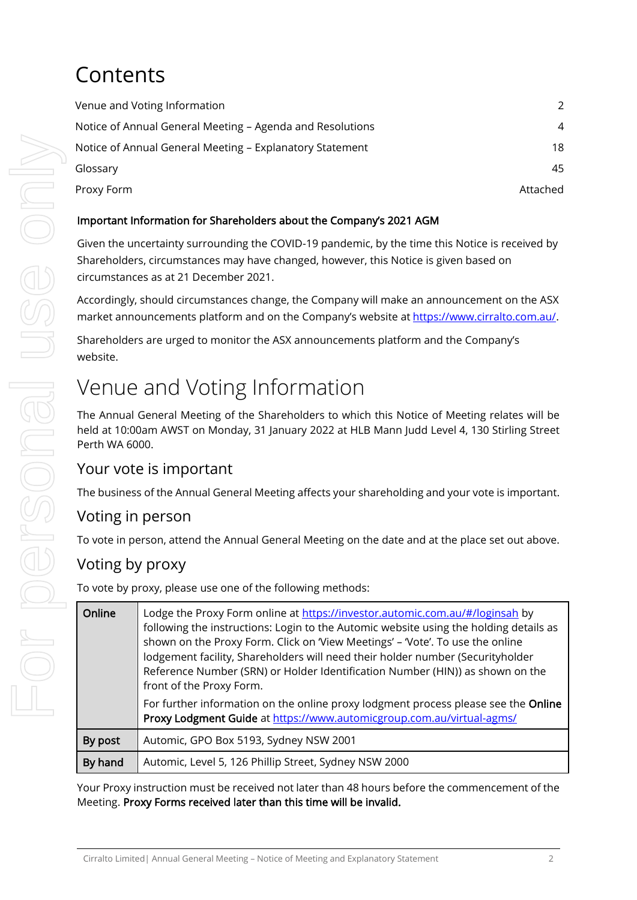# Contents

| | |
|---|---|
| Venue and Voting Information | 2 |
| Notice of Annual General Meeting – Agenda and Resolutions | 4 |
| Notice of Annual General Meeting – Explanatory Statement | 18 |
| Glossary | 45 |
| Proxy Form | Attached |

**Important Information for Shareholders about the Company's 2021 AGM**

Given the uncertainty surrounding the COVID-19 pandemic, by the time this Notice is received by Shareholders, circumstances may have changed, however, this Notice is given based on circumstances as at 21 December 2021.

Accordingly, should circumstances change, the Company will make an announcement on the ASX market announcements platform and on the Company's website at https://www.cirralto.com.au/.

Shareholders are urged to monitor the ASX announcements platform and the Company's website.

# Venue and Voting Information

The Annual General Meeting of the Shareholders to which this Notice of Meeting relates will be held at 10:00am AWST on Monday, 31 January 2022 at HLB Mann Judd Level 4, 130 Stirling Street Perth WA 6000.

## Your vote is important

The business of the Annual General Meeting affects your shareholding and your vote is important.

## Voting in person

To vote in person, attend the Annual General Meeting on the date and at the place set out above.

## Voting by proxy

To vote by proxy, please use one of the following methods:

| | |
|---|---|
| **Online** | Lodge the Proxy Form online at https://investor.automic.com.au/#/loginsah by following the instructions: Login to the Automic website using the holding details as shown on the Proxy Form. Click on 'View Meetings' – 'Vote'. To use the online lodgement facility, Shareholders will need their holder number (Securityholder Reference Number (SRN) or Holder Identification Number (HIN)) as shown on the front of the Proxy Form.<br><br>For further information on the online proxy lodgment process please see the **Online Proxy Lodgment Guide** at https://www.automicgroup.com.au/virtual-agms/ |
| **By post** | Automic, GPO Box 5193, Sydney NSW 2001 |
| **By hand** | Automic, Level 5, 126 Phillip Street, Sydney NSW 2000 |

Your Proxy instruction must be received not later than 48 hours before the commencement of the Meeting. **Proxy Forms received later than this time will be invalid.**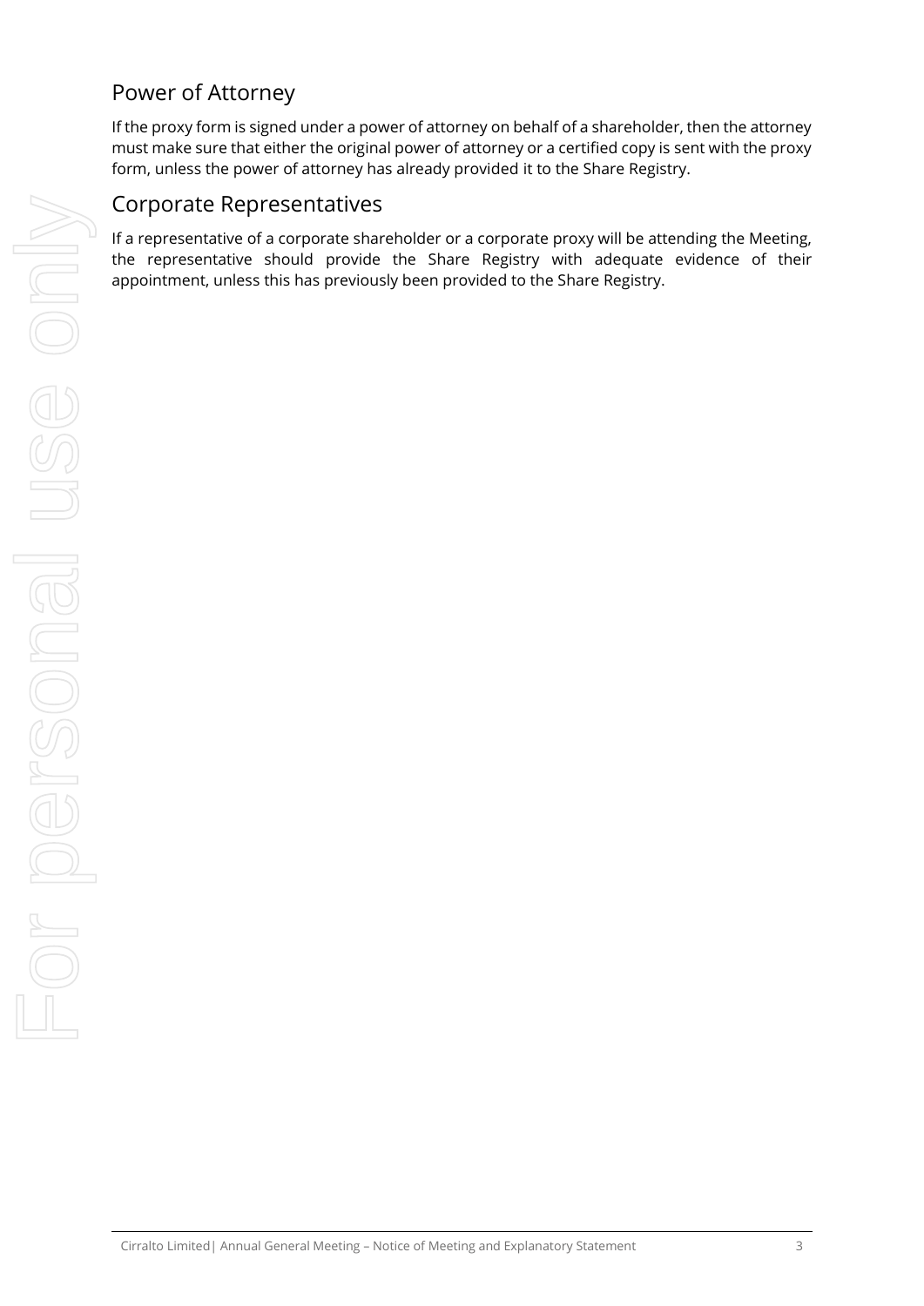## Power of Attorney

If the proxy form is signed under a power of attorney on behalf of a shareholder, then the attorney must make sure that either the original power of attorney or a certified copy is sent with the proxy form, unless the power of attorney has already provided it to the Share Registry.

## Corporate Representatives

If a representative of a corporate shareholder or a corporate proxy will be attending the Meeting, the representative should provide the Share Registry with adequate evidence of their appointment, unless this has previously been provided to the Share Registry.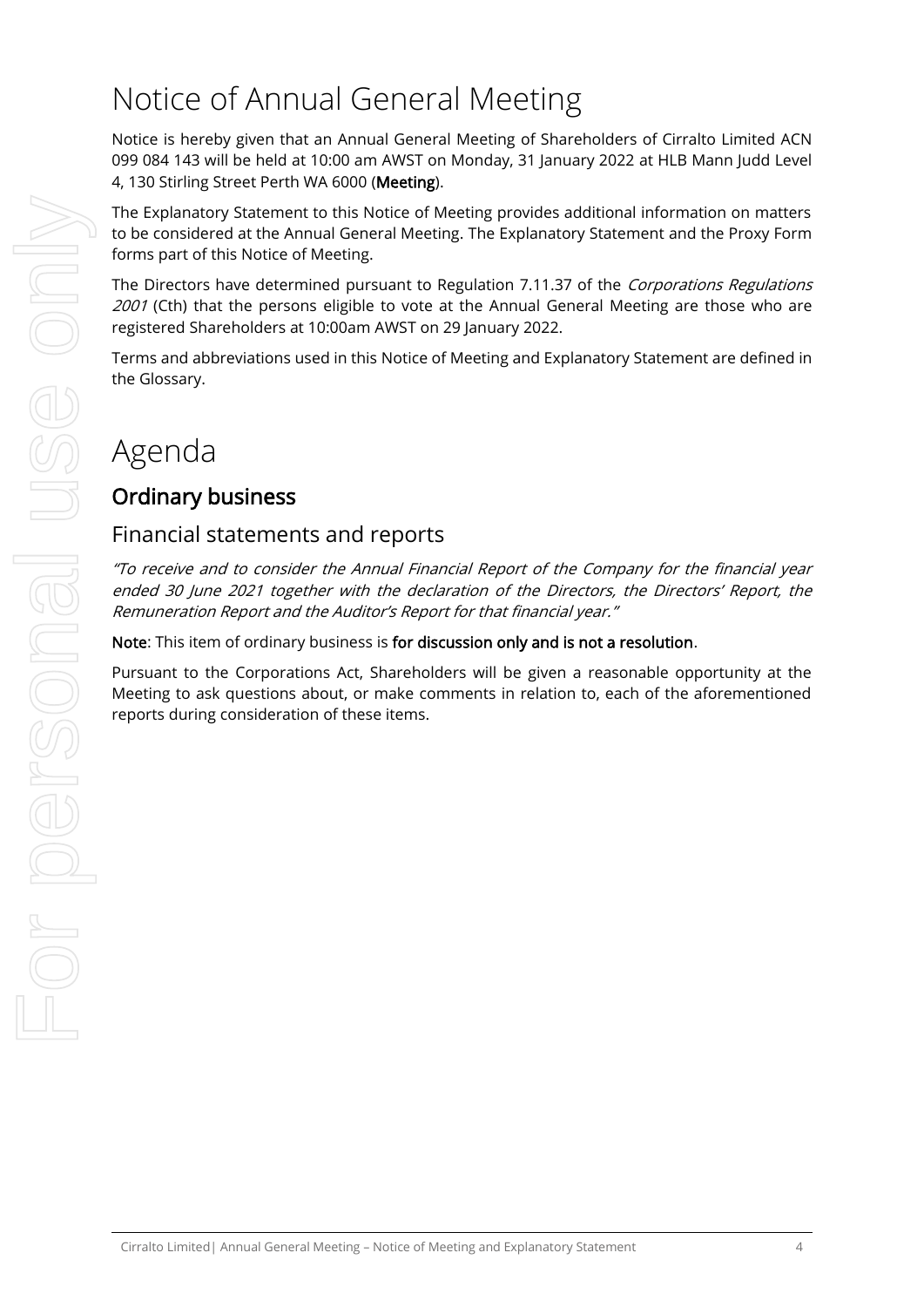# Notice of Annual General Meeting

Notice is hereby given that an Annual General Meeting of Shareholders of Cirralto Limited ACN 099 084 143 will be held at 10:00 am AWST on Monday, 31 January 2022 at HLB Mann Judd Level 4, 130 Stirling Street Perth WA 6000 (**Meeting**).

The Explanatory Statement to this Notice of Meeting provides additional information on matters to be considered at the Annual General Meeting. The Explanatory Statement and the Proxy Form forms part of this Notice of Meeting.

The Directors have determined pursuant to Regulation 7.11.37 of the *Corporations Regulations 2001* (Cth) that the persons eligible to vote at the Annual General Meeting are those who are registered Shareholders at 10:00am AWST on 29 January 2022.

Terms and abbreviations used in this Notice of Meeting and Explanatory Statement are defined in the Glossary.

# Agenda

## Ordinary business

## Financial statements and reports

*"To receive and to consider the Annual Financial Report of the Company for the financial year ended 30 June 2021 together with the declaration of the Directors, the Directors' Report, the Remuneration Report and the Auditor's Report for that financial year."*

**Note**: This item of ordinary business is **for discussion only and is not a resolution**.

Pursuant to the Corporations Act, Shareholders will be given a reasonable opportunity at the Meeting to ask questions about, or make comments in relation to, each of the aforementioned reports during consideration of these items.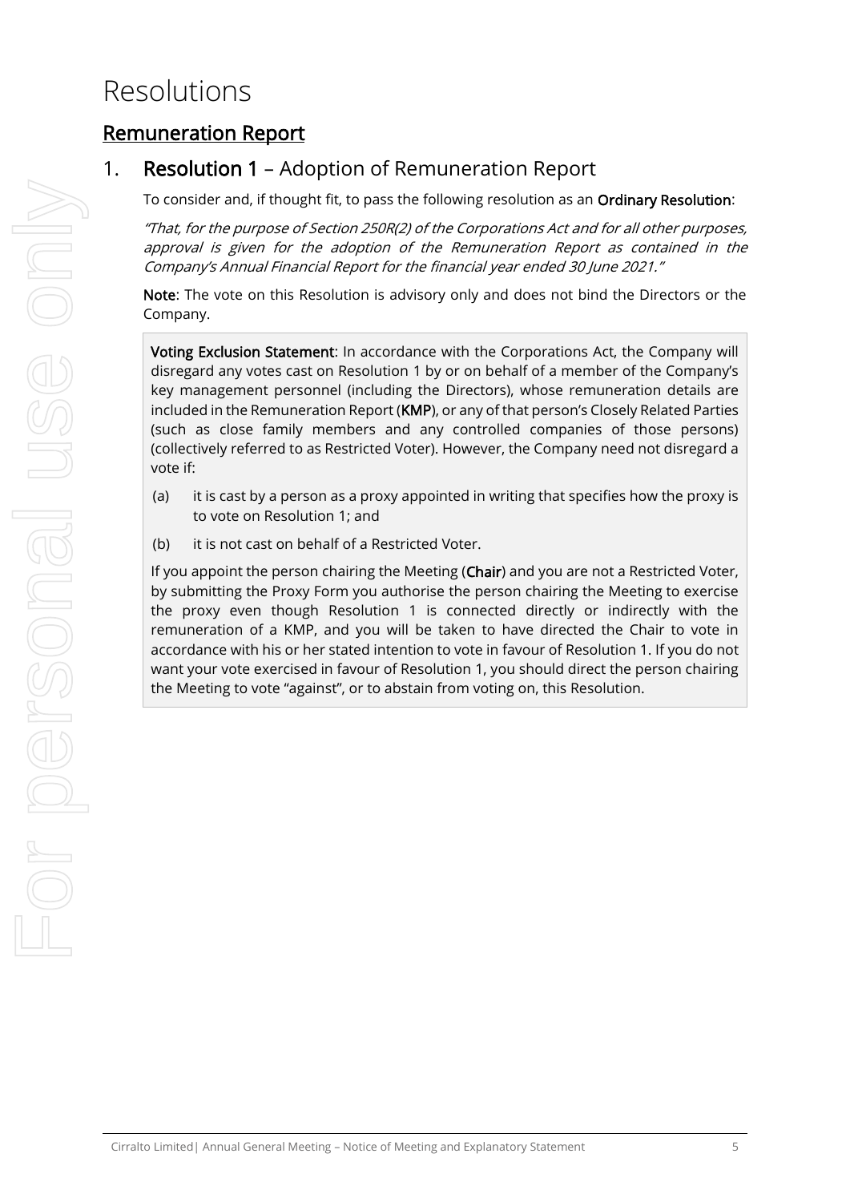# Resolutions

## Remuneration Report

### 1. **Resolution 1** – Adoption of Remuneration Report

To consider and, if thought fit, to pass the following resolution as an **Ordinary Resolution**:

*"That, for the purpose of Section 250R(2) of the Corporations Act and for all other purposes, approval is given for the adoption of the Remuneration Report as contained in the Company's Annual Financial Report for the financial year ended 30 June 2021."*

**Note**: The vote on this Resolution is advisory only and does not bind the Directors or the Company.

**Voting Exclusion Statement**: In accordance with the Corporations Act, the Company will disregard any votes cast on Resolution 1 by or on behalf of a member of the Company's key management personnel (including the Directors), whose remuneration details are included in the Remuneration Report (**KMP**), or any of that person's Closely Related Parties (such as close family members and any controlled companies of those persons) (collectively referred to as Restricted Voter). However, the Company need not disregard a vote if:

(a) it is cast by a person as a proxy appointed in writing that specifies how the proxy is to vote on Resolution 1; and

(b) it is not cast on behalf of a Restricted Voter.

If you appoint the person chairing the Meeting (**Chair**) and you are not a Restricted Voter, by submitting the Proxy Form you authorise the person chairing the Meeting to exercise the proxy even though Resolution 1 is connected directly or indirectly with the remuneration of a KMP, and you will be taken to have directed the Chair to vote in accordance with his or her stated intention to vote in favour of Resolution 1. If you do not want your vote exercised in favour of Resolution 1, you should direct the person chairing the Meeting to vote "against", or to abstain from voting on, this Resolution.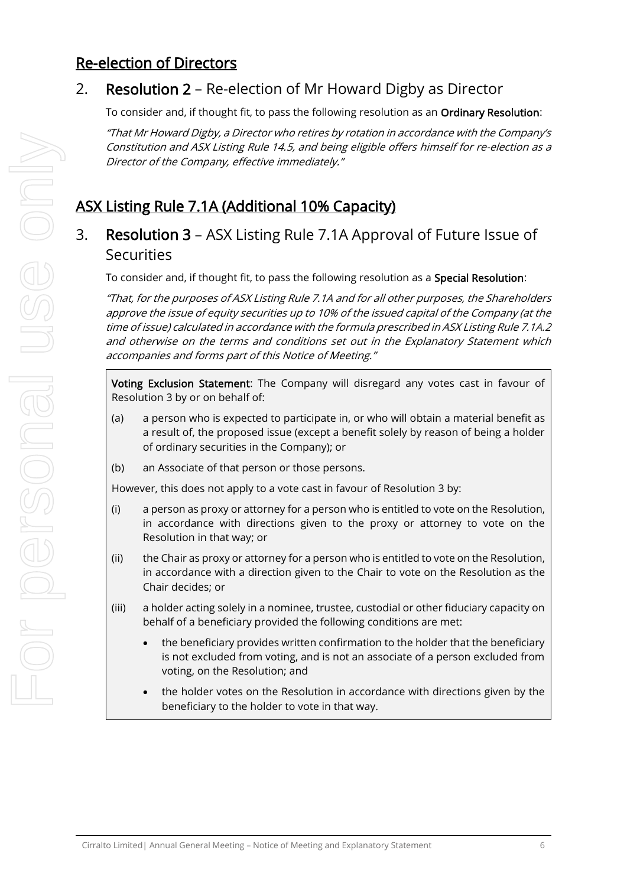## Re-election of Directors

## 2. **Resolution 2** – Re-election of Mr Howard Digby as Director

To consider and, if thought fit, to pass the following resolution as an **Ordinary Resolution**:

*"That Mr Howard Digby, a Director who retires by rotation in accordance with the Company's Constitution and ASX Listing Rule 14.5, and being eligible offers himself for re-election as a Director of the Company, effective immediately."*

## ASX Listing Rule 7.1A (Additional 10% Capacity)

## 3. **Resolution 3** – ASX Listing Rule 7.1A Approval of Future Issue of Securities

To consider and, if thought fit, to pass the following resolution as a **Special Resolution**:

*"That, for the purposes of ASX Listing Rule 7.1A and for all other purposes, the Shareholders approve the issue of equity securities up to 10% of the issued capital of the Company (at the time of issue) calculated in accordance with the formula prescribed in ASX Listing Rule 7.1A.2 and otherwise on the terms and conditions set out in the Explanatory Statement which accompanies and forms part of this Notice of Meeting."*

**Voting Exclusion Statement**: The Company will disregard any votes cast in favour of Resolution 3 by or on behalf of:

(a) a person who is expected to participate in, or who will obtain a material benefit as a result of, the proposed issue (except a benefit solely by reason of being a holder of ordinary securities in the Company); or

(b) an Associate of that person or those persons.

However, this does not apply to a vote cast in favour of Resolution 3 by:

(i) a person as proxy or attorney for a person who is entitled to vote on the Resolution, in accordance with directions given to the proxy or attorney to vote on the Resolution in that way; or

(ii) the Chair as proxy or attorney for a person who is entitled to vote on the Resolution, in accordance with a direction given to the Chair to vote on the Resolution as the Chair decides; or

(iii) a holder acting solely in a nominee, trustee, custodial or other fiduciary capacity on behalf of a beneficiary provided the following conditions are met:

- the beneficiary provides written confirmation to the holder that the beneficiary is not excluded from voting, and is not an associate of a person excluded from voting, on the Resolution; and
- the holder votes on the Resolution in accordance with directions given by the beneficiary to the holder to vote in that way.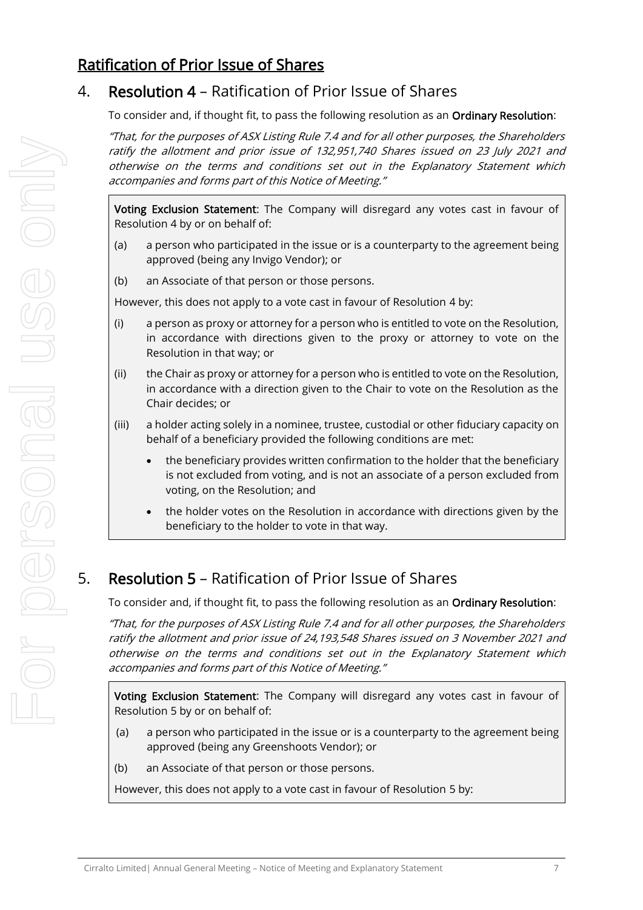## Ratification of Prior Issue of Shares

## 4. **Resolution 4** – Ratification of Prior Issue of Shares

To consider and, if thought fit, to pass the following resolution as an **Ordinary Resolution**:

*"That, for the purposes of ASX Listing Rule 7.4 and for all other purposes, the Shareholders ratify the allotment and prior issue of 132,951,740 Shares issued on 23 July 2021 and otherwise on the terms and conditions set out in the Explanatory Statement which accompanies and forms part of this Notice of Meeting."*

**Voting Exclusion Statement**: The Company will disregard any votes cast in favour of Resolution 4 by or on behalf of:

(a) a person who participated in the issue or is a counterparty to the agreement being approved (being any Invigo Vendor); or

(b) an Associate of that person or those persons.

However, this does not apply to a vote cast in favour of Resolution 4 by:

(i) a person as proxy or attorney for a person who is entitled to vote on the Resolution, in accordance with directions given to the proxy or attorney to vote on the Resolution in that way; or

(ii) the Chair as proxy or attorney for a person who is entitled to vote on the Resolution, in accordance with a direction given to the Chair to vote on the Resolution as the Chair decides; or

(iii) a holder acting solely in a nominee, trustee, custodial or other fiduciary capacity on behalf of a beneficiary provided the following conditions are met:

- the beneficiary provides written confirmation to the holder that the beneficiary is not excluded from voting, and is not an associate of a person excluded from voting, on the Resolution; and
- the holder votes on the Resolution in accordance with directions given by the beneficiary to the holder to vote in that way.

## 5. **Resolution 5** – Ratification of Prior Issue of Shares

To consider and, if thought fit, to pass the following resolution as an **Ordinary Resolution**:

*"That, for the purposes of ASX Listing Rule 7.4 and for all other purposes, the Shareholders ratify the allotment and prior issue of 24,193,548 Shares issued on 3 November 2021 and otherwise on the terms and conditions set out in the Explanatory Statement which accompanies and forms part of this Notice of Meeting."*

**Voting Exclusion Statement**: The Company will disregard any votes cast in favour of Resolution 5 by or on behalf of:

(a) a person who participated in the issue or is a counterparty to the agreement being approved (being any Greenshoots Vendor); or

(b) an Associate of that person or those persons.

However, this does not apply to a vote cast in favour of Resolution 5 by: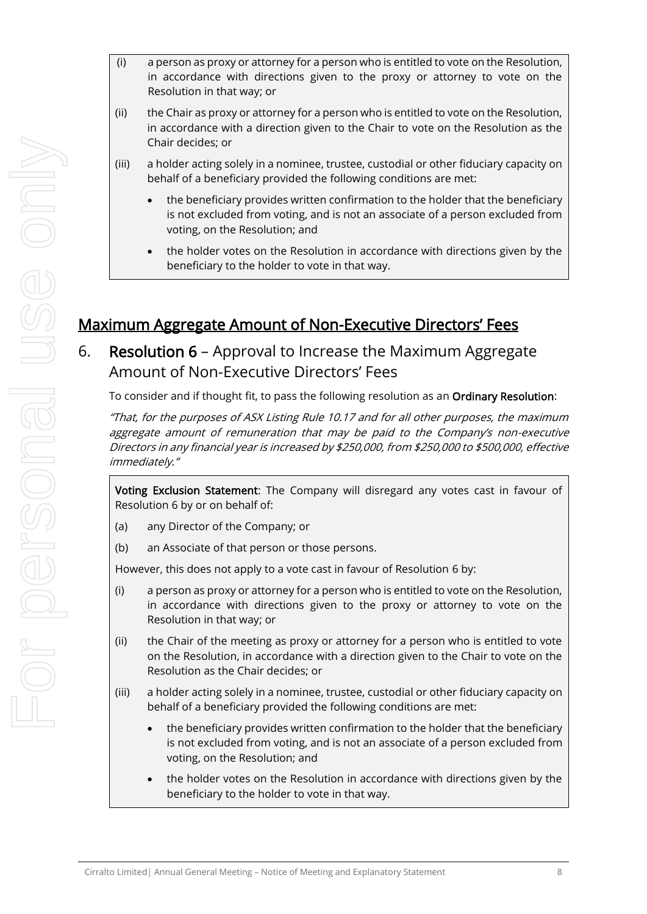(i) a person as proxy or attorney for a person who is entitled to vote on the Resolution, in accordance with directions given to the proxy or attorney to vote on the Resolution in that way; or

(ii) the Chair as proxy or attorney for a person who is entitled to vote on the Resolution, in accordance with a direction given to the Chair to vote on the Resolution as the Chair decides; or

(iii) a holder acting solely in a nominee, trustee, custodial or other fiduciary capacity on behalf of a beneficiary provided the following conditions are met:

- the beneficiary provides written confirmation to the holder that the beneficiary is not excluded from voting, and is not an associate of a person excluded from voting, on the Resolution; and
- the holder votes on the Resolution in accordance with directions given by the beneficiary to the holder to vote in that way.

## Maximum Aggregate Amount of Non-Executive Directors' Fees

### 6. **Resolution 6** – Approval to Increase the Maximum Aggregate Amount of Non-Executive Directors' Fees

To consider and if thought fit, to pass the following resolution as an **Ordinary Resolution**:

*"That, for the purposes of ASX Listing Rule 10.17 and for all other purposes, the maximum aggregate amount of remuneration that may be paid to the Company's non-executive Directors in any financial year is increased by $250,000, from $250,000 to $500,000, effective immediately."*

**Voting Exclusion Statement**: The Company will disregard any votes cast in favour of Resolution 6 by or on behalf of:

(a) any Director of the Company; or

(b) an Associate of that person or those persons.

However, this does not apply to a vote cast in favour of Resolution 6 by:

(i) a person as proxy or attorney for a person who is entitled to vote on the Resolution, in accordance with directions given to the proxy or attorney to vote on the Resolution in that way; or

(ii) the Chair of the meeting as proxy or attorney for a person who is entitled to vote on the Resolution, in accordance with a direction given to the Chair to vote on the Resolution as the Chair decides; or

(iii) a holder acting solely in a nominee, trustee, custodial or other fiduciary capacity on behalf of a beneficiary provided the following conditions are met:

- the beneficiary provides written confirmation to the holder that the beneficiary is not excluded from voting, and is not an associate of a person excluded from voting, on the Resolution; and
- the holder votes on the Resolution in accordance with directions given by the beneficiary to the holder to vote in that way.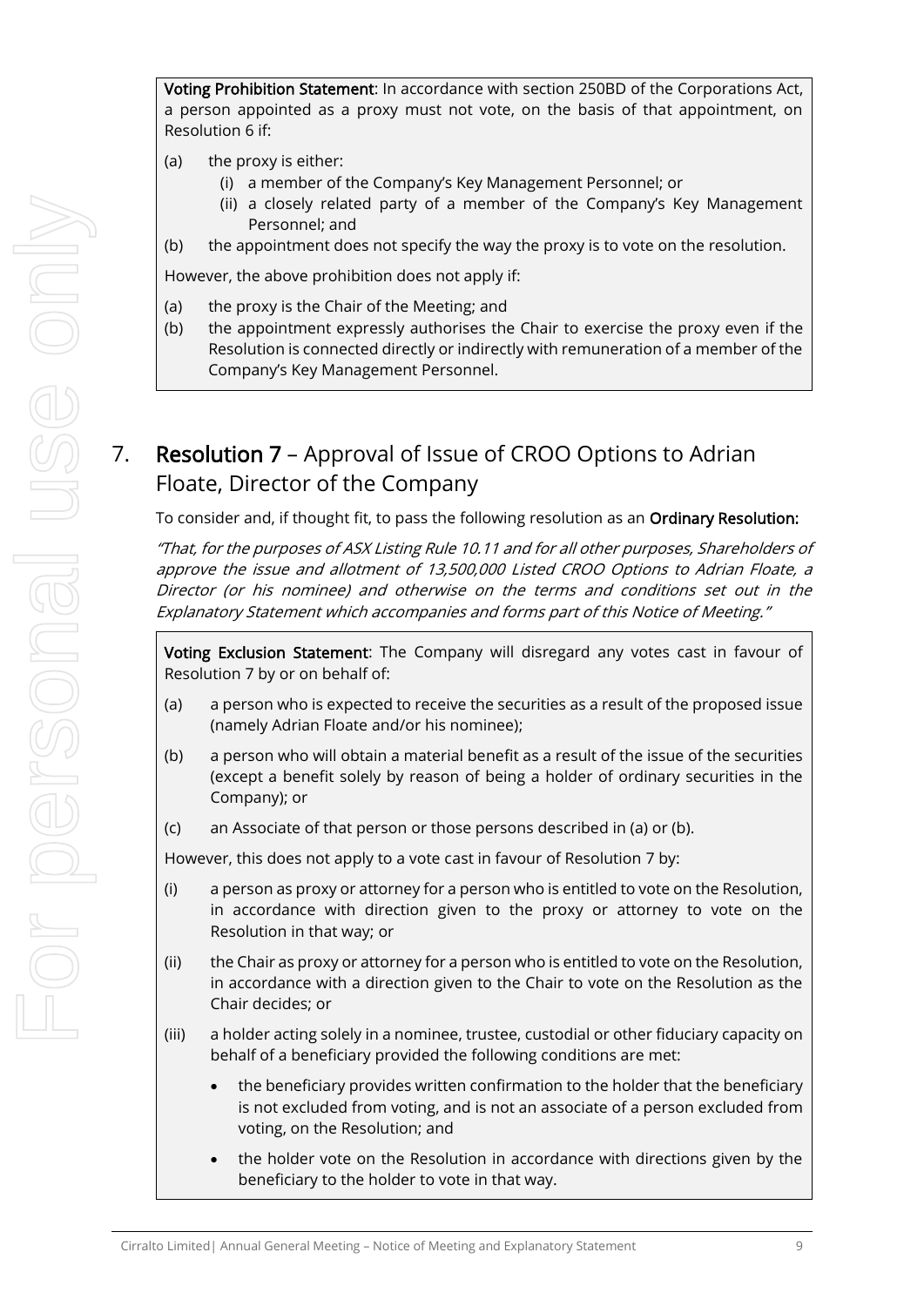**Voting Prohibition Statement**: In accordance with section 250BD of the Corporations Act, a person appointed as a proxy must not vote, on the basis of that appointment, on Resolution 6 if:

(a) the proxy is either:
  (i) a member of the Company's Key Management Personnel; or
  (ii) a closely related party of a member of the Company's Key Management Personnel; and

(b) the appointment does not specify the way the proxy is to vote on the resolution.

However, the above prohibition does not apply if:

(a) the proxy is the Chair of the Meeting; and

(b) the appointment expressly authorises the Chair to exercise the proxy even if the Resolution is connected directly or indirectly with remuneration of a member of the Company's Key Management Personnel.

## 7. **Resolution 7** – Approval of Issue of CROO Options to Adrian Floate, Director of the Company

To consider and, if thought fit, to pass the following resolution as an **Ordinary Resolution:**

*"That, for the purposes of ASX Listing Rule 10.11 and for all other purposes, Shareholders of approve the issue and allotment of 13,500,000 Listed CROO Options to Adrian Floate, a Director (or his nominee) and otherwise on the terms and conditions set out in the Explanatory Statement which accompanies and forms part of this Notice of Meeting."*

**Voting Exclusion Statement**: The Company will disregard any votes cast in favour of Resolution 7 by or on behalf of:

(a) a person who is expected to receive the securities as a result of the proposed issue (namely Adrian Floate and/or his nominee);

(b) a person who will obtain a material benefit as a result of the issue of the securities (except a benefit solely by reason of being a holder of ordinary securities in the Company); or

(c) an Associate of that person or those persons described in (a) or (b).

However, this does not apply to a vote cast in favour of Resolution 7 by:

(i) a person as proxy or attorney for a person who is entitled to vote on the Resolution, in accordance with direction given to the proxy or attorney to vote on the Resolution in that way; or

(ii) the Chair as proxy or attorney for a person who is entitled to vote on the Resolution, in accordance with a direction given to the Chair to vote on the Resolution as the Chair decides; or

(iii) a holder acting solely in a nominee, trustee, custodial or other fiduciary capacity on behalf of a beneficiary provided the following conditions are met:

- the beneficiary provides written confirmation to the holder that the beneficiary is not excluded from voting, and is not an associate of a person excluded from voting, on the Resolution; and
- the holder vote on the Resolution in accordance with directions given by the beneficiary to the holder to vote in that way.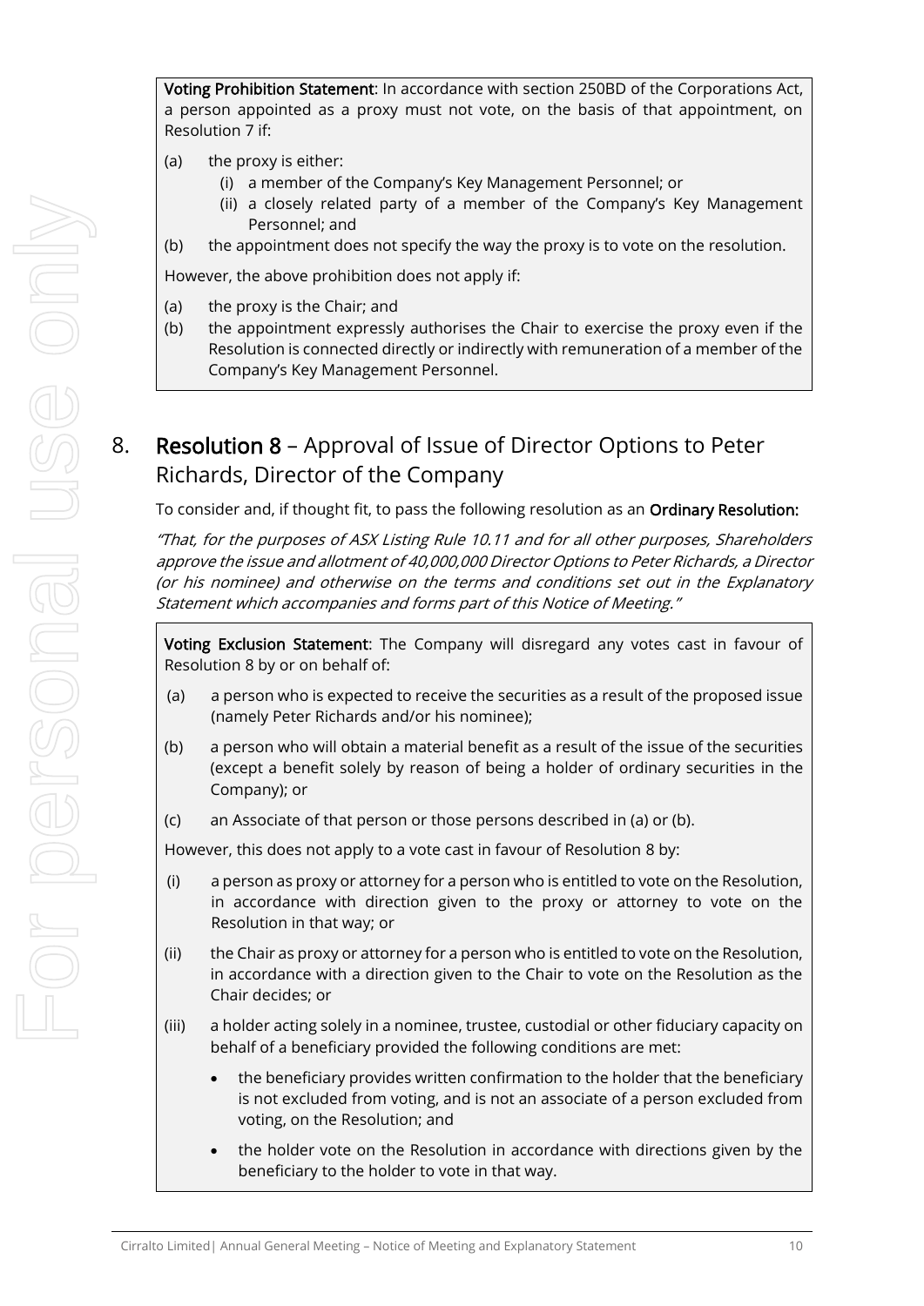**Voting Prohibition Statement**: In accordance with section 250BD of the Corporations Act, a person appointed as a proxy must not vote, on the basis of that appointment, on Resolution 7 if:

(a) the proxy is either:

  (i) a member of the Company's Key Management Personnel; or

  (ii) a closely related party of a member of the Company's Key Management Personnel; and

(b) the appointment does not specify the way the proxy is to vote on the resolution.

However, the above prohibition does not apply if:

(a) the proxy is the Chair; and

(b) the appointment expressly authorises the Chair to exercise the proxy even if the Resolution is connected directly or indirectly with remuneration of a member of the Company's Key Management Personnel.

## 8. **Resolution 8** – Approval of Issue of Director Options to Peter Richards, Director of the Company

To consider and, if thought fit, to pass the following resolution as an **Ordinary Resolution:**

*"That, for the purposes of ASX Listing Rule 10.11 and for all other purposes, Shareholders approve the issue and allotment of 40,000,000 Director Options to Peter Richards, a Director (or his nominee) and otherwise on the terms and conditions set out in the Explanatory Statement which accompanies and forms part of this Notice of Meeting."*

**Voting Exclusion Statement**: The Company will disregard any votes cast in favour of Resolution 8 by or on behalf of:

(a) a person who is expected to receive the securities as a result of the proposed issue (namely Peter Richards and/or his nominee);

(b) a person who will obtain a material benefit as a result of the issue of the securities (except a benefit solely by reason of being a holder of ordinary securities in the Company); or

(c) an Associate of that person or those persons described in (a) or (b).

However, this does not apply to a vote cast in favour of Resolution 8 by:

(i) a person as proxy or attorney for a person who is entitled to vote on the Resolution, in accordance with direction given to the proxy or attorney to vote on the Resolution in that way; or

(ii) the Chair as proxy or attorney for a person who is entitled to vote on the Resolution, in accordance with a direction given to the Chair to vote on the Resolution as the Chair decides; or

(iii) a holder acting solely in a nominee, trustee, custodial or other fiduciary capacity on behalf of a beneficiary provided the following conditions are met:

- the beneficiary provides written confirmation to the holder that the beneficiary is not excluded from voting, and is not an associate of a person excluded from voting, on the Resolution; and
- the holder vote on the Resolution in accordance with directions given by the beneficiary to the holder to vote in that way.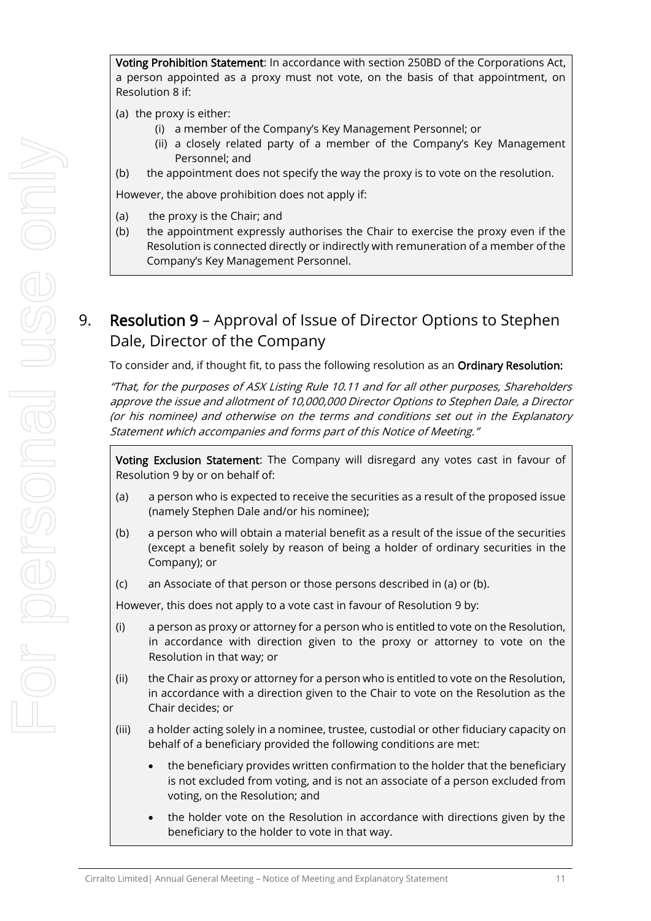**Voting Prohibition Statement**: In accordance with section 250BD of the Corporations Act, a person appointed as a proxy must not vote, on the basis of that appointment, on Resolution 8 if:

(a) the proxy is either:

- (i) a member of the Company's Key Management Personnel; or
- (ii) a closely related party of a member of the Company's Key Management Personnel; and

(b) the appointment does not specify the way the proxy is to vote on the resolution.

However, the above prohibition does not apply if:

(a) the proxy is the Chair; and

(b) the appointment expressly authorises the Chair to exercise the proxy even if the Resolution is connected directly or indirectly with remuneration of a member of the Company's Key Management Personnel.

## 9. **Resolution 9** – Approval of Issue of Director Options to Stephen Dale, Director of the Company

To consider and, if thought fit, to pass the following resolution as an **Ordinary Resolution:**

*"That, for the purposes of ASX Listing Rule 10.11 and for all other purposes, Shareholders approve the issue and allotment of 10,000,000 Director Options to Stephen Dale, a Director (or his nominee) and otherwise on the terms and conditions set out in the Explanatory Statement which accompanies and forms part of this Notice of Meeting."*

**Voting Exclusion Statement**: The Company will disregard any votes cast in favour of Resolution 9 by or on behalf of:

(a) a person who is expected to receive the securities as a result of the proposed issue (namely Stephen Dale and/or his nominee);

(b) a person who will obtain a material benefit as a result of the issue of the securities (except a benefit solely by reason of being a holder of ordinary securities in the Company); or

(c) an Associate of that person or those persons described in (a) or (b).

However, this does not apply to a vote cast in favour of Resolution 9 by:

(i) a person as proxy or attorney for a person who is entitled to vote on the Resolution, in accordance with direction given to the proxy or attorney to vote on the Resolution in that way; or

(ii) the Chair as proxy or attorney for a person who is entitled to vote on the Resolution, in accordance with a direction given to the Chair to vote on the Resolution as the Chair decides; or

(iii) a holder acting solely in a nominee, trustee, custodial or other fiduciary capacity on behalf of a beneficiary provided the following conditions are met:

- the beneficiary provides written confirmation to the holder that the beneficiary is not excluded from voting, and is not an associate of a person excluded from voting, on the Resolution; and
- the holder vote on the Resolution in accordance with directions given by the beneficiary to the holder to vote in that way.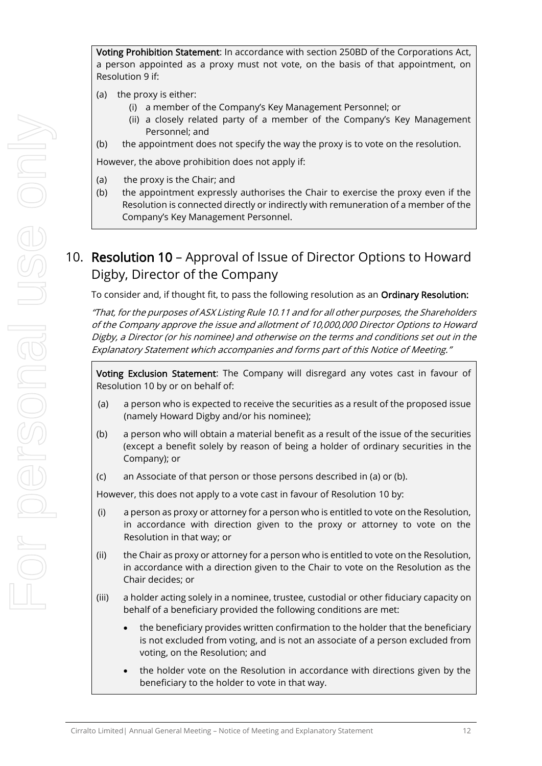**Voting Prohibition Statement**: In accordance with section 250BD of the Corporations Act, a person appointed as a proxy must not vote, on the basis of that appointment, on Resolution 9 if:

(a) the proxy is either:

  (i) a member of the Company's Key Management Personnel; or

  (ii) a closely related party of a member of the Company's Key Management Personnel; and

(b) the appointment does not specify the way the proxy is to vote on the resolution.

However, the above prohibition does not apply if:

(a) the proxy is the Chair; and

(b) the appointment expressly authorises the Chair to exercise the proxy even if the Resolution is connected directly or indirectly with remuneration of a member of the Company's Key Management Personnel.

## 10. **Resolution 10** – Approval of Issue of Director Options to Howard Digby, Director of the Company

To consider and, if thought fit, to pass the following resolution as an **Ordinary Resolution:**

*"That, for the purposes of ASX Listing Rule 10.11 and for all other purposes, the Shareholders of the Company approve the issue and allotment of 10,000,000 Director Options to Howard Digby, a Director (or his nominee) and otherwise on the terms and conditions set out in the Explanatory Statement which accompanies and forms part of this Notice of Meeting."*

**Voting Exclusion Statement**: The Company will disregard any votes cast in favour of Resolution 10 by or on behalf of:

(a) a person who is expected to receive the securities as a result of the proposed issue (namely Howard Digby and/or his nominee);

(b) a person who will obtain a material benefit as a result of the issue of the securities (except a benefit solely by reason of being a holder of ordinary securities in the Company); or

(c) an Associate of that person or those persons described in (a) or (b).

However, this does not apply to a vote cast in favour of Resolution 10 by:

(i) a person as proxy or attorney for a person who is entitled to vote on the Resolution, in accordance with direction given to the proxy or attorney to vote on the Resolution in that way; or

(ii) the Chair as proxy or attorney for a person who is entitled to vote on the Resolution, in accordance with a direction given to the Chair to vote on the Resolution as the Chair decides; or

(iii) a holder acting solely in a nominee, trustee, custodial or other fiduciary capacity on behalf of a beneficiary provided the following conditions are met:

- the beneficiary provides written confirmation to the holder that the beneficiary is not excluded from voting, and is not an associate of a person excluded from voting, on the Resolution; and
- the holder vote on the Resolution in accordance with directions given by the beneficiary to the holder to vote in that way.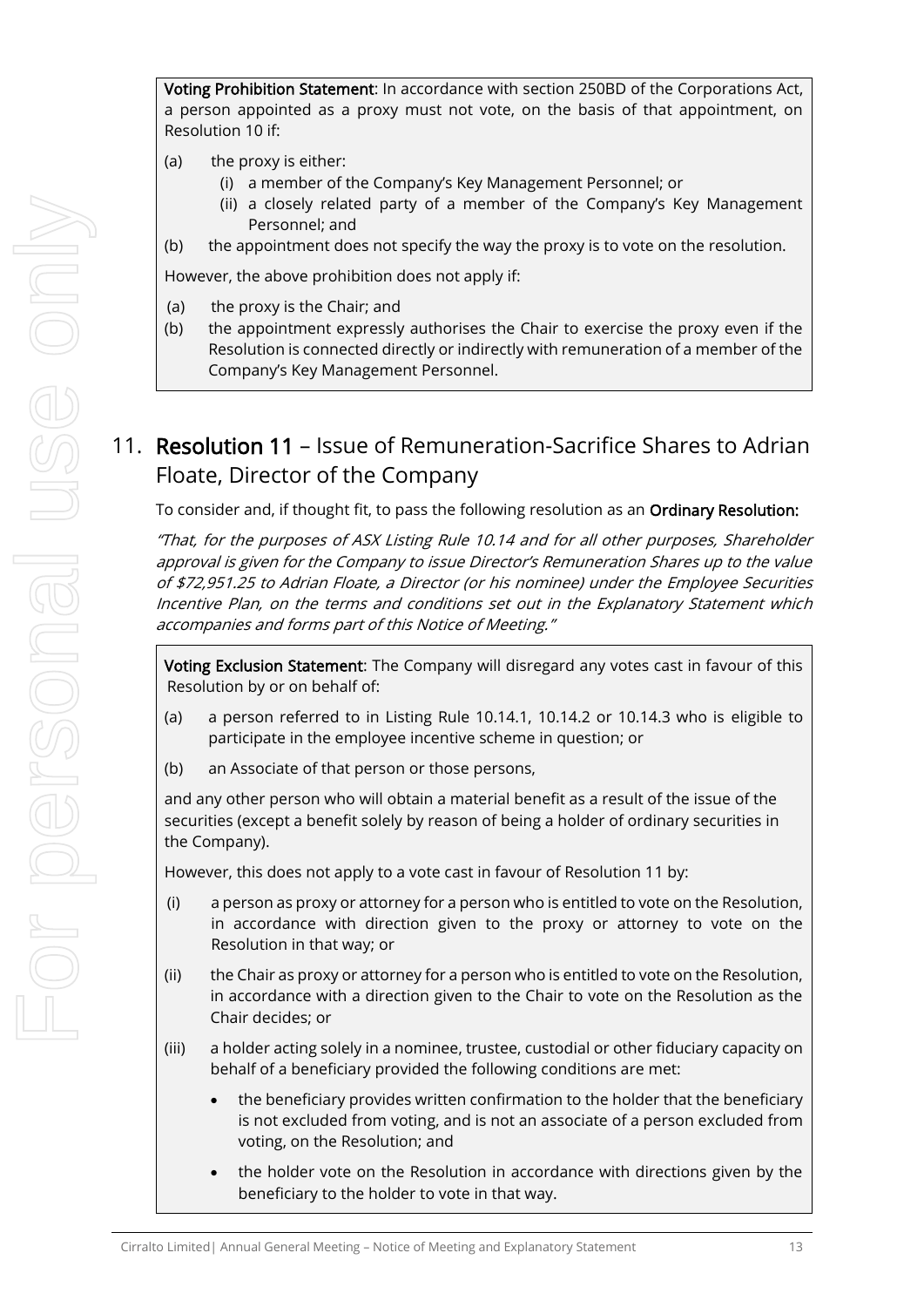**Voting Prohibition Statement**: In accordance with section 250BD of the Corporations Act, a person appointed as a proxy must not vote, on the basis of that appointment, on Resolution 10 if:

(a) the proxy is either:

- (i) a member of the Company's Key Management Personnel; or
- (ii) a closely related party of a member of the Company's Key Management Personnel; and

(b) the appointment does not specify the way the proxy is to vote on the resolution.

However, the above prohibition does not apply if:

(a) the proxy is the Chair; and

(b) the appointment expressly authorises the Chair to exercise the proxy even if the Resolution is connected directly or indirectly with remuneration of a member of the Company's Key Management Personnel.

## 11. **Resolution 11** – Issue of Remuneration-Sacrifice Shares to Adrian Floate, Director of the Company

To consider and, if thought fit, to pass the following resolution as an **Ordinary Resolution:**

*"That, for the purposes of ASX Listing Rule 10.14 and for all other purposes, Shareholder approval is given for the Company to issue Director's Remuneration Shares up to the value of $72,951.25 to Adrian Floate, a Director (or his nominee) under the Employee Securities Incentive Plan, on the terms and conditions set out in the Explanatory Statement which accompanies and forms part of this Notice of Meeting."*

**Voting Exclusion Statement**: The Company will disregard any votes cast in favour of this Resolution by or on behalf of:

(a) a person referred to in Listing Rule 10.14.1, 10.14.2 or 10.14.3 who is eligible to participate in the employee incentive scheme in question; or

(b) an Associate of that person or those persons,

and any other person who will obtain a material benefit as a result of the issue of the securities (except a benefit solely by reason of being a holder of ordinary securities in the Company).

However, this does not apply to a vote cast in favour of Resolution 11 by:

(i) a person as proxy or attorney for a person who is entitled to vote on the Resolution, in accordance with direction given to the proxy or attorney to vote on the Resolution in that way; or

(ii) the Chair as proxy or attorney for a person who is entitled to vote on the Resolution, in accordance with a direction given to the Chair to vote on the Resolution as the Chair decides; or

(iii) a holder acting solely in a nominee, trustee, custodial or other fiduciary capacity on behalf of a beneficiary provided the following conditions are met:

- the beneficiary provides written confirmation to the holder that the beneficiary is not excluded from voting, and is not an associate of a person excluded from voting, on the Resolution; and
- the holder vote on the Resolution in accordance with directions given by the beneficiary to the holder to vote in that way.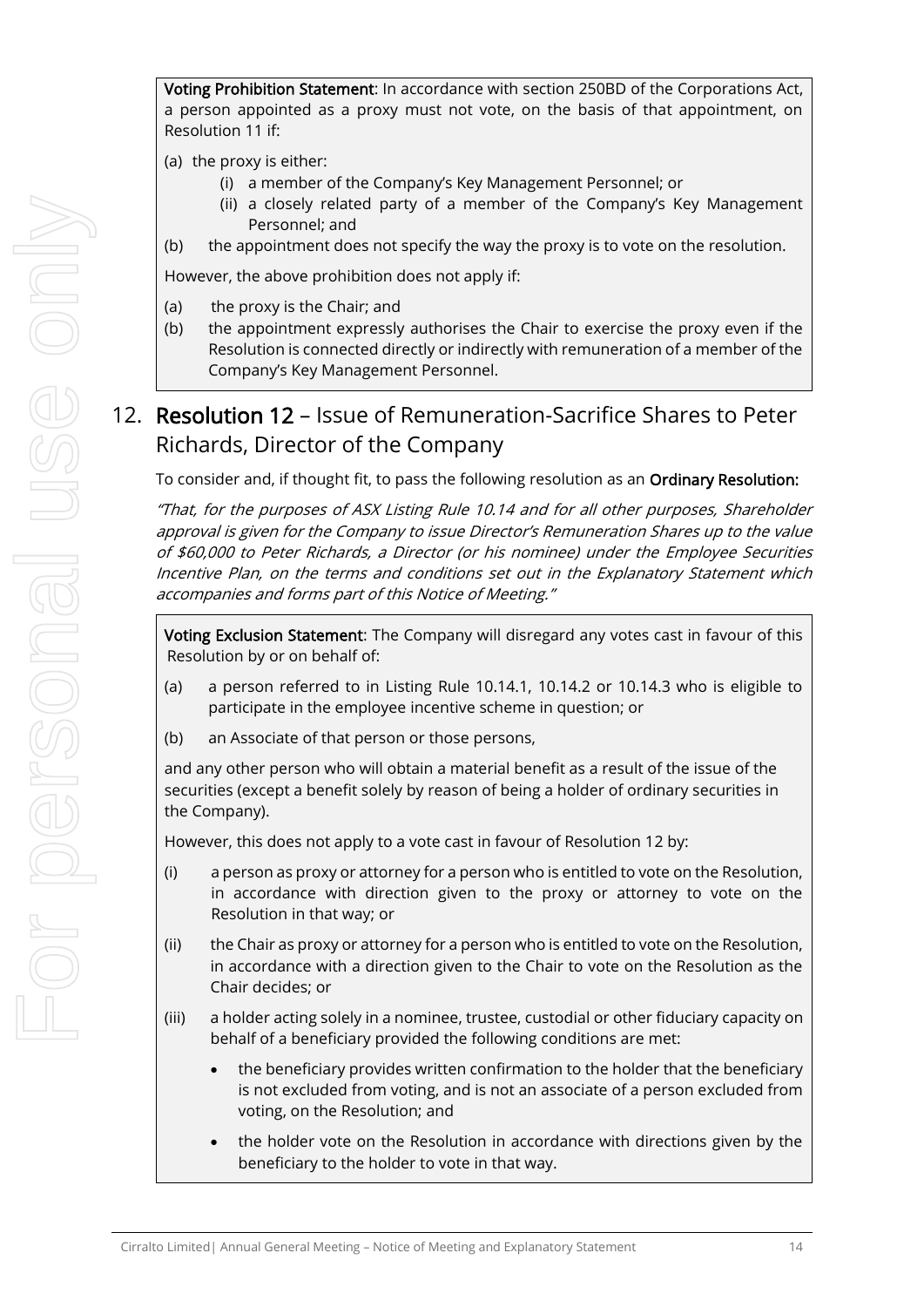**Voting Prohibition Statement**: In accordance with section 250BD of the Corporations Act, a person appointed as a proxy must not vote, on the basis of that appointment, on Resolution 11 if:

(a) the proxy is either:

  (i) a member of the Company's Key Management Personnel; or

  (ii) a closely related party of a member of the Company's Key Management Personnel; and

(b) the appointment does not specify the way the proxy is to vote on the resolution.

However, the above prohibition does not apply if:

(a) the proxy is the Chair; and

(b) the appointment expressly authorises the Chair to exercise the proxy even if the Resolution is connected directly or indirectly with remuneration of a member of the Company's Key Management Personnel.

## 12. **Resolution 12** – Issue of Remuneration-Sacrifice Shares to Peter Richards, Director of the Company

To consider and, if thought fit, to pass the following resolution as an **Ordinary Resolution:**

*"That, for the purposes of ASX Listing Rule 10.14 and for all other purposes, Shareholder approval is given for the Company to issue Director's Remuneration Shares up to the value of $60,000 to Peter Richards, a Director (or his nominee) under the Employee Securities Incentive Plan, on the terms and conditions set out in the Explanatory Statement which accompanies and forms part of this Notice of Meeting."*

**Voting Exclusion Statement**: The Company will disregard any votes cast in favour of this Resolution by or on behalf of:

(a) a person referred to in Listing Rule 10.14.1, 10.14.2 or 10.14.3 who is eligible to participate in the employee incentive scheme in question; or

(b) an Associate of that person or those persons,

and any other person who will obtain a material benefit as a result of the issue of the securities (except a benefit solely by reason of being a holder of ordinary securities in the Company).

However, this does not apply to a vote cast in favour of Resolution 12 by:

(i) a person as proxy or attorney for a person who is entitled to vote on the Resolution, in accordance with direction given to the proxy or attorney to vote on the Resolution in that way; or

(ii) the Chair as proxy or attorney for a person who is entitled to vote on the Resolution, in accordance with a direction given to the Chair to vote on the Resolution as the Chair decides; or

(iii) a holder acting solely in a nominee, trustee, custodial or other fiduciary capacity on behalf of a beneficiary provided the following conditions are met:

- the beneficiary provides written confirmation to the holder that the beneficiary is not excluded from voting, and is not an associate of a person excluded from voting, on the Resolution; and
- the holder vote on the Resolution in accordance with directions given by the beneficiary to the holder to vote in that way.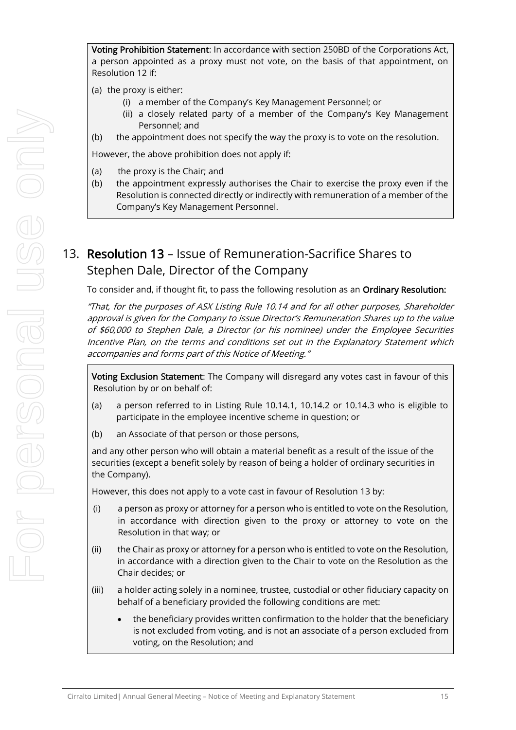**Voting Prohibition Statement**: In accordance with section 250BD of the Corporations Act, a person appointed as a proxy must not vote, on the basis of that appointment, on Resolution 12 if:

(a) the proxy is either:

   (i) a member of the Company's Key Management Personnel; or

   (ii) a closely related party of a member of the Company's Key Management Personnel; and

(b) the appointment does not specify the way the proxy is to vote on the resolution.

However, the above prohibition does not apply if:

(a) the proxy is the Chair; and

(b) the appointment expressly authorises the Chair to exercise the proxy even if the Resolution is connected directly or indirectly with remuneration of a member of the Company's Key Management Personnel.

## 13. **Resolution 13** – Issue of Remuneration-Sacrifice Shares to Stephen Dale, Director of the Company

To consider and, if thought fit, to pass the following resolution as an **Ordinary Resolution:**

*"That, for the purposes of ASX Listing Rule 10.14 and for all other purposes, Shareholder approval is given for the Company to issue Director's Remuneration Shares up to the value of $60,000 to Stephen Dale, a Director (or his nominee) under the Employee Securities Incentive Plan, on the terms and conditions set out in the Explanatory Statement which accompanies and forms part of this Notice of Meeting."*

**Voting Exclusion Statement**: The Company will disregard any votes cast in favour of this Resolution by or on behalf of:

(a) a person referred to in Listing Rule 10.14.1, 10.14.2 or 10.14.3 who is eligible to participate in the employee incentive scheme in question; or

(b) an Associate of that person or those persons,

and any other person who will obtain a material benefit as a result of the issue of the securities (except a benefit solely by reason of being a holder of ordinary securities in the Company).

However, this does not apply to a vote cast in favour of Resolution 13 by:

(i) a person as proxy or attorney for a person who is entitled to vote on the Resolution, in accordance with direction given to the proxy or attorney to vote on the Resolution in that way; or

(ii) the Chair as proxy or attorney for a person who is entitled to vote on the Resolution, in accordance with a direction given to the Chair to vote on the Resolution as the Chair decides; or

(iii) a holder acting solely in a nominee, trustee, custodial or other fiduciary capacity on behalf of a beneficiary provided the following conditions are met:

- the beneficiary provides written confirmation to the holder that the beneficiary is not excluded from voting, and is not an associate of a person excluded from voting, on the Resolution; and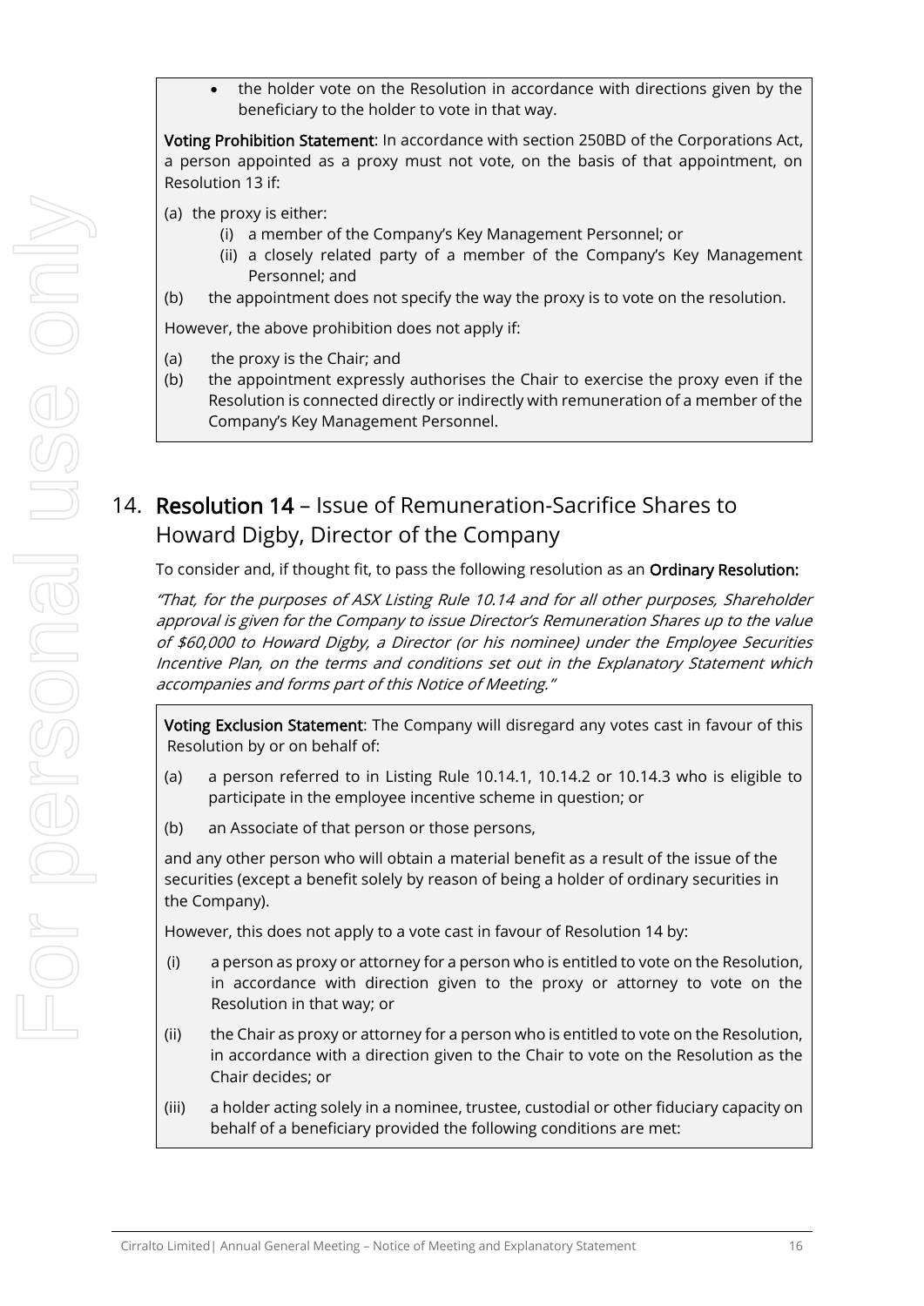- the holder vote on the Resolution in accordance with directions given by the beneficiary to the holder to vote in that way.

**Voting Prohibition Statement**: In accordance with section 250BD of the Corporations Act, a person appointed as a proxy must not vote, on the basis of that appointment, on Resolution 13 if:

(a) the proxy is either:
  - (i) a member of the Company's Key Management Personnel; or
  - (ii) a closely related party of a member of the Company's Key Management Personnel; and

(b) the appointment does not specify the way the proxy is to vote on the resolution.

However, the above prohibition does not apply if:

(a) the proxy is the Chair; and

(b) the appointment expressly authorises the Chair to exercise the proxy even if the Resolution is connected directly or indirectly with remuneration of a member of the Company's Key Management Personnel.

## 14. **Resolution 14** – Issue of Remuneration-Sacrifice Shares to Howard Digby, Director of the Company

To consider and, if thought fit, to pass the following resolution as an **Ordinary Resolution:**

*"That, for the purposes of ASX Listing Rule 10.14 and for all other purposes, Shareholder approval is given for the Company to issue Director's Remuneration Shares up to the value of $60,000 to Howard Digby, a Director (or his nominee) under the Employee Securities Incentive Plan, on the terms and conditions set out in the Explanatory Statement which accompanies and forms part of this Notice of Meeting."*

**Voting Exclusion Statement**: The Company will disregard any votes cast in favour of this Resolution by or on behalf of:

(a) a person referred to in Listing Rule 10.14.1, 10.14.2 or 10.14.3 who is eligible to participate in the employee incentive scheme in question; or

(b) an Associate of that person or those persons,

and any other person who will obtain a material benefit as a result of the issue of the securities (except a benefit solely by reason of being a holder of ordinary securities in the Company).

However, this does not apply to a vote cast in favour of Resolution 14 by:

(i) a person as proxy or attorney for a person who is entitled to vote on the Resolution, in accordance with direction given to the proxy or attorney to vote on the Resolution in that way; or

(ii) the Chair as proxy or attorney for a person who is entitled to vote on the Resolution, in accordance with a direction given to the Chair to vote on the Resolution as the Chair decides; or

(iii) a holder acting solely in a nominee, trustee, custodial or other fiduciary capacity on behalf of a beneficiary provided the following conditions are met: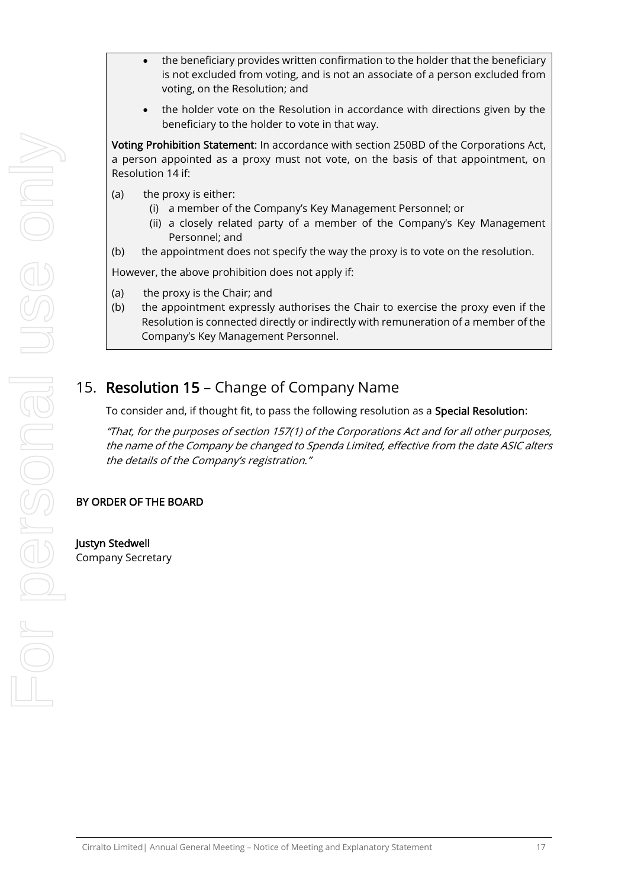- the beneficiary provides written confirmation to the holder that the beneficiary is not excluded from voting, and is not an associate of a person excluded from voting, on the Resolution; and
- the holder vote on the Resolution in accordance with directions given by the beneficiary to the holder to vote in that way.

**Voting Prohibition Statement**: In accordance with section 250BD of the Corporations Act, a person appointed as a proxy must not vote, on the basis of that appointment, on Resolution 14 if:

(a) the proxy is either:
  (i) a member of the Company's Key Management Personnel; or
  (ii) a closely related party of a member of the Company's Key Management Personnel; and

(b) the appointment does not specify the way the proxy is to vote on the resolution.

However, the above prohibition does not apply if:

(a) the proxy is the Chair; and

(b) the appointment expressly authorises the Chair to exercise the proxy even if the Resolution is connected directly or indirectly with remuneration of a member of the Company's Key Management Personnel.

## 15. **Resolution 15** – Change of Company Name

To consider and, if thought fit, to pass the following resolution as a **Special Resolution**:

*"That, for the purposes of section 157(1) of the Corporations Act and for all other purposes, the name of the Company be changed to Spenda Limited, effective from the date ASIC alters the details of the Company's registration."*

**BY ORDER OF THE BOARD**

**Justyn Stedwell**
Company Secretary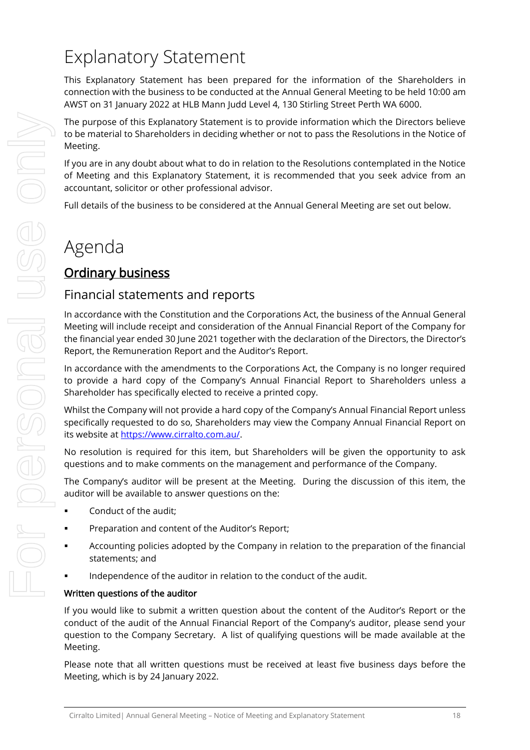# Explanatory Statement

This Explanatory Statement has been prepared for the information of the Shareholders in connection with the business to be conducted at the Annual General Meeting to be held 10:00 am AWST on 31 January 2022 at HLB Mann Judd Level 4, 130 Stirling Street Perth WA 6000.

The purpose of this Explanatory Statement is to provide information which the Directors believe to be material to Shareholders in deciding whether or not to pass the Resolutions in the Notice of Meeting.

If you are in any doubt about what to do in relation to the Resolutions contemplated in the Notice of Meeting and this Explanatory Statement, it is recommended that you seek advice from an accountant, solicitor or other professional advisor.

Full details of the business to be considered at the Annual General Meeting are set out below.

# Agenda

## Ordinary business

### Financial statements and reports

In accordance with the Constitution and the Corporations Act, the business of the Annual General Meeting will include receipt and consideration of the Annual Financial Report of the Company for the financial year ended 30 June 2021 together with the declaration of the Directors, the Director's Report, the Remuneration Report and the Auditor's Report.

In accordance with the amendments to the Corporations Act, the Company is no longer required to provide a hard copy of the Company's Annual Financial Report to Shareholders unless a Shareholder has specifically elected to receive a printed copy.

Whilst the Company will not provide a hard copy of the Company's Annual Financial Report unless specifically requested to do so, Shareholders may view the Company Annual Financial Report on its website at https://www.cirralto.com.au/.

No resolution is required for this item, but Shareholders will be given the opportunity to ask questions and to make comments on the management and performance of the Company.

The Company's auditor will be present at the Meeting. During the discussion of this item, the auditor will be available to answer questions on the:

- Conduct of the audit;
- Preparation and content of the Auditor's Report;
- Accounting policies adopted by the Company in relation to the preparation of the financial statements; and
- Independence of the auditor in relation to the conduct of the audit.

**Written questions of the auditor**

If you would like to submit a written question about the content of the Auditor's Report or the conduct of the audit of the Annual Financial Report of the Company's auditor, please send your question to the Company Secretary. A list of qualifying questions will be made available at the Meeting.

Please note that all written questions must be received at least five business days before the Meeting, which is by 24 January 2022.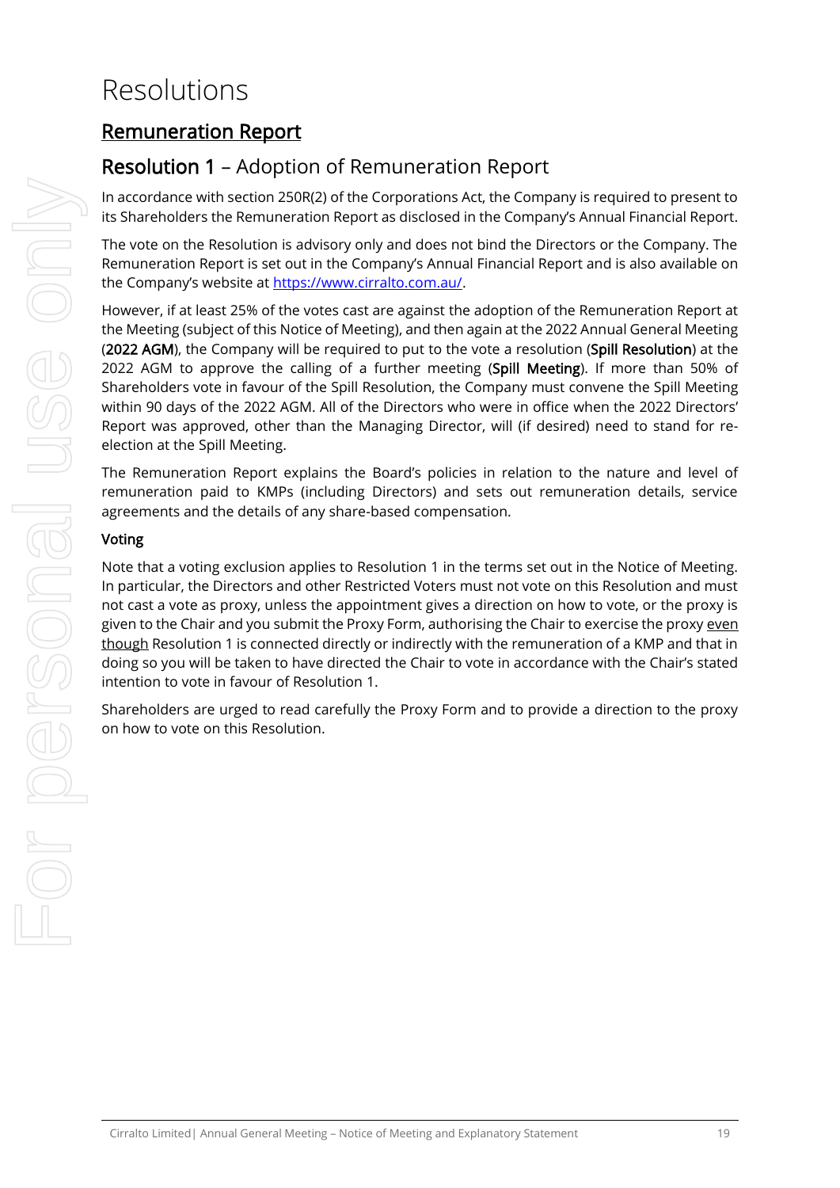# Resolutions

## Remuneration Report

### **Resolution 1** – Adoption of Remuneration Report

In accordance with section 250R(2) of the Corporations Act, the Company is required to present to its Shareholders the Remuneration Report as disclosed in the Company's Annual Financial Report.

The vote on the Resolution is advisory only and does not bind the Directors or the Company. The Remuneration Report is set out in the Company's Annual Financial Report and is also available on the Company's website at https://www.cirralto.com.au/.

However, if at least 25% of the votes cast are against the adoption of the Remuneration Report at the Meeting (subject of this Notice of Meeting), and then again at the 2022 Annual General Meeting (**2022 AGM**), the Company will be required to put to the vote a resolution (**Spill Resolution**) at the 2022 AGM to approve the calling of a further meeting (**Spill Meeting**). If more than 50% of Shareholders vote in favour of the Spill Resolution, the Company must convene the Spill Meeting within 90 days of the 2022 AGM. All of the Directors who were in office when the 2022 Directors' Report was approved, other than the Managing Director, will (if desired) need to stand for re-election at the Spill Meeting.

The Remuneration Report explains the Board's policies in relation to the nature and level of remuneration paid to KMPs (including Directors) and sets out remuneration details, service agreements and the details of any share-based compensation.

#### Voting

Note that a voting exclusion applies to Resolution 1 in the terms set out in the Notice of Meeting. In particular, the Directors and other Restricted Voters must not vote on this Resolution and must not cast a vote as proxy, unless the appointment gives a direction on how to vote, or the proxy is given to the Chair and you submit the Proxy Form, authorising the Chair to exercise the proxy even though Resolution 1 is connected directly or indirectly with the remuneration of a KMP and that in doing so you will be taken to have directed the Chair to vote in accordance with the Chair's stated intention to vote in favour of Resolution 1.

Shareholders are urged to read carefully the Proxy Form and to provide a direction to the proxy on how to vote on this Resolution.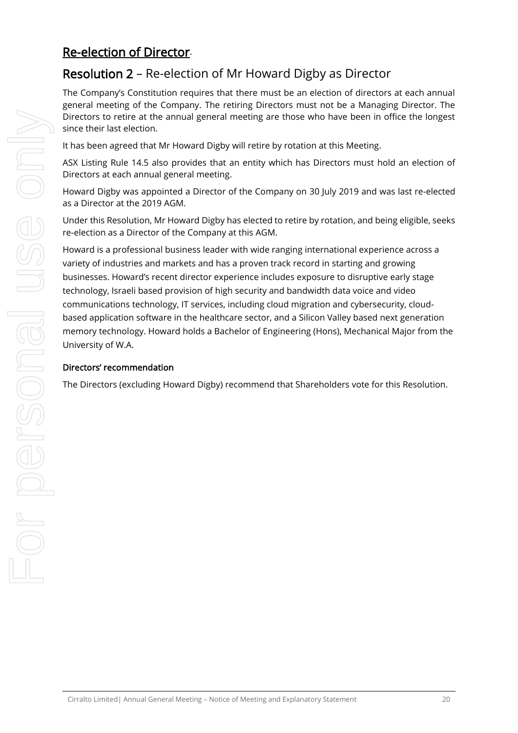## Re-election of Director.

## Resolution 2 – Re-election of Mr Howard Digby as Director

The Company's Constitution requires that there must be an election of directors at each annual general meeting of the Company. The retiring Directors must not be a Managing Director. The Directors to retire at the annual general meeting are those who have been in office the longest since their last election.

It has been agreed that Mr Howard Digby will retire by rotation at this Meeting.

ASX Listing Rule 14.5 also provides that an entity which has Directors must hold an election of Directors at each annual general meeting.

Howard Digby was appointed a Director of the Company on 30 July 2019 and was last re-elected as a Director at the 2019 AGM.

Under this Resolution, Mr Howard Digby has elected to retire by rotation, and being eligible, seeks re-election as a Director of the Company at this AGM.

Howard is a professional business leader with wide ranging international experience across a variety of industries and markets and has a proven track record in starting and growing businesses. Howard's recent director experience includes exposure to disruptive early stage technology, Israeli based provision of high security and bandwidth data voice and video communications technology, IT services, including cloud migration and cybersecurity, cloud-based application software in the healthcare sector, and a Silicon Valley based next generation memory technology. Howard holds a Bachelor of Engineering (Hons), Mechanical Major from the University of W.A.

### Directors' recommendation

The Directors (excluding Howard Digby) recommend that Shareholders vote for this Resolution.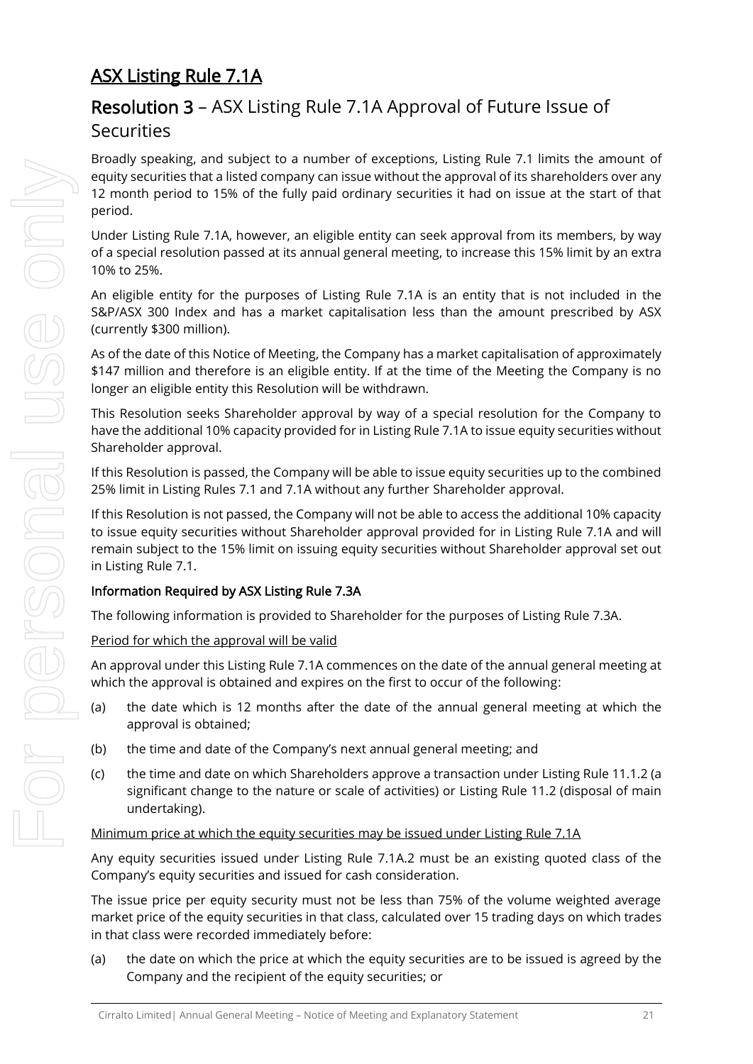## <u>ASX Listing Rule 7.1A</u>

## Resolution 3 – ASX Listing Rule 7.1A Approval of Future Issue of Securities

Broadly speaking, and subject to a number of exceptions, Listing Rule 7.1 limits the amount of equity securities that a listed company can issue without the approval of its shareholders over any 12 month period to 15% of the fully paid ordinary securities it had on issue at the start of that period.

Under Listing Rule 7.1A, however, an eligible entity can seek approval from its members, by way of a special resolution passed at its annual general meeting, to increase this 15% limit by an extra 10% to 25%.

An eligible entity for the purposes of Listing Rule 7.1A is an entity that is not included in the S&P/ASX 300 Index and has a market capitalisation less than the amount prescribed by ASX (currently $300 million).

As of the date of this Notice of Meeting, the Company has a market capitalisation of approximately $147 million and therefore is an eligible entity. If at the time of the Meeting the Company is no longer an eligible entity this Resolution will be withdrawn.

This Resolution seeks Shareholder approval by way of a special resolution for the Company to have the additional 10% capacity provided for in Listing Rule 7.1A to issue equity securities without Shareholder approval.

If this Resolution is passed, the Company will be able to issue equity securities up to the combined 25% limit in Listing Rules 7.1 and 7.1A without any further Shareholder approval.

If this Resolution is not passed, the Company will not be able to access the additional 10% capacity to issue equity securities without Shareholder approval provided for in Listing Rule 7.1A and will remain subject to the 15% limit on issuing equity securities without Shareholder approval set out in Listing Rule 7.1.

**Information Required by ASX Listing Rule 7.3A**

The following information is provided to Shareholder for the purposes of Listing Rule 7.3A.

<u>Period for which the approval will be valid</u>

An approval under this Listing Rule 7.1A commences on the date of the annual general meeting at which the approval is obtained and expires on the first to occur of the following:

(a) the date which is 12 months after the date of the annual general meeting at which the approval is obtained;

(b) the time and date of the Company's next annual general meeting; and

(c) the time and date on which Shareholders approve a transaction under Listing Rule 11.1.2 (a significant change to the nature or scale of activities) or Listing Rule 11.2 (disposal of main undertaking).

<u>Minimum price at which the equity securities may be issued under Listing Rule 7.1A</u>

Any equity securities issued under Listing Rule 7.1A.2 must be an existing quoted class of the Company's equity securities and issued for cash consideration.

The issue price per equity security must not be less than 75% of the volume weighted average market price of the equity securities in that class, calculated over 15 trading days on which trades in that class were recorded immediately before:

(a) the date on which the price at which the equity securities are to be issued is agreed by the Company and the recipient of the equity securities; or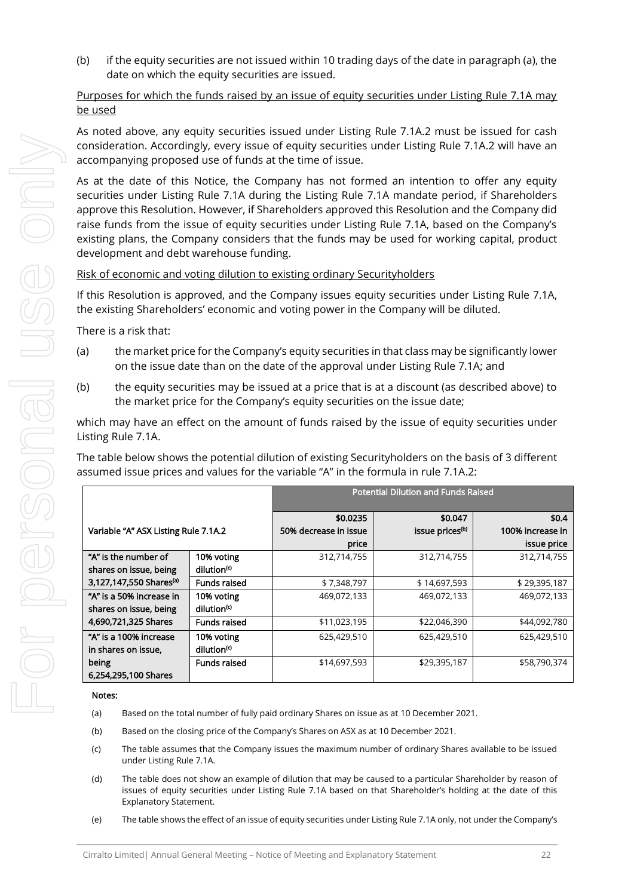(b) if the equity securities are not issued within 10 trading days of the date in paragraph (a), the date on which the equity securities are issued.

Purposes for which the funds raised by an issue of equity securities under Listing Rule 7.1A may be used

As noted above, any equity securities issued under Listing Rule 7.1A.2 must be issued for cash consideration. Accordingly, every issue of equity securities under Listing Rule 7.1A.2 will have an accompanying proposed use of funds at the time of issue.

As at the date of this Notice, the Company has not formed an intention to offer any equity securities under Listing Rule 7.1A during the Listing Rule 7.1A mandate period, if Shareholders approve this Resolution. However, if Shareholders approved this Resolution and the Company did raise funds from the issue of equity securities under Listing Rule 7.1A, based on the Company's existing plans, the Company considers that the funds may be used for working capital, product development and debt warehouse funding.

Risk of economic and voting dilution to existing ordinary Securityholders

If this Resolution is approved, and the Company issues equity securities under Listing Rule 7.1A, the existing Shareholders' economic and voting power in the Company will be diluted.

There is a risk that:

(a) the market price for the Company's equity securities in that class may be significantly lower on the issue date than on the date of the approval under Listing Rule 7.1A; and

(b) the equity securities may be issued at a price that is at a discount (as described above) to the market price for the Company's equity securities on the issue date;

which may have an effect on the amount of funds raised by the issue of equity securities under Listing Rule 7.1A.

The table below shows the potential dilution of existing Securityholders on the basis of 3 different assumed issue prices and values for the variable "A" in the formula in rule 7.1A.2:

| Variable "A" ASX Listing Rule 7.1A.2 | | Potential Dilution and Funds Raised | | |
|---|---|---|---|---|
| | | $0.0235 50% decrease in issue price | $0.047 issue prices[(b)] | $0.4 100% increase in issue price |
| "A" is the number of shares on issue, being 3,127,147,550 Shares[(a)] | 10% voting dilution[(c)] | 312,714,755 | 312,714,755 | 312,714,755 |
| | Funds raised | $ 7,348,797 | $ 14,697,593 | $ 29,395,187 |
| "A" is a 50% increase in shares on issue, being 4,690,721,325 Shares | 10% voting dilution[(c)] | 469,072,133 | 469,072,133 | 469,072,133 |
| | Funds raised | $11,023,195 | $22,046,390 | $44,092,780 |
| "A" is a 100% increase in shares on issue, being 6,254,295,100 Shares | 10% voting dilution[(c)] | 625,429,510 | 625,429,510 | 625,429,510 |
| | Funds raised | $14,697,593 | $29,395,187 | $58,790,374 |

**Notes:**

(a) Based on the total number of fully paid ordinary Shares on issue as at 10 December 2021.

(b) Based on the closing price of the Company's Shares on ASX as at 10 December 2021.

(c) The table assumes that the Company issues the maximum number of ordinary Shares available to be issued under Listing Rule 7.1A.

(d) The table does not show an example of dilution that may be caused to a particular Shareholder by reason of issues of equity securities under Listing Rule 7.1A based on that Shareholder's holding at the date of this Explanatory Statement.

(e) The table shows the effect of an issue of equity securities under Listing Rule 7.1A only, not under the Company's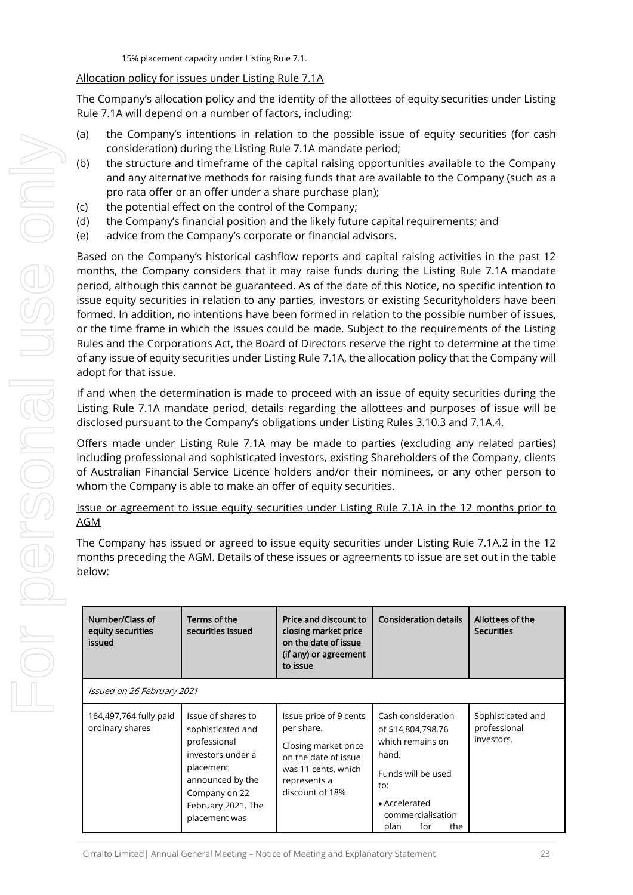15% placement capacity under Listing Rule 7.1.

Allocation policy for issues under Listing Rule 7.1A

The Company's allocation policy and the identity of the allottees of equity securities under Listing Rule 7.1A will depend on a number of factors, including:

(a) the Company's intentions in relation to the possible issue of equity securities (for cash consideration) during the Listing Rule 7.1A mandate period;

(b) the structure and timeframe of the capital raising opportunities available to the Company and any alternative methods for raising funds that are available to the Company (such as a pro rata offer or an offer under a share purchase plan);

(c) the potential effect on the control of the Company;

(d) the Company's financial position and the likely future capital requirements; and

(e) advice from the Company's corporate or financial advisors.

Based on the Company's historical cashflow reports and capital raising activities in the past 12 months, the Company considers that it may raise funds during the Listing Rule 7.1A mandate period, although this cannot be guaranteed. As of the date of this Notice, no specific intention to issue equity securities in relation to any parties, investors or existing Securityholders have been formed. In addition, no intentions have been formed in relation to the possible number of issues, or the time frame in which the issues could be made. Subject to the requirements of the Listing Rules and the Corporations Act, the Board of Directors reserve the right to determine at the time of any issue of equity securities under Listing Rule 7.1A, the allocation policy that the Company will adopt for that issue.

If and when the determination is made to proceed with an issue of equity securities during the Listing Rule 7.1A mandate period, details regarding the allottees and purposes of issue will be disclosed pursuant to the Company's obligations under Listing Rules 3.10.3 and 7.1A.4.

Offers made under Listing Rule 7.1A may be made to parties (excluding any related parties) including professional and sophisticated investors, existing Shareholders of the Company, clients of Australian Financial Service Licence holders and/or their nominees, or any other person to whom the Company is able to make an offer of equity securities.

Issue or agreement to issue equity securities under Listing Rule 7.1A in the 12 months prior to AGM

The Company has issued or agreed to issue equity securities under Listing Rule 7.1A.2 in the 12 months preceding the AGM. Details of these issues or agreements to issue are set out in the table below:

| Number/Class of equity securities issued | Terms of the securities issued | Price and discount to closing market price on the date of issue (if any) or agreement to issue | Consideration details | Allottees of the Securities |
|---|---|---|---|---|
| *Issued on 26 February 2021* | | | | |
| 164,497,764 fully paid ordinary shares | Issue of shares to sophisticated and professional investors under a placement announced by the Company on 22 February 2021. The placement was | Issue price of 9 cents per share.<br><br>Closing market price on the date of issue was 11 cents, which represents a discount of 18%. | Cash consideration of $14,804,798.76 which remains on hand.<br><br>Funds will be used to:<br><br>• Accelerated commercialisation plan for the | Sophisticated and professional investors. |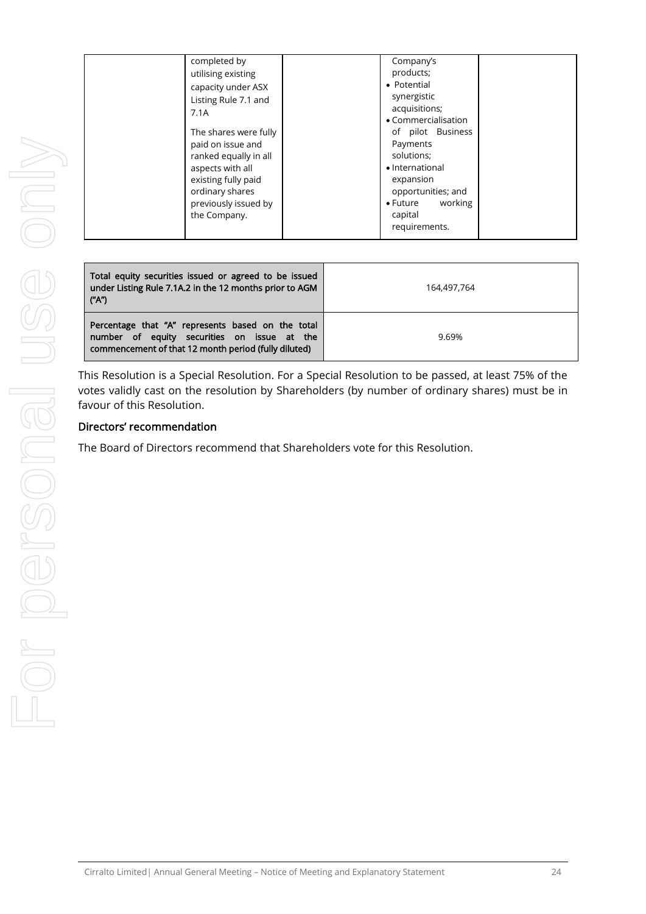| | completed by utilising existing capacity under ASX Listing Rule 7.1 and 7.1A<br><br>The shares were fully paid on issue and ranked equally in all aspects with all existing fully paid ordinary shares previously issued by the Company. | | Company's products;<br>• Potential synergistic acquisitions;<br>• Commercialisation of pilot Business Payments solutions;<br>• International expansion opportunities; and<br>• Future working capital requirements. | |
|---|---|---|---|---|

| Total equity securities issued or agreed to be issued under Listing Rule 7.1A.2 in the 12 months prior to AGM ("A") | 164,497,764 |
|---|---|
| Percentage that "A" represents based on the total number of equity securities on issue at the commencement of that 12 month period (fully diluted) | 9.69% |

This Resolution is a Special Resolution. For a Special Resolution to be passed, at least 75% of the votes validly cast on the resolution by Shareholders (by number of ordinary shares) must be in favour of this Resolution.

### Directors' recommendation

The Board of Directors recommend that Shareholders vote for this Resolution.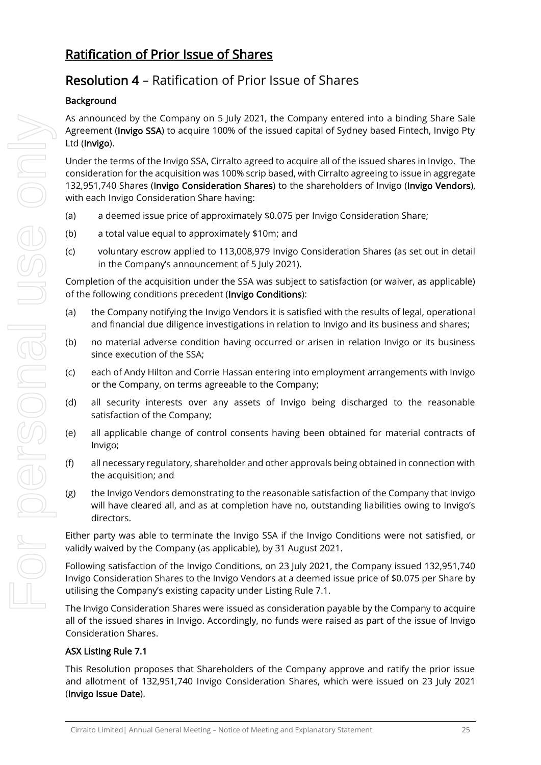# Ratification of Prior Issue of Shares

## **Resolution 4** – Ratification of Prior Issue of Shares

### Background

As announced by the Company on 5 July 2021, the Company entered into a binding Share Sale Agreement (**Invigo SSA**) to acquire 100% of the issued capital of Sydney based Fintech, Invigo Pty Ltd (**Invigo**).

Under the terms of the Invigo SSA, Cirralto agreed to acquire all of the issued shares in Invigo. The consideration for the acquisition was 100% scrip based, with Cirralto agreeing to issue in aggregate 132,951,740 Shares (**Invigo Consideration Shares**) to the shareholders of Invigo (**Invigo Vendors**), with each Invigo Consideration Share having:

(a) a deemed issue price of approximately $0.075 per Invigo Consideration Share;

(b) a total value equal to approximately $10m; and

(c) voluntary escrow applied to 113,008,979 Invigo Consideration Shares (as set out in detail in the Company's announcement of 5 July 2021).

Completion of the acquisition under the SSA was subject to satisfaction (or waiver, as applicable) of the following conditions precedent (**Invigo Conditions**):

(a) the Company notifying the Invigo Vendors it is satisfied with the results of legal, operational and financial due diligence investigations in relation to Invigo and its business and shares;

(b) no material adverse condition having occurred or arisen in relation Invigo or its business since execution of the SSA;

(c) each of Andy Hilton and Corrie Hassan entering into employment arrangements with Invigo or the Company, on terms agreeable to the Company;

(d) all security interests over any assets of Invigo being discharged to the reasonable satisfaction of the Company;

(e) all applicable change of control consents having been obtained for material contracts of Invigo;

(f) all necessary regulatory, shareholder and other approvals being obtained in connection with the acquisition; and

(g) the Invigo Vendors demonstrating to the reasonable satisfaction of the Company that Invigo will have cleared all, and as at completion have no, outstanding liabilities owing to Invigo's directors.

Either party was able to terminate the Invigo SSA if the Invigo Conditions were not satisfied, or validly waived by the Company (as applicable), by 31 August 2021.

Following satisfaction of the Invigo Conditions, on 23 July 2021, the Company issued 132,951,740 Invigo Consideration Shares to the Invigo Vendors at a deemed issue price of $0.075 per Share by utilising the Company's existing capacity under Listing Rule 7.1.

The Invigo Consideration Shares were issued as consideration payable by the Company to acquire all of the issued shares in Invigo. Accordingly, no funds were raised as part of the issue of Invigo Consideration Shares.

### ASX Listing Rule 7.1

This Resolution proposes that Shareholders of the Company approve and ratify the prior issue and allotment of 132,951,740 Invigo Consideration Shares, which were issued on 23 July 2021 (**Invigo Issue Date**).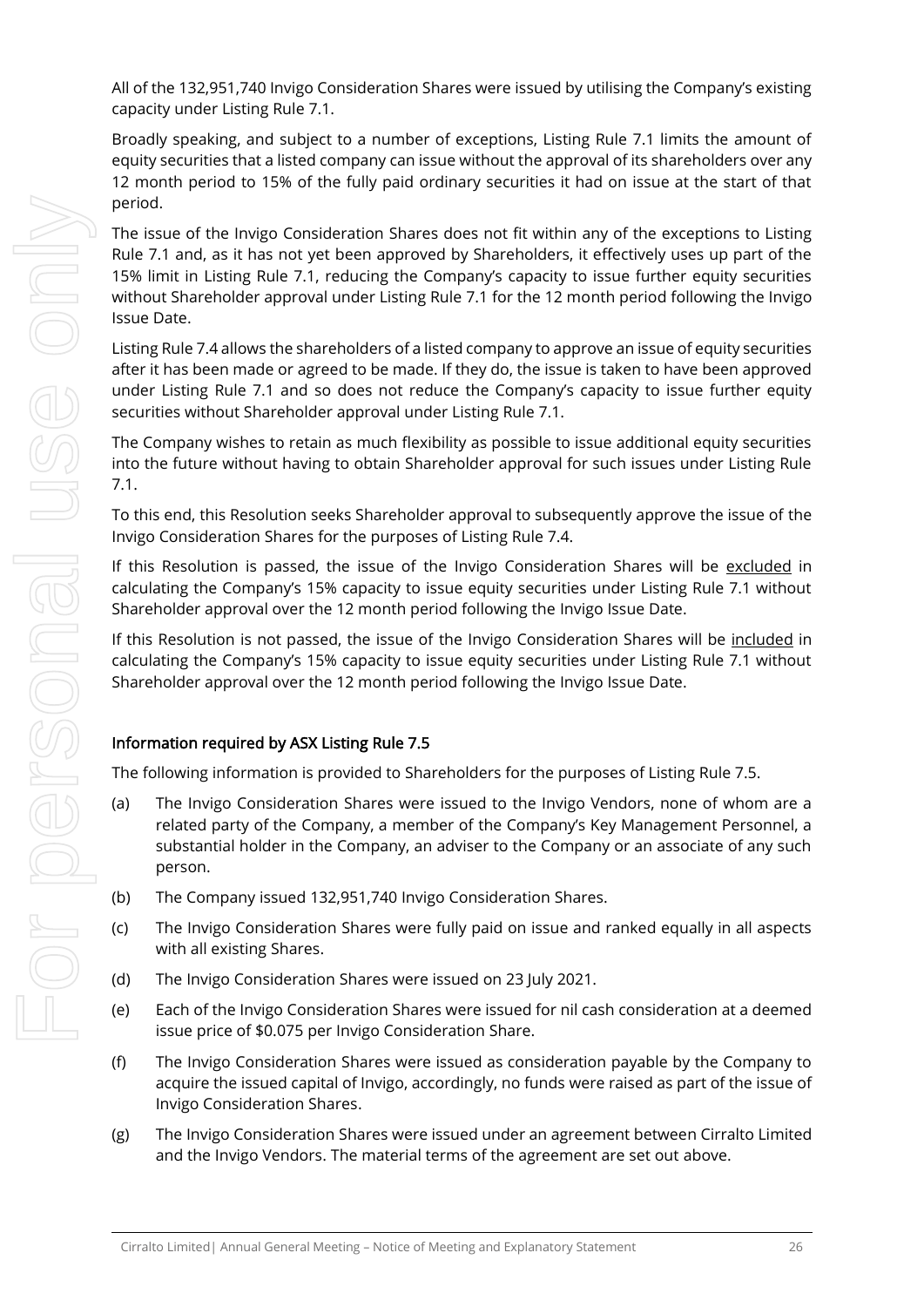All of the 132,951,740 Invigo Consideration Shares were issued by utilising the Company's existing capacity under Listing Rule 7.1.

Broadly speaking, and subject to a number of exceptions, Listing Rule 7.1 limits the amount of equity securities that a listed company can issue without the approval of its shareholders over any 12 month period to 15% of the fully paid ordinary securities it had on issue at the start of that period.

The issue of the Invigo Consideration Shares does not fit within any of the exceptions to Listing Rule 7.1 and, as it has not yet been approved by Shareholders, it effectively uses up part of the 15% limit in Listing Rule 7.1, reducing the Company's capacity to issue further equity securities without Shareholder approval under Listing Rule 7.1 for the 12 month period following the Invigo Issue Date.

Listing Rule 7.4 allows the shareholders of a listed company to approve an issue of equity securities after it has been made or agreed to be made. If they do, the issue is taken to have been approved under Listing Rule 7.1 and so does not reduce the Company's capacity to issue further equity securities without Shareholder approval under Listing Rule 7.1.

The Company wishes to retain as much flexibility as possible to issue additional equity securities into the future without having to obtain Shareholder approval for such issues under Listing Rule 7.1.

To this end, this Resolution seeks Shareholder approval to subsequently approve the issue of the Invigo Consideration Shares for the purposes of Listing Rule 7.4.

If this Resolution is passed, the issue of the Invigo Consideration Shares will be excluded in calculating the Company's 15% capacity to issue equity securities under Listing Rule 7.1 without Shareholder approval over the 12 month period following the Invigo Issue Date.

If this Resolution is not passed, the issue of the Invigo Consideration Shares will be included in calculating the Company's 15% capacity to issue equity securities under Listing Rule 7.1 without Shareholder approval over the 12 month period following the Invigo Issue Date.

### Information required by ASX Listing Rule 7.5

The following information is provided to Shareholders for the purposes of Listing Rule 7.5.

(a) The Invigo Consideration Shares were issued to the Invigo Vendors, none of whom are a related party of the Company, a member of the Company's Key Management Personnel, a substantial holder in the Company, an adviser to the Company or an associate of any such person.

(b) The Company issued 132,951,740 Invigo Consideration Shares.

(c) The Invigo Consideration Shares were fully paid on issue and ranked equally in all aspects with all existing Shares.

(d) The Invigo Consideration Shares were issued on 23 July 2021.

(e) Each of the Invigo Consideration Shares were issued for nil cash consideration at a deemed issue price of $0.075 per Invigo Consideration Share.

(f) The Invigo Consideration Shares were issued as consideration payable by the Company to acquire the issued capital of Invigo, accordingly, no funds were raised as part of the issue of Invigo Consideration Shares.

(g) The Invigo Consideration Shares were issued under an agreement between Cirralto Limited and the Invigo Vendors. The material terms of the agreement are set out above.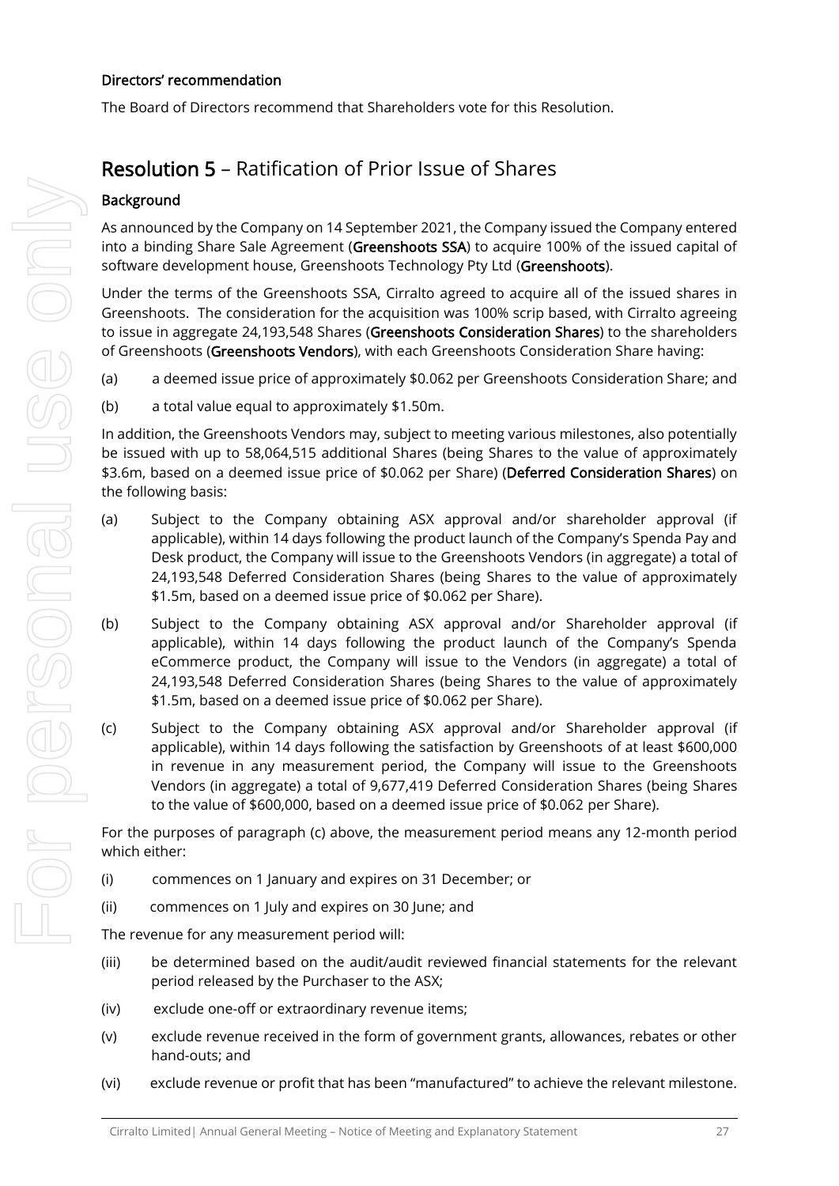**Directors' recommendation**

The Board of Directors recommend that Shareholders vote for this Resolution.

## **Resolution 5** – Ratification of Prior Issue of Shares

**Background**

As announced by the Company on 14 September 2021, the Company issued the Company entered into a binding Share Sale Agreement (**Greenshoots SSA**) to acquire 100% of the issued capital of software development house, Greenshoots Technology Pty Ltd (**Greenshoots**).

Under the terms of the Greenshoots SSA, Cirralto agreed to acquire all of the issued shares in Greenshoots. The consideration for the acquisition was 100% scrip based, with Cirralto agreeing to issue in aggregate 24,193,548 Shares (**Greenshoots Consideration Shares**) to the shareholders of Greenshoots (**Greenshoots Vendors**), with each Greenshoots Consideration Share having:

(a) a deemed issue price of approximately $0.062 per Greenshoots Consideration Share; and

(b) a total value equal to approximately $1.50m.

In addition, the Greenshoots Vendors may, subject to meeting various milestones, also potentially be issued with up to 58,064,515 additional Shares (being Shares to the value of approximately $3.6m, based on a deemed issue price of $0.062 per Share) (**Deferred Consideration Shares**) on the following basis:

(a) Subject to the Company obtaining ASX approval and/or shareholder approval (if applicable), within 14 days following the product launch of the Company's Spenda Pay and Desk product, the Company will issue to the Greenshoots Vendors (in aggregate) a total of 24,193,548 Deferred Consideration Shares (being Shares to the value of approximately $1.5m, based on a deemed issue price of $0.062 per Share).

(b) Subject to the Company obtaining ASX approval and/or Shareholder approval (if applicable), within 14 days following the product launch of the Company's Spenda eCommerce product, the Company will issue to the Vendors (in aggregate) a total of 24,193,548 Deferred Consideration Shares (being Shares to the value of approximately $1.5m, based on a deemed issue price of $0.062 per Share).

(c) Subject to the Company obtaining ASX approval and/or Shareholder approval (if applicable), within 14 days following the satisfaction by Greenshoots of at least $600,000 in revenue in any measurement period, the Company will issue to the Greenshoots Vendors (in aggregate) a total of 9,677,419 Deferred Consideration Shares (being Shares to the value of $600,000, based on a deemed issue price of $0.062 per Share).

For the purposes of paragraph (c) above, the measurement period means any 12-month period which either:

(i) commences on 1 January and expires on 31 December; or

(ii) commences on 1 July and expires on 30 June; and

The revenue for any measurement period will:

(iii) be determined based on the audit/audit reviewed financial statements for the relevant period released by the Purchaser to the ASX;

(iv) exclude one-off or extraordinary revenue items;

(v) exclude revenue received in the form of government grants, allowances, rebates or other hand-outs; and

(vi) exclude revenue or profit that has been "manufactured" to achieve the relevant milestone.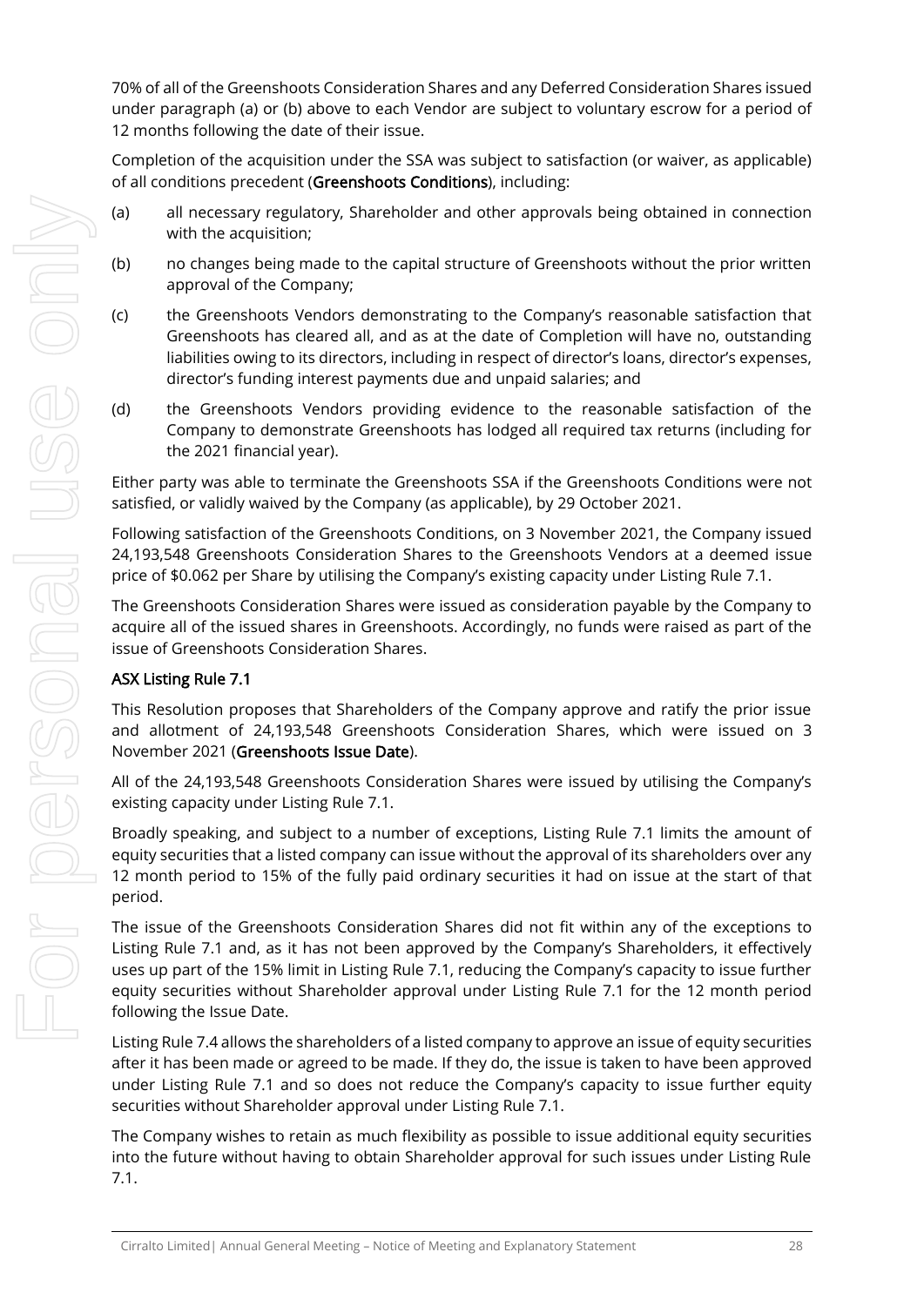70% of all of the Greenshoots Consideration Shares and any Deferred Consideration Shares issued under paragraph (a) or (b) above to each Vendor are subject to voluntary escrow for a period of 12 months following the date of their issue.

Completion of the acquisition under the SSA was subject to satisfaction (or waiver, as applicable) of all conditions precedent (**Greenshoots Conditions**), including:

(a) all necessary regulatory, Shareholder and other approvals being obtained in connection with the acquisition;

(b) no changes being made to the capital structure of Greenshoots without the prior written approval of the Company;

(c) the Greenshoots Vendors demonstrating to the Company's reasonable satisfaction that Greenshoots has cleared all, and as at the date of Completion will have no, outstanding liabilities owing to its directors, including in respect of director's loans, director's expenses, director's funding interest payments due and unpaid salaries; and

(d) the Greenshoots Vendors providing evidence to the reasonable satisfaction of the Company to demonstrate Greenshoots has lodged all required tax returns (including for the 2021 financial year).

Either party was able to terminate the Greenshoots SSA if the Greenshoots Conditions were not satisfied, or validly waived by the Company (as applicable), by 29 October 2021.

Following satisfaction of the Greenshoots Conditions, on 3 November 2021, the Company issued 24,193,548 Greenshoots Consideration Shares to the Greenshoots Vendors at a deemed issue price of $0.062 per Share by utilising the Company's existing capacity under Listing Rule 7.1.

The Greenshoots Consideration Shares were issued as consideration payable by the Company to acquire all of the issued shares in Greenshoots. Accordingly, no funds were raised as part of the issue of Greenshoots Consideration Shares.

**ASX Listing Rule 7.1**

This Resolution proposes that Shareholders of the Company approve and ratify the prior issue and allotment of 24,193,548 Greenshoots Consideration Shares, which were issued on 3 November 2021 (**Greenshoots Issue Date**).

All of the 24,193,548 Greenshoots Consideration Shares were issued by utilising the Company's existing capacity under Listing Rule 7.1.

Broadly speaking, and subject to a number of exceptions, Listing Rule 7.1 limits the amount of equity securities that a listed company can issue without the approval of its shareholders over any 12 month period to 15% of the fully paid ordinary securities it had on issue at the start of that period.

The issue of the Greenshoots Consideration Shares did not fit within any of the exceptions to Listing Rule 7.1 and, as it has not been approved by the Company's Shareholders, it effectively uses up part of the 15% limit in Listing Rule 7.1, reducing the Company's capacity to issue further equity securities without Shareholder approval under Listing Rule 7.1 for the 12 month period following the Issue Date.

Listing Rule 7.4 allows the shareholders of a listed company to approve an issue of equity securities after it has been made or agreed to be made. If they do, the issue is taken to have been approved under Listing Rule 7.1 and so does not reduce the Company's capacity to issue further equity securities without Shareholder approval under Listing Rule 7.1.

The Company wishes to retain as much flexibility as possible to issue additional equity securities into the future without having to obtain Shareholder approval for such issues under Listing Rule 7.1.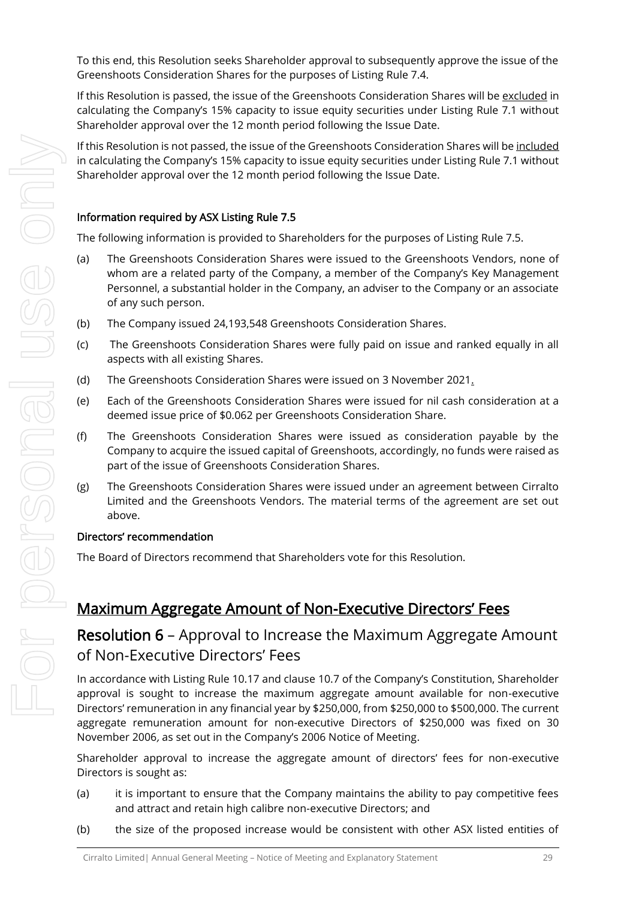To this end, this Resolution seeks Shareholder approval to subsequently approve the issue of the Greenshoots Consideration Shares for the purposes of Listing Rule 7.4.

If this Resolution is passed, the issue of the Greenshoots Consideration Shares will be excluded in calculating the Company's 15% capacity to issue equity securities under Listing Rule 7.1 without Shareholder approval over the 12 month period following the Issue Date.

If this Resolution is not passed, the issue of the Greenshoots Consideration Shares will be included in calculating the Company's 15% capacity to issue equity securities under Listing Rule 7.1 without Shareholder approval over the 12 month period following the Issue Date.

**Information required by ASX Listing Rule 7.5**

The following information is provided to Shareholders for the purposes of Listing Rule 7.5.

(a) The Greenshoots Consideration Shares were issued to the Greenshoots Vendors, none of whom are a related party of the Company, a member of the Company's Key Management Personnel, a substantial holder in the Company, an adviser to the Company or an associate of any such person.

(b) The Company issued 24,193,548 Greenshoots Consideration Shares.

(c) The Greenshoots Consideration Shares were fully paid on issue and ranked equally in all aspects with all existing Shares.

(d) The Greenshoots Consideration Shares were issued on 3 November 2021.

(e) Each of the Greenshoots Consideration Shares were issued for nil cash consideration at a deemed issue price of $0.062 per Greenshoots Consideration Share.

(f) The Greenshoots Consideration Shares were issued as consideration payable by the Company to acquire the issued capital of Greenshoots, accordingly, no funds were raised as part of the issue of Greenshoots Consideration Shares.

(g) The Greenshoots Consideration Shares were issued under an agreement between Cirralto Limited and the Greenshoots Vendors. The material terms of the agreement are set out above.

**Directors' recommendation**

The Board of Directors recommend that Shareholders vote for this Resolution.

## Maximum Aggregate Amount of Non-Executive Directors' Fees

## Resolution 6 – Approval to Increase the Maximum Aggregate Amount of Non-Executive Directors' Fees

In accordance with Listing Rule 10.17 and clause 10.7 of the Company's Constitution, Shareholder approval is sought to increase the maximum aggregate amount available for non-executive Directors' remuneration in any financial year by $250,000, from $250,000 to $500,000. The current aggregate remuneration amount for non-executive Directors of $250,000 was fixed on 30 November 2006, as set out in the Company's 2006 Notice of Meeting.

Shareholder approval to increase the aggregate amount of directors' fees for non-executive Directors is sought as:

(a) it is important to ensure that the Company maintains the ability to pay competitive fees and attract and retain high calibre non-executive Directors; and

(b) the size of the proposed increase would be consistent with other ASX listed entities of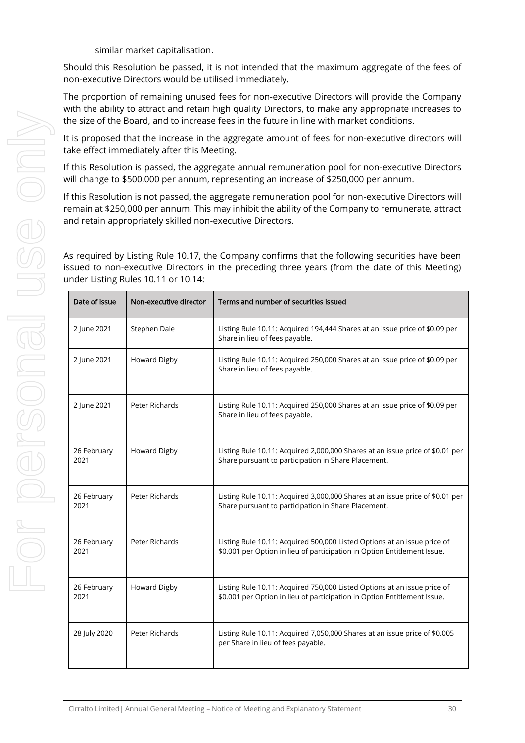similar market capitalisation.

Should this Resolution be passed, it is not intended that the maximum aggregate of the fees of non-executive Directors would be utilised immediately.

The proportion of remaining unused fees for non-executive Directors will provide the Company with the ability to attract and retain high quality Directors, to make any appropriate increases to the size of the Board, and to increase fees in the future in line with market conditions.

It is proposed that the increase in the aggregate amount of fees for non-executive directors will take effect immediately after this Meeting.

If this Resolution is passed, the aggregate annual remuneration pool for non-executive Directors will change to $500,000 per annum, representing an increase of $250,000 per annum.

If this Resolution is not passed, the aggregate remuneration pool for non-executive Directors will remain at $250,000 per annum. This may inhibit the ability of the Company to remunerate, attract and retain appropriately skilled non-executive Directors.

As required by Listing Rule 10.17, the Company confirms that the following securities have been issued to non-executive Directors in the preceding three years (from the date of this Meeting) under Listing Rules 10.11 or 10.14:

| Date of issue | Non-executive director | Terms and number of securities issued |
|---|---|---|
| 2 June 2021 | Stephen Dale | Listing Rule 10.11: Acquired 194,444 Shares at an issue price of $0.09 per Share in lieu of fees payable. |
| 2 June 2021 | Howard Digby | Listing Rule 10.11: Acquired 250,000 Shares at an issue price of $0.09 per Share in lieu of fees payable. |
| 2 June 2021 | Peter Richards | Listing Rule 10.11: Acquired 250,000 Shares at an issue price of $0.09 per Share in lieu of fees payable. |
| 26 February 2021 | Howard Digby | Listing Rule 10.11: Acquired 2,000,000 Shares at an issue price of $0.01 per Share pursuant to participation in Share Placement. |
| 26 February 2021 | Peter Richards | Listing Rule 10.11: Acquired 3,000,000 Shares at an issue price of $0.01 per Share pursuant to participation in Share Placement. |
| 26 February 2021 | Peter Richards | Listing Rule 10.11: Acquired 500,000 Listed Options at an issue price of $0.001 per Option in lieu of participation in Option Entitlement Issue. |
| 26 February 2021 | Howard Digby | Listing Rule 10.11: Acquired 750,000 Listed Options at an issue price of $0.001 per Option in lieu of participation in Option Entitlement Issue. |
| 28 July 2020 | Peter Richards | Listing Rule 10.11: Acquired 7,050,000 Shares at an issue price of $0.005 per Share in lieu of fees payable. |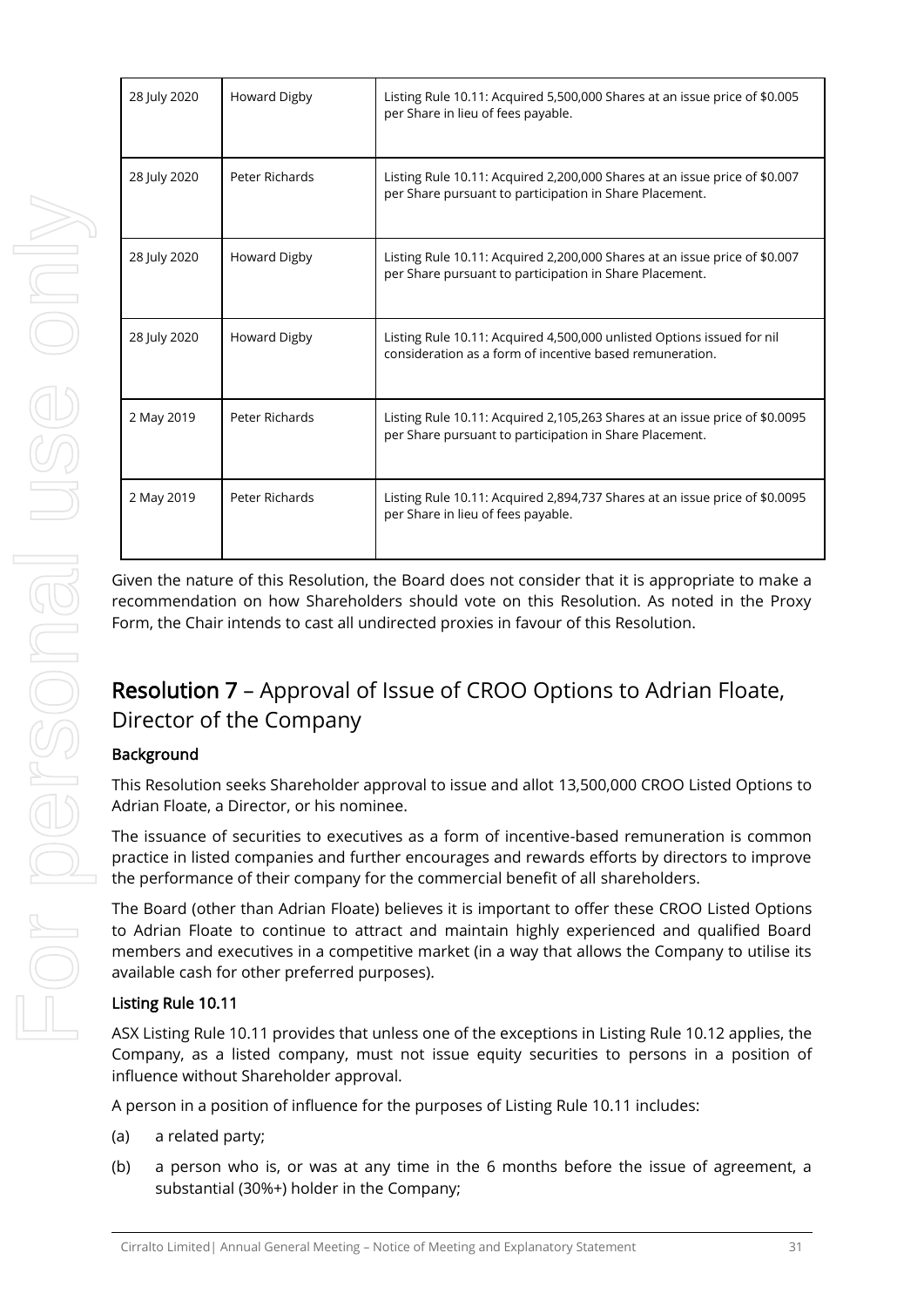| 28 July 2020 | Howard Digby | Listing Rule 10.11: Acquired 5,500,000 Shares at an issue price of $0.005 per Share in lieu of fees payable. |
|---|---|---|
| 28 July 2020 | Peter Richards | Listing Rule 10.11: Acquired 2,200,000 Shares at an issue price of $0.007 per Share pursuant to participation in Share Placement. |
| 28 July 2020 | Howard Digby | Listing Rule 10.11: Acquired 2,200,000 Shares at an issue price of $0.007 per Share pursuant to participation in Share Placement. |
| 28 July 2020 | Howard Digby | Listing Rule 10.11: Acquired 4,500,000 unlisted Options issued for nil consideration as a form of incentive based remuneration. |
| 2 May 2019 | Peter Richards | Listing Rule 10.11: Acquired 2,105,263 Shares at an issue price of $0.0095 per Share pursuant to participation in Share Placement. |
| 2 May 2019 | Peter Richards | Listing Rule 10.11: Acquired 2,894,737 Shares at an issue price of $0.0095 per Share in lieu of fees payable. |

Given the nature of this Resolution, the Board does not consider that it is appropriate to make a recommendation on how Shareholders should vote on this Resolution. As noted in the Proxy Form, the Chair intends to cast all undirected proxies in favour of this Resolution.

## Resolution 7 – Approval of Issue of CROO Options to Adrian Floate, Director of the Company

### Background

This Resolution seeks Shareholder approval to issue and allot 13,500,000 CROO Listed Options to Adrian Floate, a Director, or his nominee.

The issuance of securities to executives as a form of incentive-based remuneration is common practice in listed companies and further encourages and rewards efforts by directors to improve the performance of their company for the commercial benefit of all shareholders.

The Board (other than Adrian Floate) believes it is important to offer these CROO Listed Options to Adrian Floate to continue to attract and maintain highly experienced and qualified Board members and executives in a competitive market (in a way that allows the Company to utilise its available cash for other preferred purposes).

### Listing Rule 10.11

ASX Listing Rule 10.11 provides that unless one of the exceptions in Listing Rule 10.12 applies, the Company, as a listed company, must not issue equity securities to persons in a position of influence without Shareholder approval.

A person in a position of influence for the purposes of Listing Rule 10.11 includes:

(a) a related party;

(b) a person who is, or was at any time in the 6 months before the issue of agreement, a substantial (30%+) holder in the Company;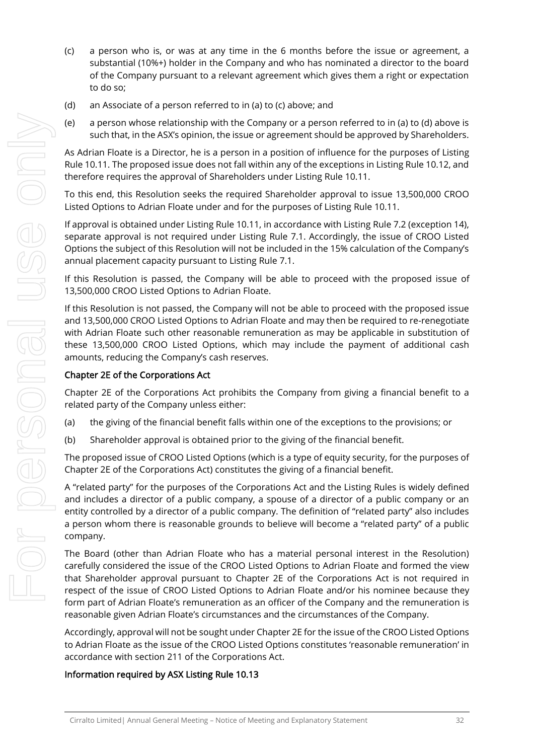(c) a person who is, or was at any time in the 6 months before the issue or agreement, a substantial (10%+) holder in the Company and who has nominated a director to the board of the Company pursuant to a relevant agreement which gives them a right or expectation to do so;

(d) an Associate of a person referred to in (a) to (c) above; and

(e) a person whose relationship with the Company or a person referred to in (a) to (d) above is such that, in the ASX's opinion, the issue or agreement should be approved by Shareholders.

As Adrian Floate is a Director, he is a person in a position of influence for the purposes of Listing Rule 10.11. The proposed issue does not fall within any of the exceptions in Listing Rule 10.12, and therefore requires the approval of Shareholders under Listing Rule 10.11.

To this end, this Resolution seeks the required Shareholder approval to issue 13,500,000 CROO Listed Options to Adrian Floate under and for the purposes of Listing Rule 10.11.

If approval is obtained under Listing Rule 10.11, in accordance with Listing Rule 7.2 (exception 14), separate approval is not required under Listing Rule 7.1. Accordingly, the issue of CROO Listed Options the subject of this Resolution will not be included in the 15% calculation of the Company's annual placement capacity pursuant to Listing Rule 7.1.

If this Resolution is passed, the Company will be able to proceed with the proposed issue of 13,500,000 CROO Listed Options to Adrian Floate.

If this Resolution is not passed, the Company will not be able to proceed with the proposed issue and 13,500,000 CROO Listed Options to Adrian Floate and may then be required to re-renegotiate with Adrian Floate such other reasonable remuneration as may be applicable in substitution of these 13,500,000 CROO Listed Options, which may include the payment of additional cash amounts, reducing the Company's cash reserves.

**Chapter 2E of the Corporations Act**

Chapter 2E of the Corporations Act prohibits the Company from giving a financial benefit to a related party of the Company unless either:

(a) the giving of the financial benefit falls within one of the exceptions to the provisions; or

(b) Shareholder approval is obtained prior to the giving of the financial benefit.

The proposed issue of CROO Listed Options (which is a type of equity security, for the purposes of Chapter 2E of the Corporations Act) constitutes the giving of a financial benefit.

A "related party" for the purposes of the Corporations Act and the Listing Rules is widely defined and includes a director of a public company, a spouse of a director of a public company or an entity controlled by a director of a public company. The definition of "related party" also includes a person whom there is reasonable grounds to believe will become a "related party" of a public company.

The Board (other than Adrian Floate who has a material personal interest in the Resolution) carefully considered the issue of the CROO Listed Options to Adrian Floate and formed the view that Shareholder approval pursuant to Chapter 2E of the Corporations Act is not required in respect of the issue of CROO Listed Options to Adrian Floate and/or his nominee because they form part of Adrian Floate's remuneration as an officer of the Company and the remuneration is reasonable given Adrian Floate's circumstances and the circumstances of the Company.

Accordingly, approval will not be sought under Chapter 2E for the issue of the CROO Listed Options to Adrian Floate as the issue of the CROO Listed Options constitutes 'reasonable remuneration' in accordance with section 211 of the Corporations Act.

**Information required by ASX Listing Rule 10.13**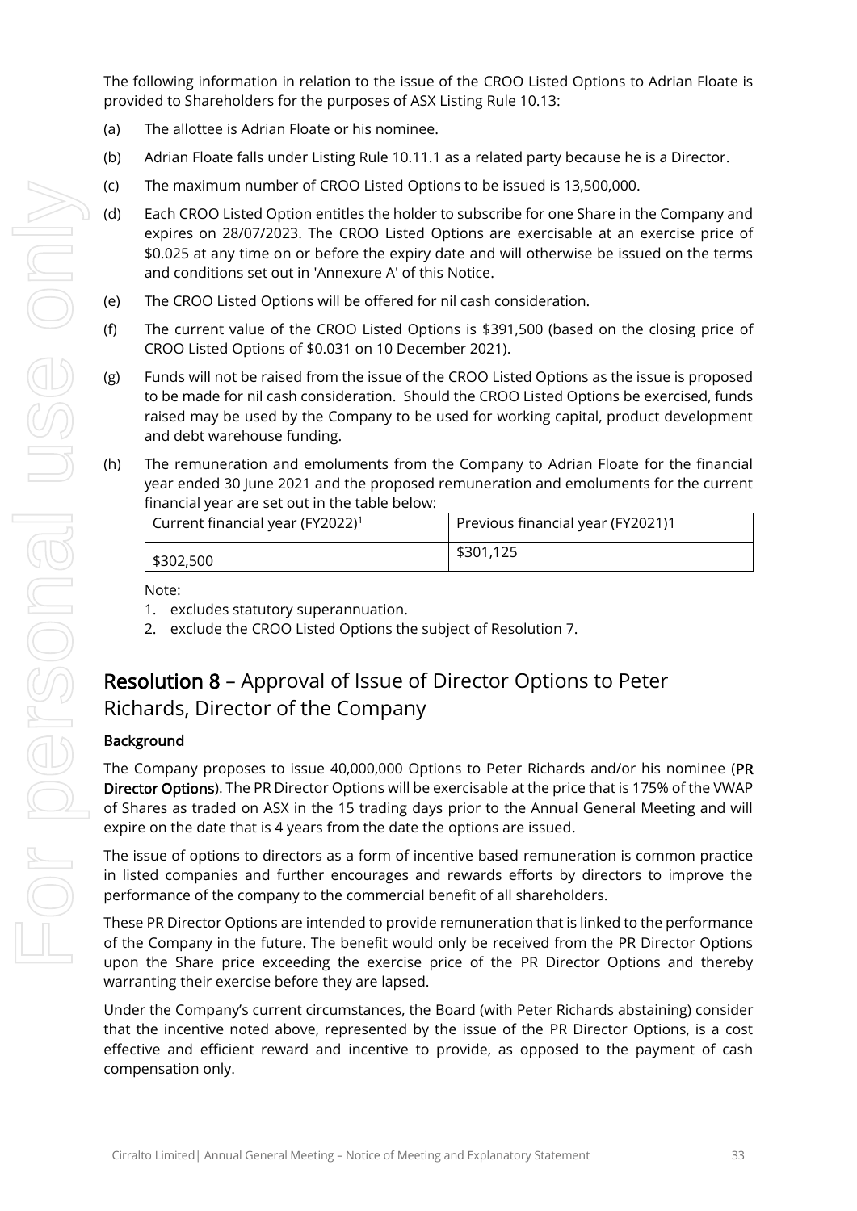The following information in relation to the issue of the CROO Listed Options to Adrian Floate is provided to Shareholders for the purposes of ASX Listing Rule 10.13:

(a) The allottee is Adrian Floate or his nominee.

(b) Adrian Floate falls under Listing Rule 10.11.1 as a related party because he is a Director.

(c) The maximum number of CROO Listed Options to be issued is 13,500,000.

(d) Each CROO Listed Option entitles the holder to subscribe for one Share in the Company and expires on 28/07/2023. The CROO Listed Options are exercisable at an exercise price of $0.025 at any time on or before the expiry date and will otherwise be issued on the terms and conditions set out in 'Annexure A' of this Notice.

(e) The CROO Listed Options will be offered for nil cash consideration.

(f) The current value of the CROO Listed Options is $391,500 (based on the closing price of CROO Listed Options of $0.031 on 10 December 2021).

(g) Funds will not be raised from the issue of the CROO Listed Options as the issue is proposed to be made for nil cash consideration. Should the CROO Listed Options be exercised, funds raised may be used by the Company to be used for working capital, product development and debt warehouse funding.

(h) The remuneration and emoluments from the Company to Adrian Floate for the financial year ended 30 June 2021 and the proposed remuneration and emoluments for the current financial year are set out in the table below:

| Current financial year (FY2022)[1] | Previous financial year (FY2021)1 |
|---|---|
| $302,500 | $301,125 |

Note:

1. excludes statutory superannuation.
2. exclude the CROO Listed Options the subject of Resolution 7.

## **Resolution 8** – Approval of Issue of Director Options to Peter Richards, Director of the Company

### Background

The Company proposes to issue 40,000,000 Options to Peter Richards and/or his nominee (**PR Director Options**). The PR Director Options will be exercisable at the price that is 175% of the VWAP of Shares as traded on ASX in the 15 trading days prior to the Annual General Meeting and will expire on the date that is 4 years from the date the options are issued.

The issue of options to directors as a form of incentive based remuneration is common practice in listed companies and further encourages and rewards efforts by directors to improve the performance of the company to the commercial benefit of all shareholders.

These PR Director Options are intended to provide remuneration that is linked to the performance of the Company in the future. The benefit would only be received from the PR Director Options upon the Share price exceeding the exercise price of the PR Director Options and thereby warranting their exercise before they are lapsed.

Under the Company's current circumstances, the Board (with Peter Richards abstaining) consider that the incentive noted above, represented by the issue of the PR Director Options, is a cost effective and efficient reward and incentive to provide, as opposed to the payment of cash compensation only.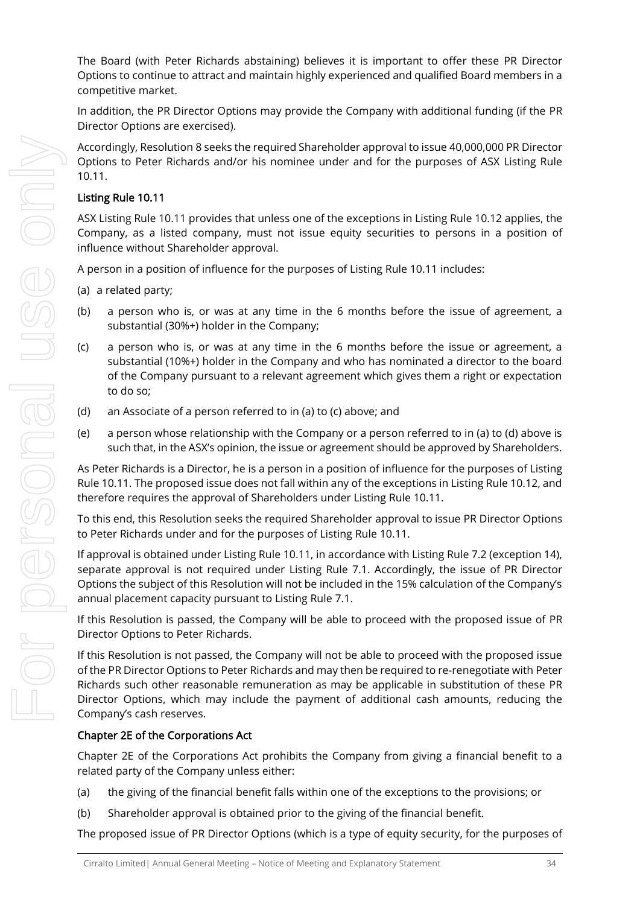The Board (with Peter Richards abstaining) believes it is important to offer these PR Director Options to continue to attract and maintain highly experienced and qualified Board members in a competitive market.

In addition, the PR Director Options may provide the Company with additional funding (if the PR Director Options are exercised).

Accordingly, Resolution 8 seeks the required Shareholder approval to issue 40,000,000 PR Director Options to Peter Richards and/or his nominee under and for the purposes of ASX Listing Rule 10.11.

## Listing Rule 10.11

ASX Listing Rule 10.11 provides that unless one of the exceptions in Listing Rule 10.12 applies, the Company, as a listed company, must not issue equity securities to persons in a position of influence without Shareholder approval.

A person in a position of influence for the purposes of Listing Rule 10.11 includes:

(a) a related party;

(b) a person who is, or was at any time in the 6 months before the issue of agreement, a substantial (30%+) holder in the Company;

(c) a person who is, or was at any time in the 6 months before the issue or agreement, a substantial (10%+) holder in the Company and who has nominated a director to the board of the Company pursuant to a relevant agreement which gives them a right or expectation to do so;

(d) an Associate of a person referred to in (a) to (c) above; and

(e) a person whose relationship with the Company or a person referred to in (a) to (d) above is such that, in the ASX's opinion, the issue or agreement should be approved by Shareholders.

As Peter Richards is a Director, he is a person in a position of influence for the purposes of Listing Rule 10.11. The proposed issue does not fall within any of the exceptions in Listing Rule 10.12, and therefore requires the approval of Shareholders under Listing Rule 10.11.

To this end, this Resolution seeks the required Shareholder approval to issue PR Director Options to Peter Richards under and for the purposes of Listing Rule 10.11.

If approval is obtained under Listing Rule 10.11, in accordance with Listing Rule 7.2 (exception 14), separate approval is not required under Listing Rule 7.1. Accordingly, the issue of PR Director Options the subject of this Resolution will not be included in the 15% calculation of the Company's annual placement capacity pursuant to Listing Rule 7.1.

If this Resolution is passed, the Company will be able to proceed with the proposed issue of PR Director Options to Peter Richards.

If this Resolution is not passed, the Company will not be able to proceed with the proposed issue of the PR Director Options to Peter Richards and may then be required to re-renegotiate with Peter Richards such other reasonable remuneration as may be applicable in substitution of these PR Director Options, which may include the payment of additional cash amounts, reducing the Company's cash reserves.

## Chapter 2E of the Corporations Act

Chapter 2E of the Corporations Act prohibits the Company from giving a financial benefit to a related party of the Company unless either:

(a) the giving of the financial benefit falls within one of the exceptions to the provisions; or

(b) Shareholder approval is obtained prior to the giving of the financial benefit.

The proposed issue of PR Director Options (which is a type of equity security, for the purposes of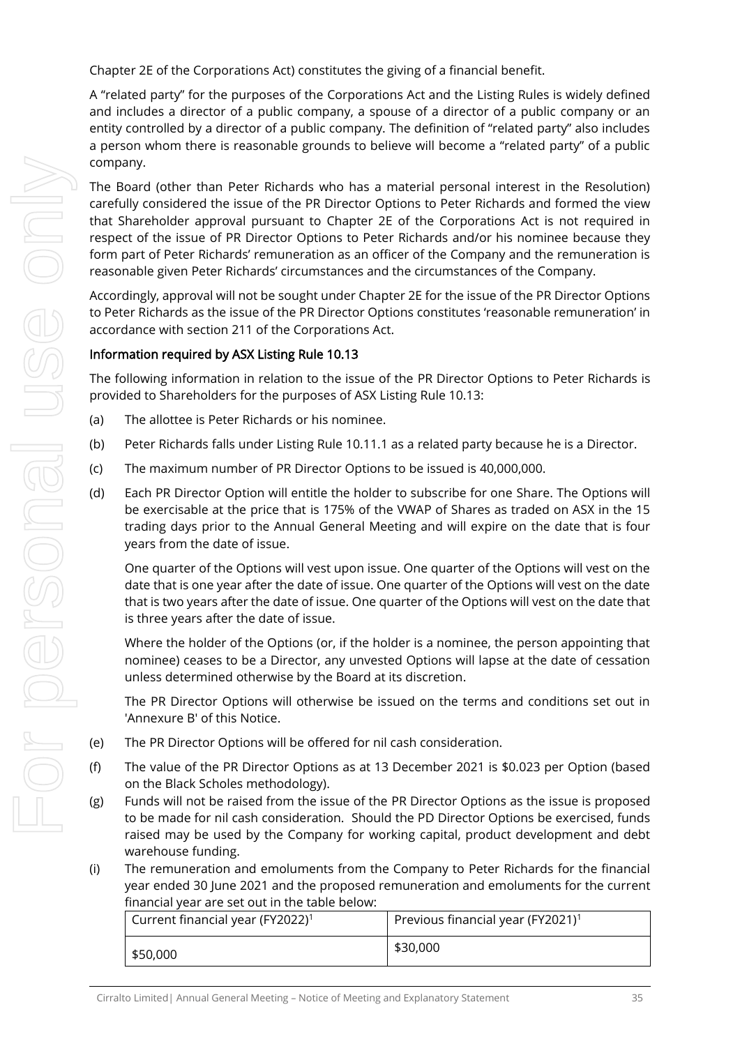Chapter 2E of the Corporations Act) constitutes the giving of a financial benefit.

A "related party" for the purposes of the Corporations Act and the Listing Rules is widely defined and includes a director of a public company, a spouse of a director of a public company or an entity controlled by a director of a public company. The definition of "related party" also includes a person whom there is reasonable grounds to believe will become a "related party" of a public company.

The Board (other than Peter Richards who has a material personal interest in the Resolution) carefully considered the issue of the PR Director Options to Peter Richards and formed the view that Shareholder approval pursuant to Chapter 2E of the Corporations Act is not required in respect of the issue of PR Director Options to Peter Richards and/or his nominee because they form part of Peter Richards' remuneration as an officer of the Company and the remuneration is reasonable given Peter Richards' circumstances and the circumstances of the Company.

Accordingly, approval will not be sought under Chapter 2E for the issue of the PR Director Options to Peter Richards as the issue of the PR Director Options constitutes 'reasonable remuneration' in accordance with section 211 of the Corporations Act.

**Information required by ASX Listing Rule 10.13**

The following information in relation to the issue of the PR Director Options to Peter Richards is provided to Shareholders for the purposes of ASX Listing Rule 10.13:

(a) The allottee is Peter Richards or his nominee.

(b) Peter Richards falls under Listing Rule 10.11.1 as a related party because he is a Director.

(c) The maximum number of PR Director Options to be issued is 40,000,000.

(d) Each PR Director Option will entitle the holder to subscribe for one Share. The Options will be exercisable at the price that is 175% of the VWAP of Shares as traded on ASX in the 15 trading days prior to the Annual General Meeting and will expire on the date that is four years from the date of issue.

One quarter of the Options will vest upon issue. One quarter of the Options will vest on the date that is one year after the date of issue. One quarter of the Options will vest on the date that is two years after the date of issue. One quarter of the Options will vest on the date that is three years after the date of issue.

Where the holder of the Options (or, if the holder is a nominee, the person appointing that nominee) ceases to be a Director, any unvested Options will lapse at the date of cessation unless determined otherwise by the Board at its discretion.

The PR Director Options will otherwise be issued on the terms and conditions set out in 'Annexure B' of this Notice.

(e) The PR Director Options will be offered for nil cash consideration.

(f) The value of the PR Director Options as at 13 December 2021 is $0.023 per Option (based on the Black Scholes methodology).

(g) Funds will not be raised from the issue of the PR Director Options as the issue is proposed to be made for nil cash consideration. Should the PD Director Options be exercised, funds raised may be used by the Company for working capital, product development and debt warehouse funding.

(i) The remuneration and emoluments from the Company to Peter Richards for the financial year ended 30 June 2021 and the proposed remuneration and emoluments for the current financial year are set out in the table below:

| Current financial year (FY2022)[1] | Previous financial year (FY2021)[1] |
|---|---|
| $50,000 | $30,000 |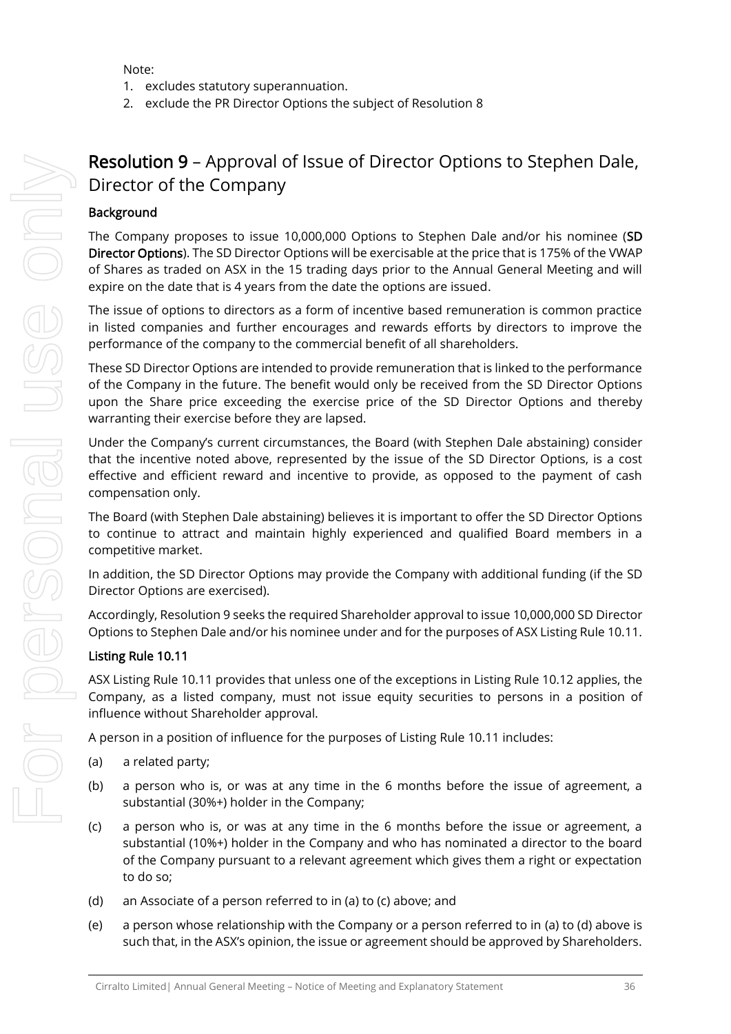Note:

1. excludes statutory superannuation.
2. exclude the PR Director Options the subject of Resolution 8

## Resolution 9 – Approval of Issue of Director Options to Stephen Dale, Director of the Company

### Background

The Company proposes to issue 10,000,000 Options to Stephen Dale and/or his nominee (**SD Director Options**). The SD Director Options will be exercisable at the price that is 175% of the VWAP of Shares as traded on ASX in the 15 trading days prior to the Annual General Meeting and will expire on the date that is 4 years from the date the options are issued.

The issue of options to directors as a form of incentive based remuneration is common practice in listed companies and further encourages and rewards efforts by directors to improve the performance of the company to the commercial benefit of all shareholders.

These SD Director Options are intended to provide remuneration that is linked to the performance of the Company in the future. The benefit would only be received from the SD Director Options upon the Share price exceeding the exercise price of the SD Director Options and thereby warranting their exercise before they are lapsed.

Under the Company's current circumstances, the Board (with Stephen Dale abstaining) consider that the incentive noted above, represented by the issue of the SD Director Options, is a cost effective and efficient reward and incentive to provide, as opposed to the payment of cash compensation only.

The Board (with Stephen Dale abstaining) believes it is important to offer the SD Director Options to continue to attract and maintain highly experienced and qualified Board members in a competitive market.

In addition, the SD Director Options may provide the Company with additional funding (if the SD Director Options are exercised).

Accordingly, Resolution 9 seeks the required Shareholder approval to issue 10,000,000 SD Director Options to Stephen Dale and/or his nominee under and for the purposes of ASX Listing Rule 10.11.

### Listing Rule 10.11

ASX Listing Rule 10.11 provides that unless one of the exceptions in Listing Rule 10.12 applies, the Company, as a listed company, must not issue equity securities to persons in a position of influence without Shareholder approval.

A person in a position of influence for the purposes of Listing Rule 10.11 includes:

(a) a related party;

(b) a person who is, or was at any time in the 6 months before the issue of agreement, a substantial (30%+) holder in the Company;

(c) a person who is, or was at any time in the 6 months before the issue or agreement, a substantial (10%+) holder in the Company and who has nominated a director to the board of the Company pursuant to a relevant agreement which gives them a right or expectation to do so;

(d) an Associate of a person referred to in (a) to (c) above; and

(e) a person whose relationship with the Company or a person referred to in (a) to (d) above is such that, in the ASX's opinion, the issue or agreement should be approved by Shareholders.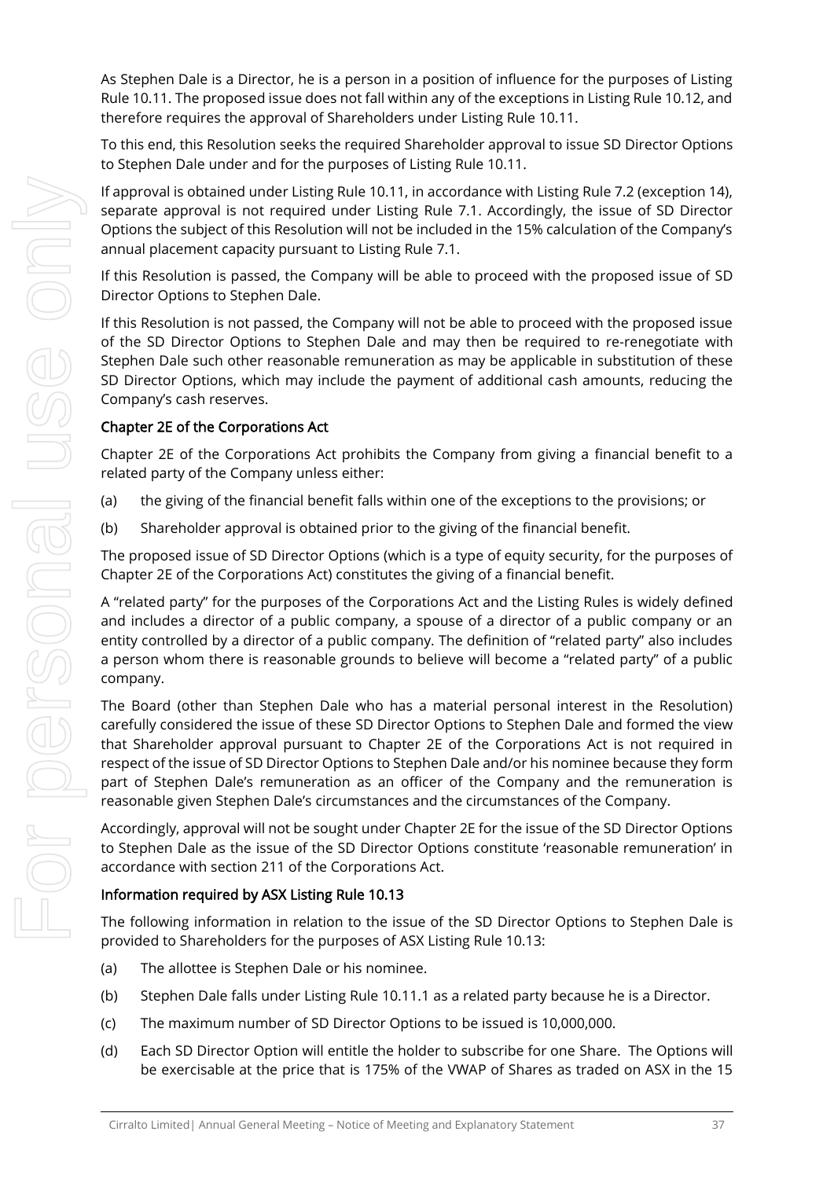As Stephen Dale is a Director, he is a person in a position of influence for the purposes of Listing Rule 10.11. The proposed issue does not fall within any of the exceptions in Listing Rule 10.12, and therefore requires the approval of Shareholders under Listing Rule 10.11.

To this end, this Resolution seeks the required Shareholder approval to issue SD Director Options to Stephen Dale under and for the purposes of Listing Rule 10.11.

If approval is obtained under Listing Rule 10.11, in accordance with Listing Rule 7.2 (exception 14), separate approval is not required under Listing Rule 7.1. Accordingly, the issue of SD Director Options the subject of this Resolution will not be included in the 15% calculation of the Company's annual placement capacity pursuant to Listing Rule 7.1.

If this Resolution is passed, the Company will be able to proceed with the proposed issue of SD Director Options to Stephen Dale.

If this Resolution is not passed, the Company will not be able to proceed with the proposed issue of the SD Director Options to Stephen Dale and may then be required to re-renegotiate with Stephen Dale such other reasonable remuneration as may be applicable in substitution of these SD Director Options, which may include the payment of additional cash amounts, reducing the Company's cash reserves.

**Chapter 2E of the Corporations Act**

Chapter 2E of the Corporations Act prohibits the Company from giving a financial benefit to a related party of the Company unless either:

(a) the giving of the financial benefit falls within one of the exceptions to the provisions; or

(b) Shareholder approval is obtained prior to the giving of the financial benefit.

The proposed issue of SD Director Options (which is a type of equity security, for the purposes of Chapter 2E of the Corporations Act) constitutes the giving of a financial benefit.

A "related party" for the purposes of the Corporations Act and the Listing Rules is widely defined and includes a director of a public company, a spouse of a director of a public company or an entity controlled by a director of a public company. The definition of "related party" also includes a person whom there is reasonable grounds to believe will become a "related party" of a public company.

The Board (other than Stephen Dale who has a material personal interest in the Resolution) carefully considered the issue of these SD Director Options to Stephen Dale and formed the view that Shareholder approval pursuant to Chapter 2E of the Corporations Act is not required in respect of the issue of SD Director Options to Stephen Dale and/or his nominee because they form part of Stephen Dale's remuneration as an officer of the Company and the remuneration is reasonable given Stephen Dale's circumstances and the circumstances of the Company.

Accordingly, approval will not be sought under Chapter 2E for the issue of the SD Director Options to Stephen Dale as the issue of the SD Director Options constitute 'reasonable remuneration' in accordance with section 211 of the Corporations Act.

**Information required by ASX Listing Rule 10.13**

The following information in relation to the issue of the SD Director Options to Stephen Dale is provided to Shareholders for the purposes of ASX Listing Rule 10.13:

(a) The allottee is Stephen Dale or his nominee.

(b) Stephen Dale falls under Listing Rule 10.11.1 as a related party because he is a Director.

(c) The maximum number of SD Director Options to be issued is 10,000,000.

(d) Each SD Director Option will entitle the holder to subscribe for one Share. The Options will be exercisable at the price that is 175% of the VWAP of Shares as traded on ASX in the 15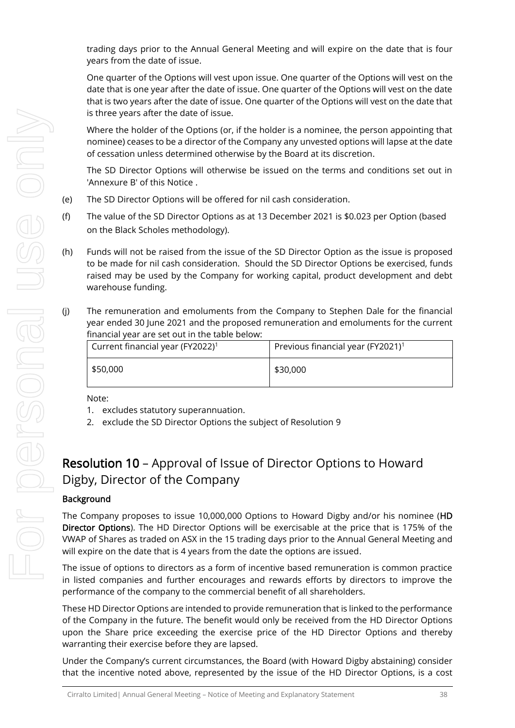trading days prior to the Annual General Meeting and will expire on the date that is four years from the date of issue.

One quarter of the Options will vest upon issue. One quarter of the Options will vest on the date that is one year after the date of issue. One quarter of the Options will vest on the date that is two years after the date of issue. One quarter of the Options will vest on the date that is three years after the date of issue.

Where the holder of the Options (or, if the holder is a nominee, the person appointing that nominee) ceases to be a director of the Company any unvested options will lapse at the date of cessation unless determined otherwise by the Board at its discretion.

The SD Director Options will otherwise be issued on the terms and conditions set out in 'Annexure B' of this Notice .

(e) The SD Director Options will be offered for nil cash consideration.

(f) The value of the SD Director Options as at 13 December 2021 is $0.023 per Option (based on the Black Scholes methodology).

(h) Funds will not be raised from the issue of the SD Director Option as the issue is proposed to be made for nil cash consideration. Should the SD Director Options be exercised, funds raised may be used by the Company for working capital, product development and debt warehouse funding.

(j) The remuneration and emoluments from the Company to Stephen Dale for the financial year ended 30 June 2021 and the proposed remuneration and emoluments for the current financial year are set out in the table below:

| Current financial year (FY2022)[1] | Previous financial year (FY2021)[1] |
|---|---|
| $50,000 | $30,000 |

Note:

1. excludes statutory superannuation.
2. exclude the SD Director Options the subject of Resolution 9

## Resolution 10 – Approval of Issue of Director Options to Howard Digby, Director of the Company

**Background**

The Company proposes to issue 10,000,000 Options to Howard Digby and/or his nominee (**HD Director Options**). The HD Director Options will be exercisable at the price that is 175% of the VWAP of Shares as traded on ASX in the 15 trading days prior to the Annual General Meeting and will expire on the date that is 4 years from the date the options are issued.

The issue of options to directors as a form of incentive based remuneration is common practice in listed companies and further encourages and rewards efforts by directors to improve the performance of the company to the commercial benefit of all shareholders.

These HD Director Options are intended to provide remuneration that is linked to the performance of the Company in the future. The benefit would only be received from the HD Director Options upon the Share price exceeding the exercise price of the HD Director Options and thereby warranting their exercise before they are lapsed.

Under the Company's current circumstances, the Board (with Howard Digby abstaining) consider that the incentive noted above, represented by the issue of the HD Director Options, is a cost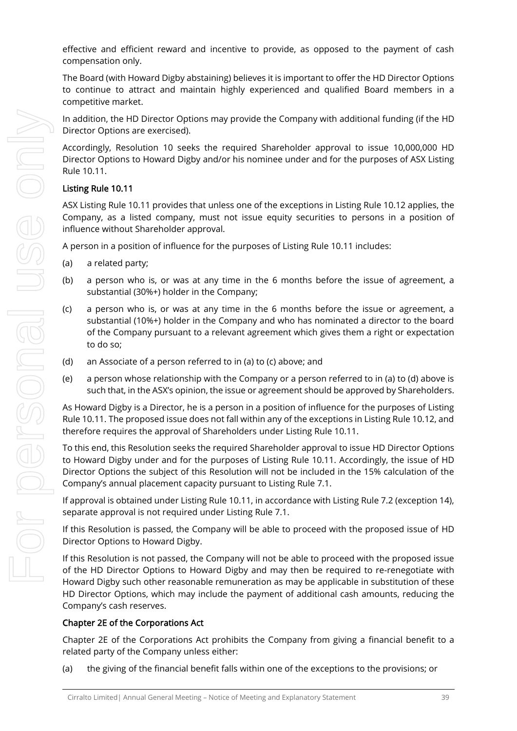effective and efficient reward and incentive to provide, as opposed to the payment of cash compensation only.

The Board (with Howard Digby abstaining) believes it is important to offer the HD Director Options to continue to attract and maintain highly experienced and qualified Board members in a competitive market.

In addition, the HD Director Options may provide the Company with additional funding (if the HD Director Options are exercised).

Accordingly, Resolution 10 seeks the required Shareholder approval to issue 10,000,000 HD Director Options to Howard Digby and/or his nominee under and for the purposes of ASX Listing Rule 10.11.

### Listing Rule 10.11

ASX Listing Rule 10.11 provides that unless one of the exceptions in Listing Rule 10.12 applies, the Company, as a listed company, must not issue equity securities to persons in a position of influence without Shareholder approval.

A person in a position of influence for the purposes of Listing Rule 10.11 includes:

(a) a related party;

(b) a person who is, or was at any time in the 6 months before the issue of agreement, a substantial (30%+) holder in the Company;

(c) a person who is, or was at any time in the 6 months before the issue or agreement, a substantial (10%+) holder in the Company and who has nominated a director to the board of the Company pursuant to a relevant agreement which gives them a right or expectation to do so;

(d) an Associate of a person referred to in (a) to (c) above; and

(e) a person whose relationship with the Company or a person referred to in (a) to (d) above is such that, in the ASX's opinion, the issue or agreement should be approved by Shareholders.

As Howard Digby is a Director, he is a person in a position of influence for the purposes of Listing Rule 10.11. The proposed issue does not fall within any of the exceptions in Listing Rule 10.12, and therefore requires the approval of Shareholders under Listing Rule 10.11.

To this end, this Resolution seeks the required Shareholder approval to issue HD Director Options to Howard Digby under and for the purposes of Listing Rule 10.11. Accordingly, the issue of HD Director Options the subject of this Resolution will not be included in the 15% calculation of the Company's annual placement capacity pursuant to Listing Rule 7.1.

If approval is obtained under Listing Rule 10.11, in accordance with Listing Rule 7.2 (exception 14), separate approval is not required under Listing Rule 7.1.

If this Resolution is passed, the Company will be able to proceed with the proposed issue of HD Director Options to Howard Digby.

If this Resolution is not passed, the Company will not be able to proceed with the proposed issue of the HD Director Options to Howard Digby and may then be required to re-renegotiate with Howard Digby such other reasonable remuneration as may be applicable in substitution of these HD Director Options, which may include the payment of additional cash amounts, reducing the Company's cash reserves.

### Chapter 2E of the Corporations Act

Chapter 2E of the Corporations Act prohibits the Company from giving a financial benefit to a related party of the Company unless either:

(a) the giving of the financial benefit falls within one of the exceptions to the provisions; or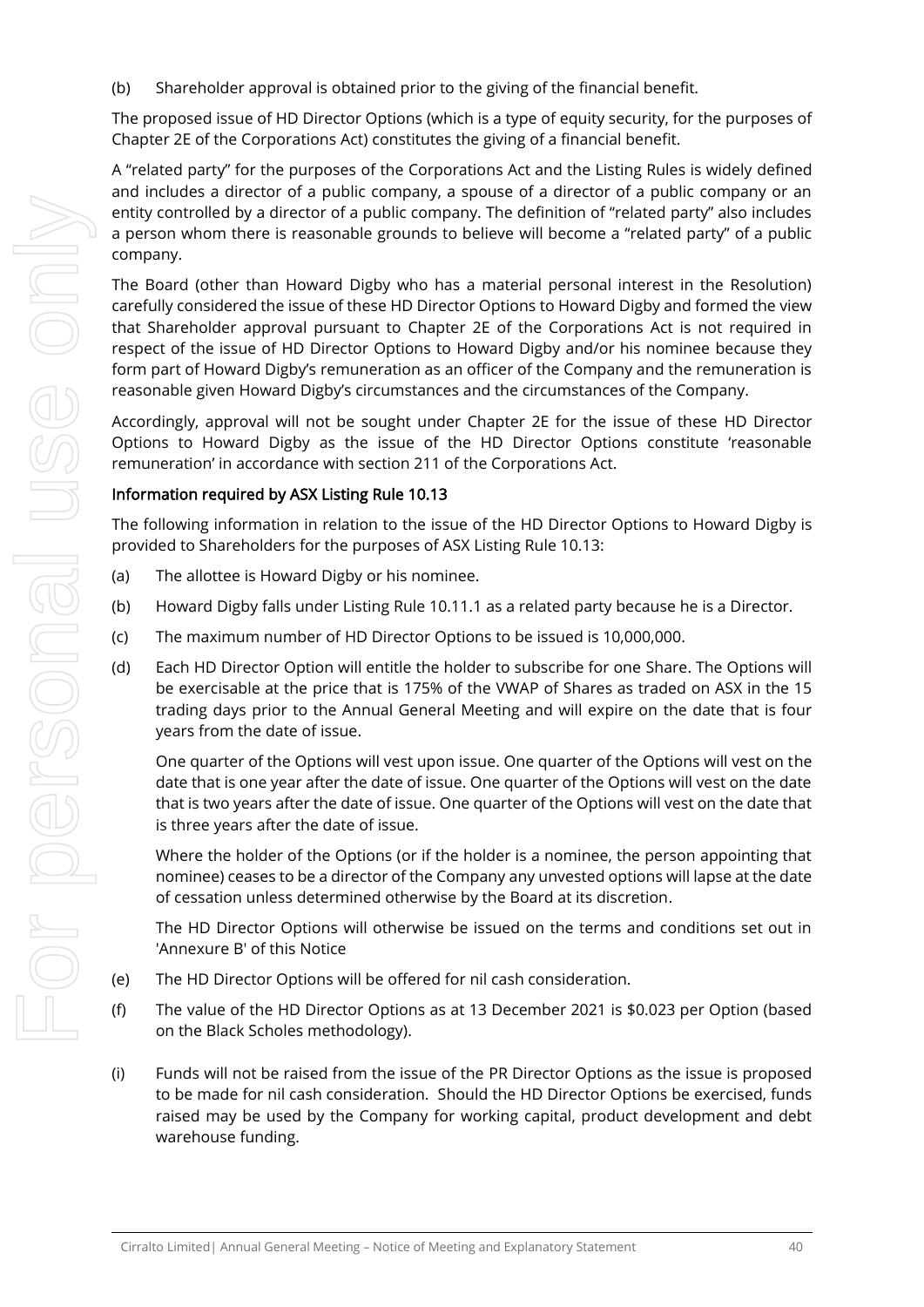(b) Shareholder approval is obtained prior to the giving of the financial benefit.

The proposed issue of HD Director Options (which is a type of equity security, for the purposes of Chapter 2E of the Corporations Act) constitutes the giving of a financial benefit.

A "related party" for the purposes of the Corporations Act and the Listing Rules is widely defined and includes a director of a public company, a spouse of a director of a public company or an entity controlled by a director of a public company. The definition of "related party" also includes a person whom there is reasonable grounds to believe will become a "related party" of a public company.

The Board (other than Howard Digby who has a material personal interest in the Resolution) carefully considered the issue of these HD Director Options to Howard Digby and formed the view that Shareholder approval pursuant to Chapter 2E of the Corporations Act is not required in respect of the issue of HD Director Options to Howard Digby and/or his nominee because they form part of Howard Digby's remuneration as an officer of the Company and the remuneration is reasonable given Howard Digby's circumstances and the circumstances of the Company.

Accordingly, approval will not be sought under Chapter 2E for the issue of these HD Director Options to Howard Digby as the issue of the HD Director Options constitute 'reasonable remuneration' in accordance with section 211 of the Corporations Act.

**Information required by ASX Listing Rule 10.13**

The following information in relation to the issue of the HD Director Options to Howard Digby is provided to Shareholders for the purposes of ASX Listing Rule 10.13:

(a) The allottee is Howard Digby or his nominee.

(b) Howard Digby falls under Listing Rule 10.11.1 as a related party because he is a Director.

(c) The maximum number of HD Director Options to be issued is 10,000,000.

(d) Each HD Director Option will entitle the holder to subscribe for one Share. The Options will be exercisable at the price that is 175% of the VWAP of Shares as traded on ASX in the 15 trading days prior to the Annual General Meeting and will expire on the date that is four years from the date of issue.

One quarter of the Options will vest upon issue. One quarter of the Options will vest on the date that is one year after the date of issue. One quarter of the Options will vest on the date that is two years after the date of issue. One quarter of the Options will vest on the date that is three years after the date of issue.

Where the holder of the Options (or if the holder is a nominee, the person appointing that nominee) ceases to be a director of the Company any unvested options will lapse at the date of cessation unless determined otherwise by the Board at its discretion.

The HD Director Options will otherwise be issued on the terms and conditions set out in 'Annexure B' of this Notice

(e) The HD Director Options will be offered for nil cash consideration.

(f) The value of the HD Director Options as at 13 December 2021 is $0.023 per Option (based on the Black Scholes methodology).

(i) Funds will not be raised from the issue of the PR Director Options as the issue is proposed to be made for nil cash consideration. Should the HD Director Options be exercised, funds raised may be used by the Company for working capital, product development and debt warehouse funding.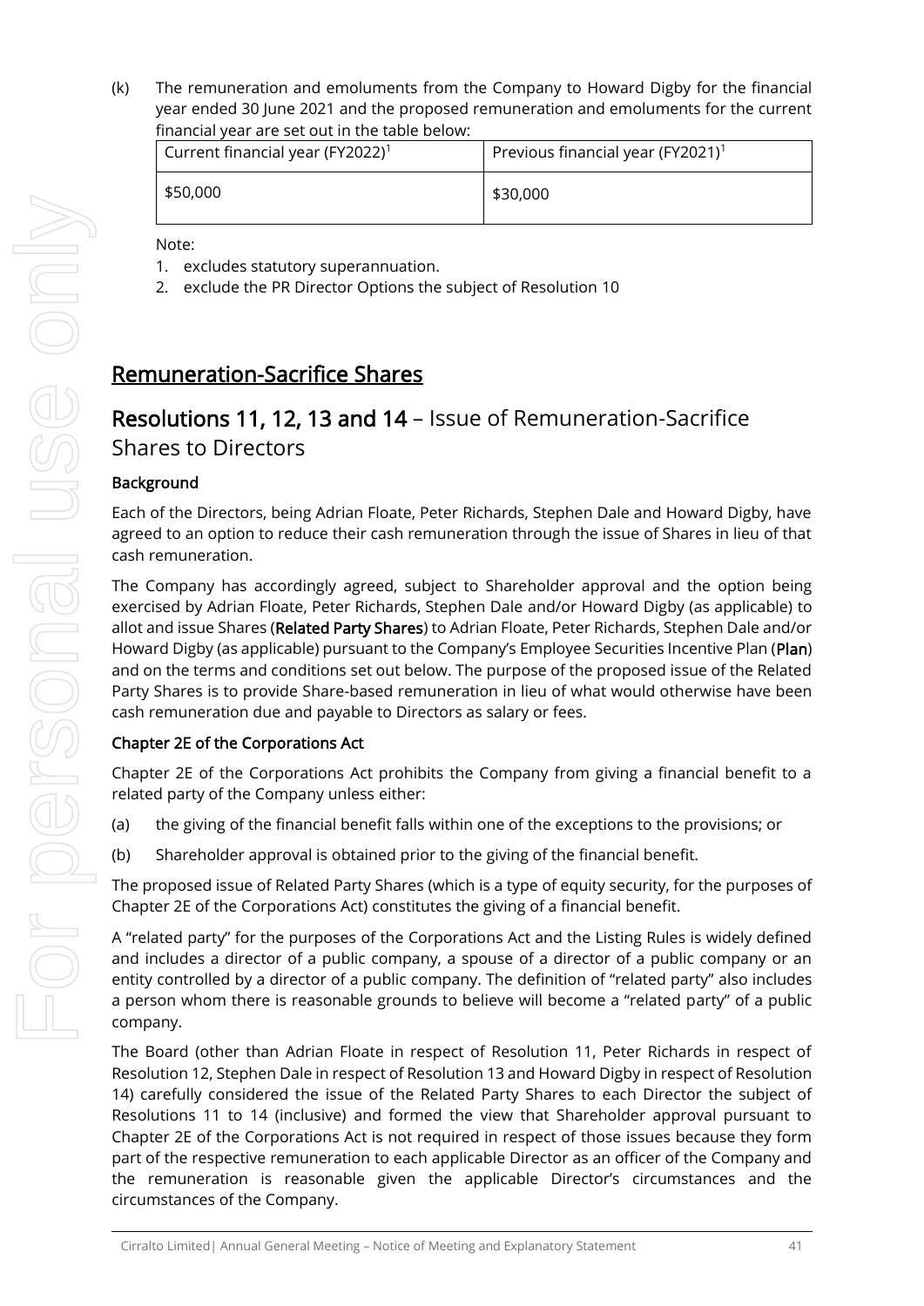(k) The remuneration and emoluments from the Company to Howard Digby for the financial year ended 30 June 2021 and the proposed remuneration and emoluments for the current financial year are set out in the table below:

| Current financial year (FY2022)[1] | Previous financial year (FY2021)[1] |
|---|---|
| $50,000 | $30,000 |

Note:

1. excludes statutory superannuation.
2. exclude the PR Director Options the subject of Resolution 10

## Remuneration-Sacrifice Shares

## Resolutions 11, 12, 13 and 14 – Issue of Remuneration-Sacrifice Shares to Directors

### Background

Each of the Directors, being Adrian Floate, Peter Richards, Stephen Dale and Howard Digby, have agreed to an option to reduce their cash remuneration through the issue of Shares in lieu of that cash remuneration.

The Company has accordingly agreed, subject to Shareholder approval and the option being exercised by Adrian Floate, Peter Richards, Stephen Dale and/or Howard Digby (as applicable) to allot and issue Shares (**Related Party Shares**) to Adrian Floate, Peter Richards, Stephen Dale and/or Howard Digby (as applicable) pursuant to the Company's Employee Securities Incentive Plan (**Plan**) and on the terms and conditions set out below. The purpose of the proposed issue of the Related Party Shares is to provide Share-based remuneration in lieu of what would otherwise have been cash remuneration due and payable to Directors as salary or fees.

### Chapter 2E of the Corporations Act

Chapter 2E of the Corporations Act prohibits the Company from giving a financial benefit to a related party of the Company unless either:

(a) the giving of the financial benefit falls within one of the exceptions to the provisions; or

(b) Shareholder approval is obtained prior to the giving of the financial benefit.

The proposed issue of Related Party Shares (which is a type of equity security, for the purposes of Chapter 2E of the Corporations Act) constitutes the giving of a financial benefit.

A "related party" for the purposes of the Corporations Act and the Listing Rules is widely defined and includes a director of a public company, a spouse of a director of a public company or an entity controlled by a director of a public company. The definition of "related party" also includes a person whom there is reasonable grounds to believe will become a "related party" of a public company.

The Board (other than Adrian Floate in respect of Resolution 11, Peter Richards in respect of Resolution 12, Stephen Dale in respect of Resolution 13 and Howard Digby in respect of Resolution 14) carefully considered the issue of the Related Party Shares to each Director the subject of Resolutions 11 to 14 (inclusive) and formed the view that Shareholder approval pursuant to Chapter 2E of the Corporations Act is not required in respect of those issues because they form part of the respective remuneration to each applicable Director as an officer of the Company and the remuneration is reasonable given the applicable Director's circumstances and the circumstances of the Company.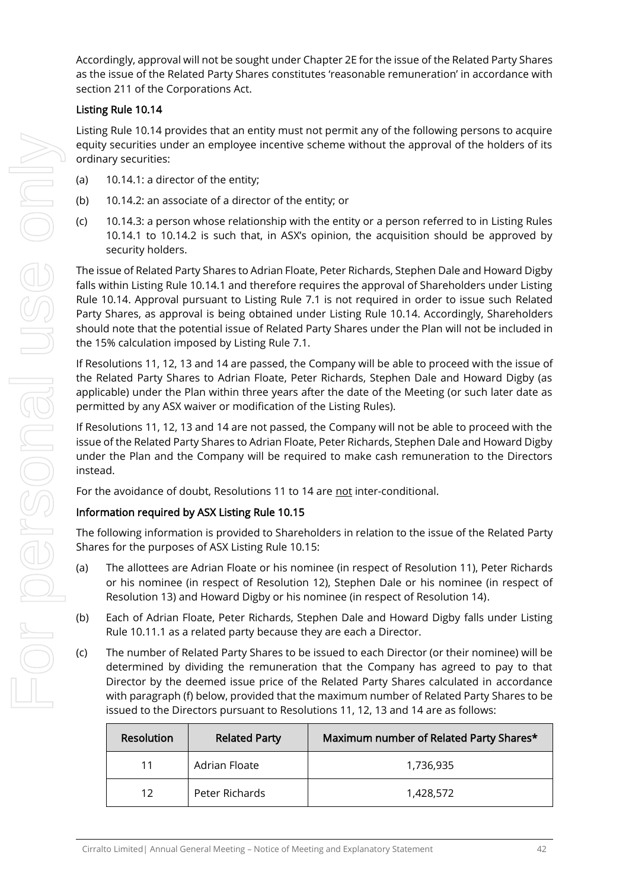Accordingly, approval will not be sought under Chapter 2E for the issue of the Related Party Shares as the issue of the Related Party Shares constitutes 'reasonable remuneration' in accordance with section 211 of the Corporations Act.

### Listing Rule 10.14

Listing Rule 10.14 provides that an entity must not permit any of the following persons to acquire equity securities under an employee incentive scheme without the approval of the holders of its ordinary securities:

(a) 10.14.1: a director of the entity;

(b) 10.14.2: an associate of a director of the entity; or

(c) 10.14.3: a person whose relationship with the entity or a person referred to in Listing Rules 10.14.1 to 10.14.2 is such that, in ASX's opinion, the acquisition should be approved by security holders.

The issue of Related Party Shares to Adrian Floate, Peter Richards, Stephen Dale and Howard Digby falls within Listing Rule 10.14.1 and therefore requires the approval of Shareholders under Listing Rule 10.14. Approval pursuant to Listing Rule 7.1 is not required in order to issue such Related Party Shares, as approval is being obtained under Listing Rule 10.14. Accordingly, Shareholders should note that the potential issue of Related Party Shares under the Plan will not be included in the 15% calculation imposed by Listing Rule 7.1.

If Resolutions 11, 12, 13 and 14 are passed, the Company will be able to proceed with the issue of the Related Party Shares to Adrian Floate, Peter Richards, Stephen Dale and Howard Digby (as applicable) under the Plan within three years after the date of the Meeting (or such later date as permitted by any ASX waiver or modification of the Listing Rules).

If Resolutions 11, 12, 13 and 14 are not passed, the Company will not be able to proceed with the issue of the Related Party Shares to Adrian Floate, Peter Richards, Stephen Dale and Howard Digby under the Plan and the Company will be required to make cash remuneration to the Directors instead.

For the avoidance of doubt, Resolutions 11 to 14 are not inter-conditional.

### Information required by ASX Listing Rule 10.15

The following information is provided to Shareholders in relation to the issue of the Related Party Shares for the purposes of ASX Listing Rule 10.15:

(a) The allottees are Adrian Floate or his nominee (in respect of Resolution 11), Peter Richards or his nominee (in respect of Resolution 12), Stephen Dale or his nominee (in respect of Resolution 13) and Howard Digby or his nominee (in respect of Resolution 14).

(b) Each of Adrian Floate, Peter Richards, Stephen Dale and Howard Digby falls under Listing Rule 10.11.1 as a related party because they are each a Director.

(c) The number of Related Party Shares to be issued to each Director (or their nominee) will be determined by dividing the remuneration that the Company has agreed to pay to that Director by the deemed issue price of the Related Party Shares calculated in accordance with paragraph (f) below, provided that the maximum number of Related Party Shares to be issued to the Directors pursuant to Resolutions 11, 12, 13 and 14 are as follows:

| Resolution | Related Party | Maximum number of Related Party Shares* |
|---|---|---|
| 11 | Adrian Floate | 1,736,935 |
| 12 | Peter Richards | 1,428,572 |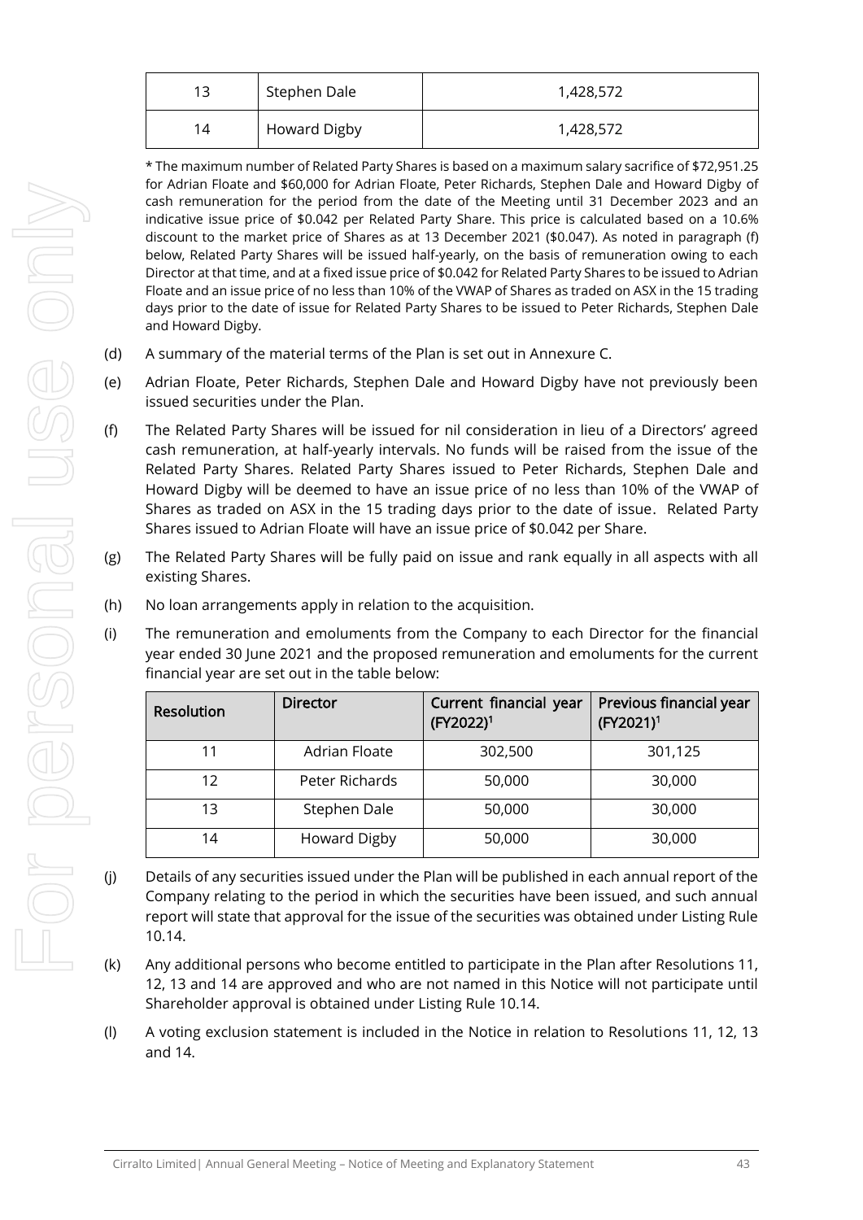| 13 | Stephen Dale | 1,428,572 |
|---|---|---|
| 14 | Howard Digby | 1,428,572 |

* The maximum number of Related Party Shares is based on a maximum salary sacrifice of $72,951.25 for Adrian Floate and $60,000 for Adrian Floate, Peter Richards, Stephen Dale and Howard Digby of cash remuneration for the period from the date of the Meeting until 31 December 2023 and an indicative issue price of $0.042 per Related Party Share. This price is calculated based on a 10.6% discount to the market price of Shares as at 13 December 2021 ($0.047). As noted in paragraph (f) below, Related Party Shares will be issued half-yearly, on the basis of remuneration owing to each Director at that time, and at a fixed issue price of $0.042 for Related Party Shares to be issued to Adrian Floate and an issue price of no less than 10% of the VWAP of Shares as traded on ASX in the 15 trading days prior to the date of issue for Related Party Shares to be issued to Peter Richards, Stephen Dale and Howard Digby.

(d) A summary of the material terms of the Plan is set out in Annexure C.

(e) Adrian Floate, Peter Richards, Stephen Dale and Howard Digby have not previously been issued securities under the Plan.

(f) The Related Party Shares will be issued for nil consideration in lieu of a Directors' agreed cash remuneration, at half-yearly intervals. No funds will be raised from the issue of the Related Party Shares. Related Party Shares issued to Peter Richards, Stephen Dale and Howard Digby will be deemed to have an issue price of no less than 10% of the VWAP of Shares as traded on ASX in the 15 trading days prior to the date of issue. Related Party Shares issued to Adrian Floate will have an issue price of $0.042 per Share.

(g) The Related Party Shares will be fully paid on issue and rank equally in all aspects with all existing Shares.

(h) No loan arrangements apply in relation to the acquisition.

(i) The remuneration and emoluments from the Company to each Director for the financial year ended 30 June 2021 and the proposed remuneration and emoluments for the current financial year are set out in the table below:

| Resolution | Director | Current financial year (FY2022)[1] | Previous financial year (FY2021)[1] |
|---|---|---|---|
| 11 | Adrian Floate | 302,500 | 301,125 |
| 12 | Peter Richards | 50,000 | 30,000 |
| 13 | Stephen Dale | 50,000 | 30,000 |
| 14 | Howard Digby | 50,000 | 30,000 |

(j) Details of any securities issued under the Plan will be published in each annual report of the Company relating to the period in which the securities have been issued, and such annual report will state that approval for the issue of the securities was obtained under Listing Rule 10.14.

(k) Any additional persons who become entitled to participate in the Plan after Resolutions 11, 12, 13 and 14 are approved and who are not named in this Notice will not participate until Shareholder approval is obtained under Listing Rule 10.14.

(l) A voting exclusion statement is included in the Notice in relation to Resolutions 11, 12, 13 and 14.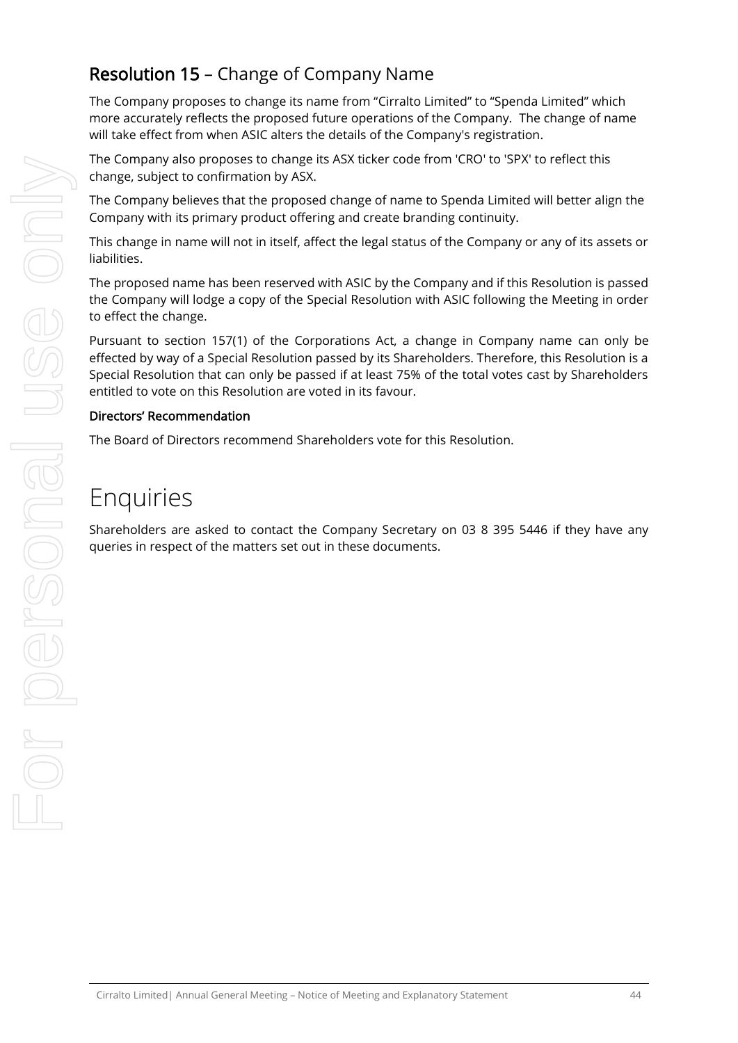## **Resolution 15** – Change of Company Name

The Company proposes to change its name from "Cirralto Limited" to "Spenda Limited" which more accurately reflects the proposed future operations of the Company. The change of name will take effect from when ASIC alters the details of the Company's registration.

The Company also proposes to change its ASX ticker code from 'CRO' to 'SPX' to reflect this change, subject to confirmation by ASX.

The Company believes that the proposed change of name to Spenda Limited will better align the Company with its primary product offering and create branding continuity.

This change in name will not in itself, affect the legal status of the Company or any of its assets or liabilities.

The proposed name has been reserved with ASIC by the Company and if this Resolution is passed the Company will lodge a copy of the Special Resolution with ASIC following the Meeting in order to effect the change.

Pursuant to section 157(1) of the Corporations Act, a change in Company name can only be effected by way of a Special Resolution passed by its Shareholders. Therefore, this Resolution is a Special Resolution that can only be passed if at least 75% of the total votes cast by Shareholders entitled to vote on this Resolution are voted in its favour.

**Directors' Recommendation**

The Board of Directors recommend Shareholders vote for this Resolution.

# Enquiries

Shareholders are asked to contact the Company Secretary on 03 8 395 5446 if they have any queries in respect of the matters set out in these documents.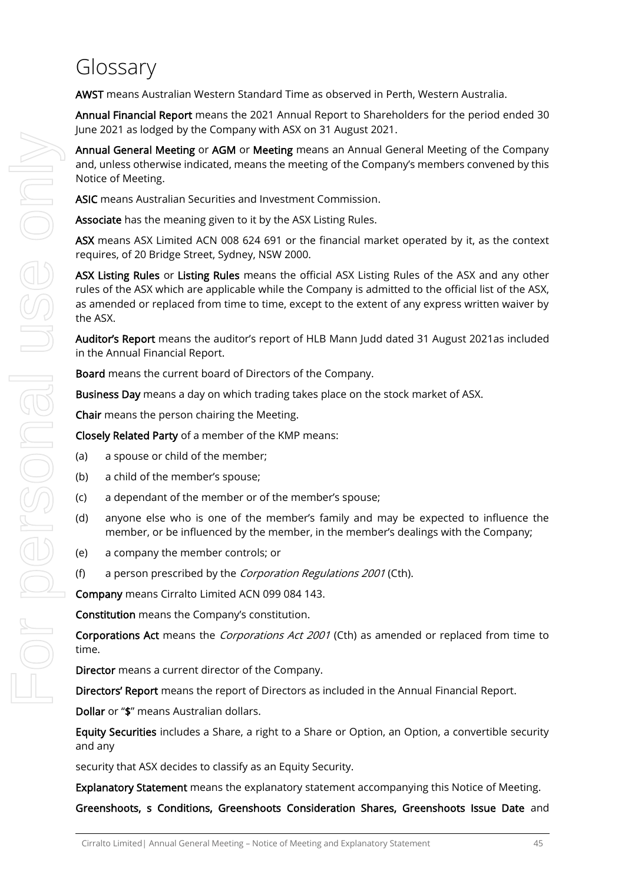# Glossary

**AWST** means Australian Western Standard Time as observed in Perth, Western Australia.

**Annual Financial Report** means the 2021 Annual Report to Shareholders for the period ended 30 June 2021 as lodged by the Company with ASX on 31 August 2021.

**Annual General Meeting** or **AGM** or **Meeting** means an Annual General Meeting of the Company and, unless otherwise indicated, means the meeting of the Company's members convened by this Notice of Meeting.

**ASIC** means Australian Securities and Investment Commission.

**Associate** has the meaning given to it by the ASX Listing Rules.

**ASX** means ASX Limited ACN 008 624 691 or the financial market operated by it, as the context requires, of 20 Bridge Street, Sydney, NSW 2000.

**ASX Listing Rules** or **Listing Rules** means the official ASX Listing Rules of the ASX and any other rules of the ASX which are applicable while the Company is admitted to the official list of the ASX, as amended or replaced from time to time, except to the extent of any express written waiver by the ASX.

**Auditor's Report** means the auditor's report of HLB Mann Judd dated 31 August 2021as included in the Annual Financial Report.

**Board** means the current board of Directors of the Company.

**Business Day** means a day on which trading takes place on the stock market of ASX.

**Chair** means the person chairing the Meeting.

**Closely Related Party** of a member of the KMP means:

(a) a spouse or child of the member;

(b) a child of the member's spouse;

(c) a dependant of the member or of the member's spouse;

(d) anyone else who is one of the member's family and may be expected to influence the member, or be influenced by the member, in the member's dealings with the Company;

(e) a company the member controls; or

(f) a person prescribed by the *Corporation Regulations 2001* (Cth).

**Company** means Cirralto Limited ACN 099 084 143.

**Constitution** means the Company's constitution.

**Corporations Act** means the *Corporations Act 2001* (Cth) as amended or replaced from time to time.

**Director** means a current director of the Company.

**Directors' Report** means the report of Directors as included in the Annual Financial Report.

**Dollar** or "**$**" means Australian dollars.

**Equity Securities** includes a Share, a right to a Share or Option, an Option, a convertible security and any

security that ASX decides to classify as an Equity Security.

**Explanatory Statement** means the explanatory statement accompanying this Notice of Meeting.

**Greenshoots, s Conditions, Greenshoots Consideration Shares, Greenshoots Issue Date** and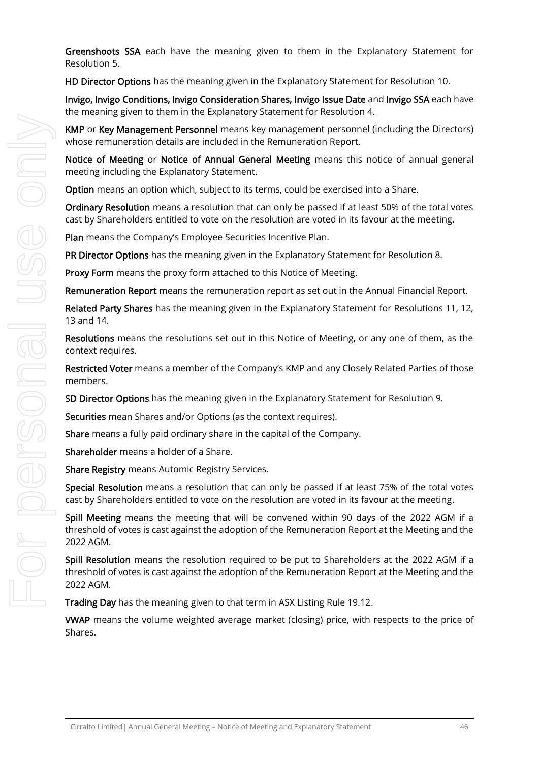**Greenshoots SSA** each have the meaning given to them in the Explanatory Statement for Resolution 5.

**HD Director Options** has the meaning given in the Explanatory Statement for Resolution 10.

**Invigo, Invigo Conditions, Invigo Consideration Shares, Invigo Issue Date** and **Invigo SSA** each have the meaning given to them in the Explanatory Statement for Resolution 4.

**KMP** or **Key Management Personnel** means key management personnel (including the Directors) whose remuneration details are included in the Remuneration Report.

**Notice of Meeting** or **Notice of Annual General Meeting** means this notice of annual general meeting including the Explanatory Statement.

**Option** means an option which, subject to its terms, could be exercised into a Share.

**Ordinary Resolution** means a resolution that can only be passed if at least 50% of the total votes cast by Shareholders entitled to vote on the resolution are voted in its favour at the meeting.

**Plan** means the Company's Employee Securities Incentive Plan.

**PR Director Options** has the meaning given in the Explanatory Statement for Resolution 8.

**Proxy Form** means the proxy form attached to this Notice of Meeting.

**Remuneration Report** means the remuneration report as set out in the Annual Financial Report.

**Related Party Shares** has the meaning given in the Explanatory Statement for Resolutions 11, 12, 13 and 14.

**Resolutions** means the resolutions set out in this Notice of Meeting, or any one of them, as the context requires.

**Restricted Voter** means a member of the Company's KMP and any Closely Related Parties of those members.

**SD Director Options** has the meaning given in the Explanatory Statement for Resolution 9.

**Securities** mean Shares and/or Options (as the context requires).

**Share** means a fully paid ordinary share in the capital of the Company.

**Shareholder** means a holder of a Share.

**Share Registry** means Automic Registry Services.

**Special Resolution** means a resolution that can only be passed if at least 75% of the total votes cast by Shareholders entitled to vote on the resolution are voted in its favour at the meeting.

**Spill Meeting** means the meeting that will be convened within 90 days of the 2022 AGM if a threshold of votes is cast against the adoption of the Remuneration Report at the Meeting and the 2022 AGM.

**Spill Resolution** means the resolution required to be put to Shareholders at the 2022 AGM if a threshold of votes is cast against the adoption of the Remuneration Report at the Meeting and the 2022 AGM.

**Trading Day** has the meaning given to that term in ASX Listing Rule 19.12.

**VWAP** means the volume weighted average market (closing) price, with respects to the price of Shares.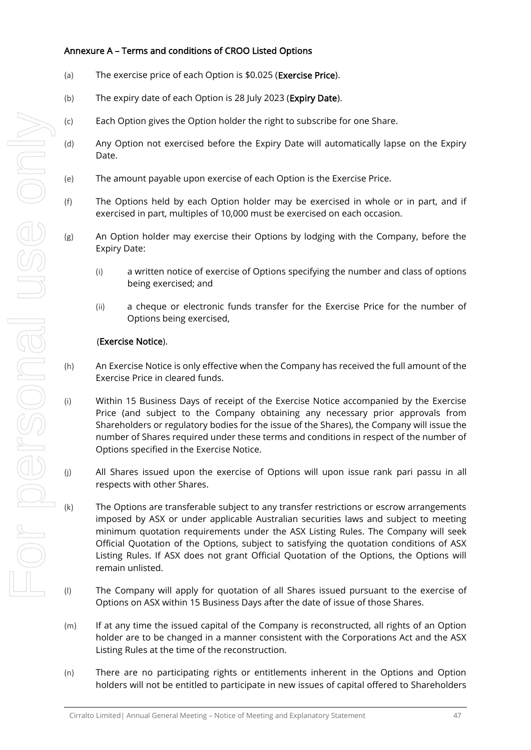## Annexure A – Terms and conditions of CROO Listed Options

(a) The exercise price of each Option is $0.025 (**Exercise Price**).

(b) The expiry date of each Option is 28 July 2023 (**Expiry Date**).

(c) Each Option gives the Option holder the right to subscribe for one Share.

(d) Any Option not exercised before the Expiry Date will automatically lapse on the Expiry Date.

(e) The amount payable upon exercise of each Option is the Exercise Price.

(f) The Options held by each Option holder may be exercised in whole or in part, and if exercised in part, multiples of 10,000 must be exercised on each occasion.

(g) An Option holder may exercise their Options by lodging with the Company, before the Expiry Date:

   (i) a written notice of exercise of Options specifying the number and class of options being exercised; and

   (ii) a cheque or electronic funds transfer for the Exercise Price for the number of Options being exercised,

   (**Exercise Notice**).

(h) An Exercise Notice is only effective when the Company has received the full amount of the Exercise Price in cleared funds.

(i) Within 15 Business Days of receipt of the Exercise Notice accompanied by the Exercise Price (and subject to the Company obtaining any necessary prior approvals from Shareholders or regulatory bodies for the issue of the Shares), the Company will issue the number of Shares required under these terms and conditions in respect of the number of Options specified in the Exercise Notice.

(j) All Shares issued upon the exercise of Options will upon issue rank pari passu in all respects with other Shares.

(k) The Options are transferable subject to any transfer restrictions or escrow arrangements imposed by ASX or under applicable Australian securities laws and subject to meeting minimum quotation requirements under the ASX Listing Rules. The Company will seek Official Quotation of the Options, subject to satisfying the quotation conditions of ASX Listing Rules. If ASX does not grant Official Quotation of the Options, the Options will remain unlisted.

(l) The Company will apply for quotation of all Shares issued pursuant to the exercise of Options on ASX within 15 Business Days after the date of issue of those Shares.

(m) If at any time the issued capital of the Company is reconstructed, all rights of an Option holder are to be changed in a manner consistent with the Corporations Act and the ASX Listing Rules at the time of the reconstruction.

(n) There are no participating rights or entitlements inherent in the Options and Option holders will not be entitled to participate in new issues of capital offered to Shareholders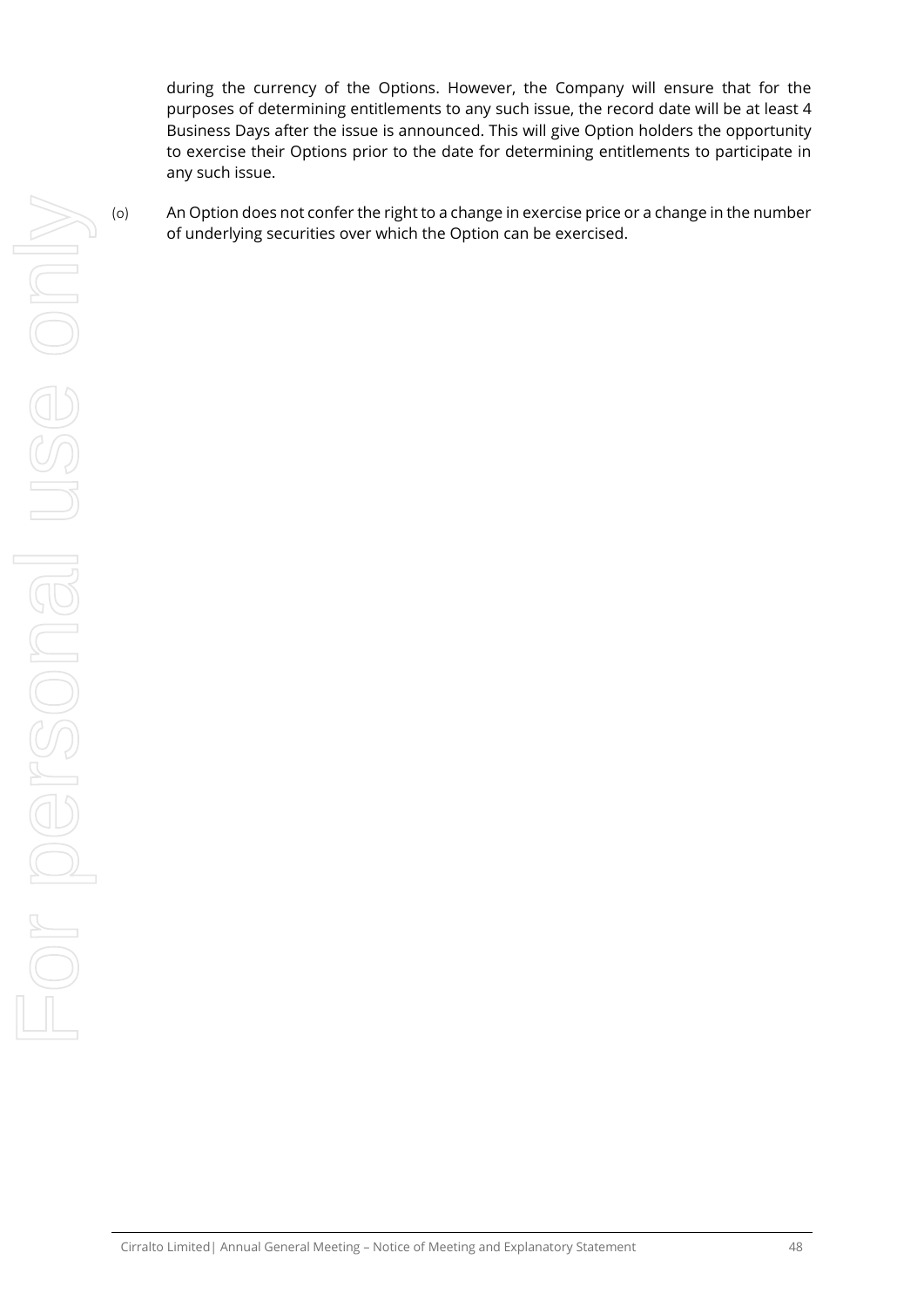during the currency of the Options. However, the Company will ensure that for the purposes of determining entitlements to any such issue, the record date will be at least 4 Business Days after the issue is announced. This will give Option holders the opportunity to exercise their Options prior to the date for determining entitlements to participate in any such issue.

(o) An Option does not confer the right to a change in exercise price or a change in the number of underlying securities over which the Option can be exercised.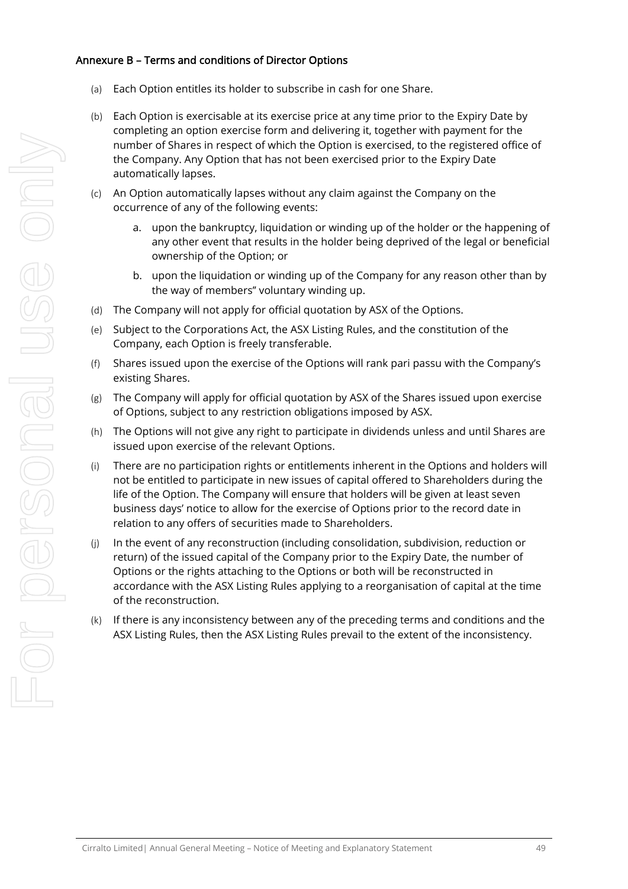## Annexure B – Terms and conditions of Director Options

(a) Each Option entitles its holder to subscribe in cash for one Share.

(b) Each Option is exercisable at its exercise price at any time prior to the Expiry Date by completing an option exercise form and delivering it, together with payment for the number of Shares in respect of which the Option is exercised, to the registered office of the Company. Any Option that has not been exercised prior to the Expiry Date automatically lapses.

(c) An Option automatically lapses without any claim against the Company on the occurrence of any of the following events:

   a. upon the bankruptcy, liquidation or winding up of the holder or the happening of any other event that results in the holder being deprived of the legal or beneficial ownership of the Option; or

   b. upon the liquidation or winding up of the Company for any reason other than by the way of members" voluntary winding up.

(d) The Company will not apply for official quotation by ASX of the Options.

(e) Subject to the Corporations Act, the ASX Listing Rules, and the constitution of the Company, each Option is freely transferable.

(f) Shares issued upon the exercise of the Options will rank pari passu with the Company's existing Shares.

(g) The Company will apply for official quotation by ASX of the Shares issued upon exercise of Options, subject to any restriction obligations imposed by ASX.

(h) The Options will not give any right to participate in dividends unless and until Shares are issued upon exercise of the relevant Options.

(i) There are no participation rights or entitlements inherent in the Options and holders will not be entitled to participate in new issues of capital offered to Shareholders during the life of the Option. The Company will ensure that holders will be given at least seven business days' notice to allow for the exercise of Options prior to the record date in relation to any offers of securities made to Shareholders.

(j) In the event of any reconstruction (including consolidation, subdivision, reduction or return) of the issued capital of the Company prior to the Expiry Date, the number of Options or the rights attaching to the Options or both will be reconstructed in accordance with the ASX Listing Rules applying to a reorganisation of capital at the time of the reconstruction.

(k) If there is any inconsistency between any of the preceding terms and conditions and the ASX Listing Rules, then the ASX Listing Rules prevail to the extent of the inconsistency.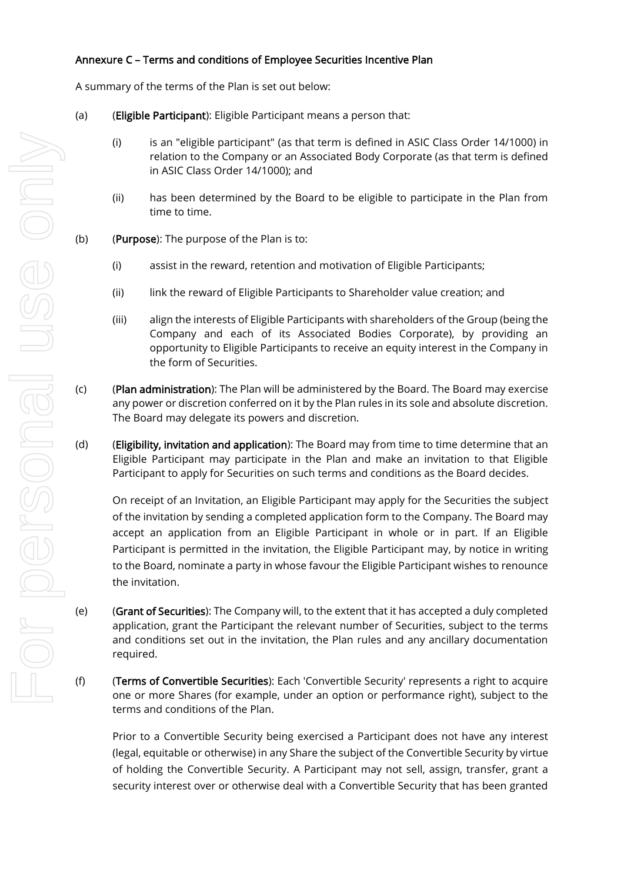Annexure C – Terms and conditions of Employee Securities Incentive Plan

A summary of the terms of the Plan is set out below:

(a) (**Eligible Participant**): Eligible Participant means a person that:

  (i) is an "eligible participant" (as that term is defined in ASIC Class Order 14/1000) in relation to the Company or an Associated Body Corporate (as that term is defined in ASIC Class Order 14/1000); and

  (ii) has been determined by the Board to be eligible to participate in the Plan from time to time.

(b) (**Purpose**): The purpose of the Plan is to:

  (i) assist in the reward, retention and motivation of Eligible Participants;

  (ii) link the reward of Eligible Participants to Shareholder value creation; and

  (iii) align the interests of Eligible Participants with shareholders of the Group (being the Company and each of its Associated Bodies Corporate), by providing an opportunity to Eligible Participants to receive an equity interest in the Company in the form of Securities.

(c) (**Plan administration**): The Plan will be administered by the Board. The Board may exercise any power or discretion conferred on it by the Plan rules in its sole and absolute discretion. The Board may delegate its powers and discretion.

(d) (**Eligibility, invitation and application**): The Board may from time to time determine that an Eligible Participant may participate in the Plan and make an invitation to that Eligible Participant to apply for Securities on such terms and conditions as the Board decides.

  On receipt of an Invitation, an Eligible Participant may apply for the Securities the subject of the invitation by sending a completed application form to the Company. The Board may accept an application from an Eligible Participant in whole or in part. If an Eligible Participant is permitted in the invitation, the Eligible Participant may, by notice in writing to the Board, nominate a party in whose favour the Eligible Participant wishes to renounce the invitation.

(e) (**Grant of Securities**): The Company will, to the extent that it has accepted a duly completed application, grant the Participant the relevant number of Securities, subject to the terms and conditions set out in the invitation, the Plan rules and any ancillary documentation required.

(f) (**Terms of Convertible Securities**): Each 'Convertible Security' represents a right to acquire one or more Shares (for example, under an option or performance right), subject to the terms and conditions of the Plan.

  Prior to a Convertible Security being exercised a Participant does not have any interest (legal, equitable or otherwise) in any Share the subject of the Convertible Security by virtue of holding the Convertible Security. A Participant may not sell, assign, transfer, grant a security interest over or otherwise deal with a Convertible Security that has been granted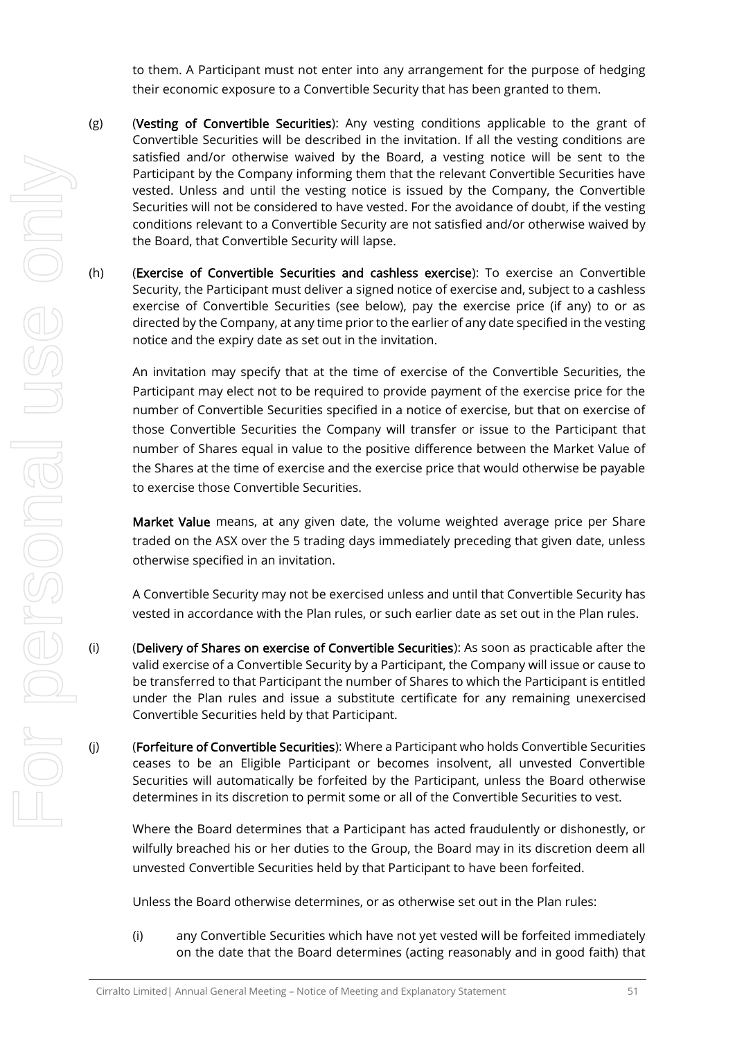to them. A Participant must not enter into any arrangement for the purpose of hedging their economic exposure to a Convertible Security that has been granted to them.

(g) (**Vesting of Convertible Securities**): Any vesting conditions applicable to the grant of Convertible Securities will be described in the invitation. If all the vesting conditions are satisfied and/or otherwise waived by the Board, a vesting notice will be sent to the Participant by the Company informing them that the relevant Convertible Securities have vested. Unless and until the vesting notice is issued by the Company, the Convertible Securities will not be considered to have vested. For the avoidance of doubt, if the vesting conditions relevant to a Convertible Security are not satisfied and/or otherwise waived by the Board, that Convertible Security will lapse.

(h) (**Exercise of Convertible Securities and cashless exercise**): To exercise an Convertible Security, the Participant must deliver a signed notice of exercise and, subject to a cashless exercise of Convertible Securities (see below), pay the exercise price (if any) to or as directed by the Company, at any time prior to the earlier of any date specified in the vesting notice and the expiry date as set out in the invitation.

An invitation may specify that at the time of exercise of the Convertible Securities, the Participant may elect not to be required to provide payment of the exercise price for the number of Convertible Securities specified in a notice of exercise, but that on exercise of those Convertible Securities the Company will transfer or issue to the Participant that number of Shares equal in value to the positive difference between the Market Value of the Shares at the time of exercise and the exercise price that would otherwise be payable to exercise those Convertible Securities.

**Market Value** means, at any given date, the volume weighted average price per Share traded on the ASX over the 5 trading days immediately preceding that given date, unless otherwise specified in an invitation.

A Convertible Security may not be exercised unless and until that Convertible Security has vested in accordance with the Plan rules, or such earlier date as set out in the Plan rules.

(i) (**Delivery of Shares on exercise of Convertible Securities**): As soon as practicable after the valid exercise of a Convertible Security by a Participant, the Company will issue or cause to be transferred to that Participant the number of Shares to which the Participant is entitled under the Plan rules and issue a substitute certificate for any remaining unexercised Convertible Securities held by that Participant.

(j) (**Forfeiture of Convertible Securities**): Where a Participant who holds Convertible Securities ceases to be an Eligible Participant or becomes insolvent, all unvested Convertible Securities will automatically be forfeited by the Participant, unless the Board otherwise determines in its discretion to permit some or all of the Convertible Securities to vest.

Where the Board determines that a Participant has acted fraudulently or dishonestly, or wilfully breached his or her duties to the Group, the Board may in its discretion deem all unvested Convertible Securities held by that Participant to have been forfeited.

Unless the Board otherwise determines, or as otherwise set out in the Plan rules:

(i) any Convertible Securities which have not yet vested will be forfeited immediately on the date that the Board determines (acting reasonably and in good faith) that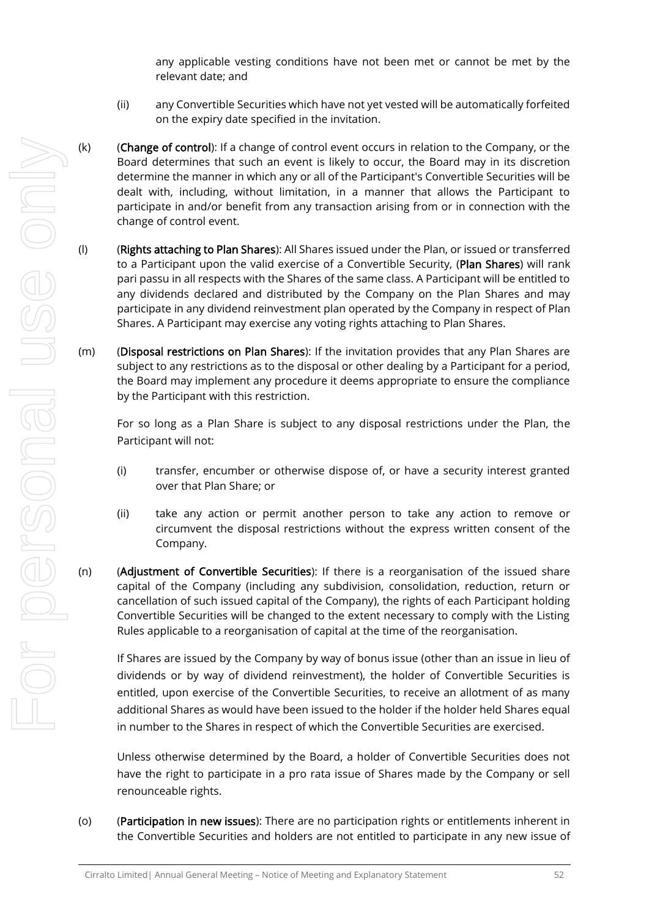any applicable vesting conditions have not been met or cannot be met by the relevant date; and

(ii) any Convertible Securities which have not yet vested will be automatically forfeited on the expiry date specified in the invitation.

(k) (**Change of control**): If a change of control event occurs in relation to the Company, or the Board determines that such an event is likely to occur, the Board may in its discretion determine the manner in which any or all of the Participant's Convertible Securities will be dealt with, including, without limitation, in a manner that allows the Participant to participate in and/or benefit from any transaction arising from or in connection with the change of control event.

(l) (**Rights attaching to Plan Shares**): All Shares issued under the Plan, or issued or transferred to a Participant upon the valid exercise of a Convertible Security, (**Plan Shares**) will rank pari passu in all respects with the Shares of the same class. A Participant will be entitled to any dividends declared and distributed by the Company on the Plan Shares and may participate in any dividend reinvestment plan operated by the Company in respect of Plan Shares. A Participant may exercise any voting rights attaching to Plan Shares.

(m) (**Disposal restrictions on Plan Shares**): If the invitation provides that any Plan Shares are subject to any restrictions as to the disposal or other dealing by a Participant for a period, the Board may implement any procedure it deems appropriate to ensure the compliance by the Participant with this restriction.

For so long as a Plan Share is subject to any disposal restrictions under the Plan, the Participant will not:

(i) transfer, encumber or otherwise dispose of, or have a security interest granted over that Plan Share; or

(ii) take any action or permit another person to take any action to remove or circumvent the disposal restrictions without the express written consent of the Company.

(n) (**Adjustment of Convertible Securities**): If there is a reorganisation of the issued share capital of the Company (including any subdivision, consolidation, reduction, return or cancellation of such issued capital of the Company), the rights of each Participant holding Convertible Securities will be changed to the extent necessary to comply with the Listing Rules applicable to a reorganisation of capital at the time of the reorganisation.

If Shares are issued by the Company by way of bonus issue (other than an issue in lieu of dividends or by way of dividend reinvestment), the holder of Convertible Securities is entitled, upon exercise of the Convertible Securities, to receive an allotment of as many additional Shares as would have been issued to the holder if the holder held Shares equal in number to the Shares in respect of which the Convertible Securities are exercised.

Unless otherwise determined by the Board, a holder of Convertible Securities does not have the right to participate in a pro rata issue of Shares made by the Company or sell renounceable rights.

(o) (**Participation in new issues**): There are no participation rights or entitlements inherent in the Convertible Securities and holders are not entitled to participate in any new issue of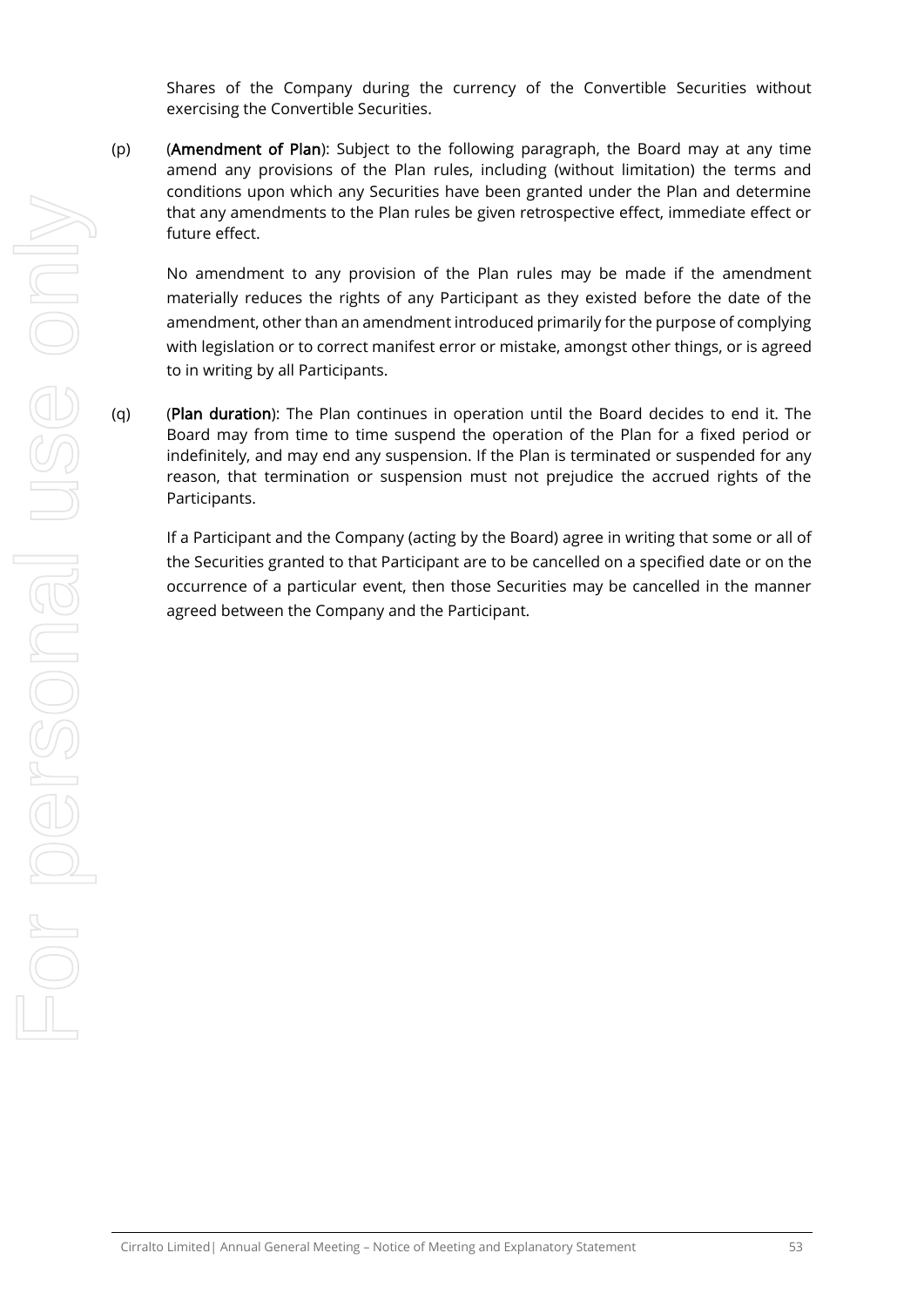Shares of the Company during the currency of the Convertible Securities without exercising the Convertible Securities.

(p) (**Amendment of Plan**): Subject to the following paragraph, the Board may at any time amend any provisions of the Plan rules, including (without limitation) the terms and conditions upon which any Securities have been granted under the Plan and determine that any amendments to the Plan rules be given retrospective effect, immediate effect or future effect.

No amendment to any provision of the Plan rules may be made if the amendment materially reduces the rights of any Participant as they existed before the date of the amendment, other than an amendment introduced primarily for the purpose of complying with legislation or to correct manifest error or mistake, amongst other things, or is agreed to in writing by all Participants.

(q) (**Plan duration**): The Plan continues in operation until the Board decides to end it. The Board may from time to time suspend the operation of the Plan for a fixed period or indefinitely, and may end any suspension. If the Plan is terminated or suspended for any reason, that termination or suspension must not prejudice the accrued rights of the Participants.

If a Participant and the Company (acting by the Board) agree in writing that some or all of the Securities granted to that Participant are to be cancelled on a specified date or on the occurrence of a particular event, then those Securities may be cancelled in the manner agreed between the Company and the Participant.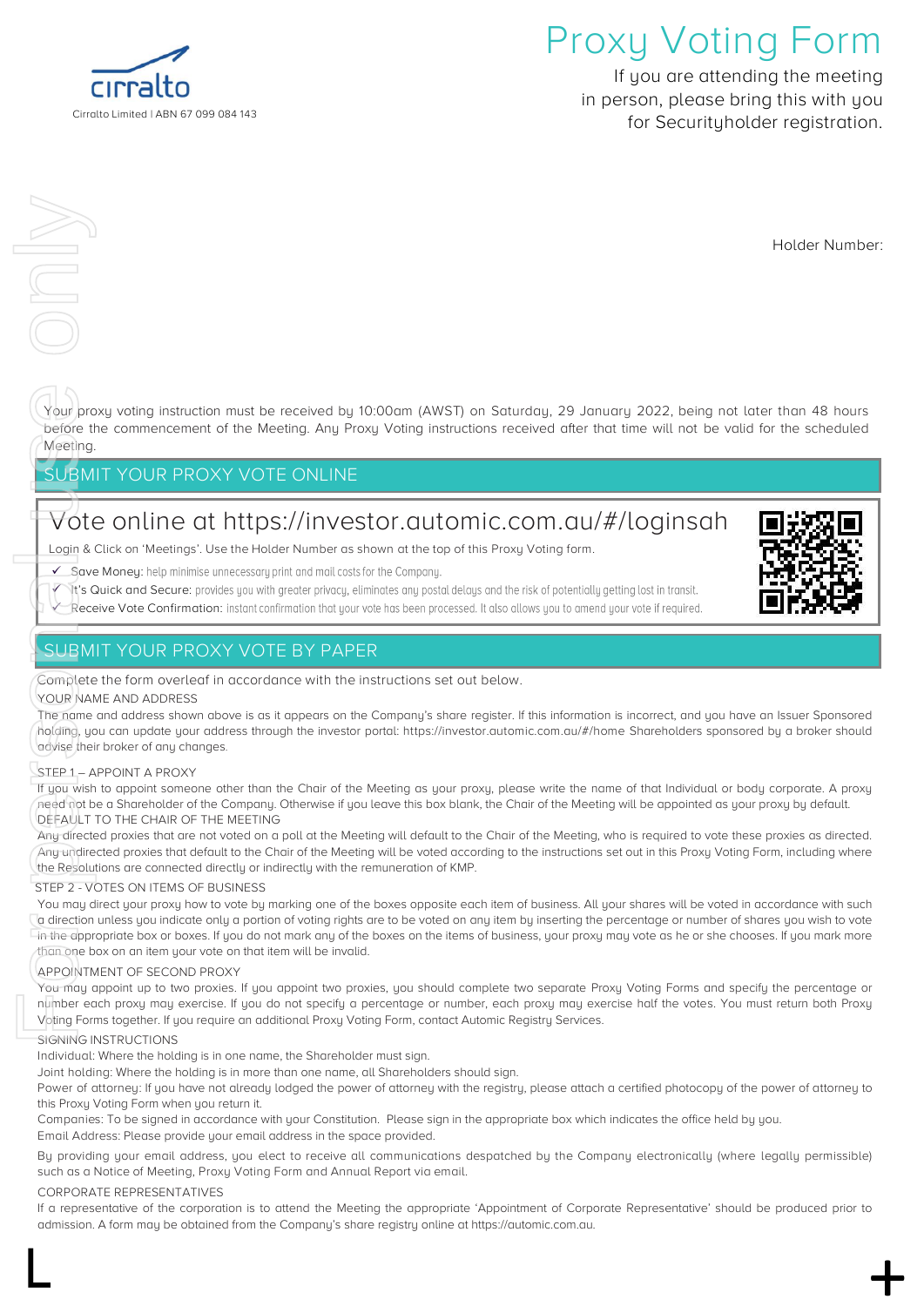Cirralto Limited | ABN 67 099 084 143

# Proxy Voting Form

If you are attending the meeting in person, please bring this with you for Securityholder registration.

Holder Number:

Your proxy voting instruction must be received by 10:00am (AWST) on Saturday, 29 January 2022, being not later than 48 hours before the commencement of the Meeting. Any Proxy Voting instructions received after that time will not be valid for the scheduled Meeting.

## SUBMIT YOUR PROXY VOTE ONLINE

### Vote online at https://investor.automic.com.au/#/loginsah

Login & Click on 'Meetings'. Use the Holder Number as shown at the top of this Proxy Voting form.

- ✓ Save Money: help minimise unnecessary print and mail costs for the Company.
- ✓ It's Quick and Secure: provides you with greater privacy, eliminates any postal delays and the risk of potentially getting lost in transit.
- ✓ Receive Vote Confirmation: instant confirmation that your vote has been processed. It also allows you to amend your vote if required.

## SUBMIT YOUR PROXY VOTE BY PAPER

Complete the form overleaf in accordance with the instructions set out below.

YOUR NAME AND ADDRESS

The name and address shown above is as it appears on the Company's share register. If this information is incorrect, and you have an Issuer Sponsored holding, you can update your address through the investor portal: https://investor.automic.com.au/#/home Shareholders sponsored by a broker should advise their broker of any changes.

STEP 1 – APPOINT A PROXY

If you wish to appoint someone other than the Chair of the Meeting as your proxy, please write the name of that Individual or body corporate. A proxy need not be a Shareholder of the Company. Otherwise if you leave this box blank, the Chair of the Meeting will be appointed as your proxy by default.

DEFAULT TO THE CHAIR OF THE MEETING

Any directed proxies that are not voted on a poll at the Meeting will default to the Chair of the Meeting, who is required to vote these proxies as directed. Any undirected proxies that default to the Chair of the Meeting will be voted according to the instructions set out in this Proxy Voting Form, including where the Resolutions are connected directly or indirectly with the remuneration of KMP.

STEP 2 - VOTES ON ITEMS OF BUSINESS

You may direct your proxy how to vote by marking one of the boxes opposite each item of business. All your shares will be voted in accordance with such a direction unless you indicate only a portion of voting rights are to be voted on any item by inserting the percentage or number of shares you wish to vote in the appropriate box or boxes. If you do not mark any of the boxes on the items of business, your proxy may vote as he or she chooses. If you mark more than one box on an item your vote on that item will be invalid.

APPOINTMENT OF SECOND PROXY

You may appoint up to two proxies. If you appoint two proxies, you should complete two separate Proxy Voting Forms and specify the percentage or number each proxy may exercise. If you do not specify a percentage or number, each proxy may exercise half the votes. You must return both Proxy Voting Forms together. If you require an additional Proxy Voting Form, contact Automic Registry Services.

SIGNING INSTRUCTIONS

Individual: Where the holding is in one name, the Shareholder must sign.

Joint holding: Where the holding is in more than one name, all Shareholders should sign.

Power of attorney: If you have not already lodged the power of attorney with the registry, please attach a certified photocopy of the power of attorney to this Proxy Voting Form when you return it.

Companies: To be signed in accordance with your Constitution. Please sign in the appropriate box which indicates the office held by you.

Email Address: Please provide your email address in the space provided.

By providing your email address, you elect to receive all communications despatched by the Company electronically (where legally permissible) such as a Notice of Meeting, Proxy Voting Form and Annual Report via email.

CORPORATE REPRESENTATIVES

If a representative of the corporation is to attend the Meeting the appropriate 'Appointment of Corporate Representative' should be produced prior to admission. A form may be obtained from the Company's share registry online at https://automic.com.au.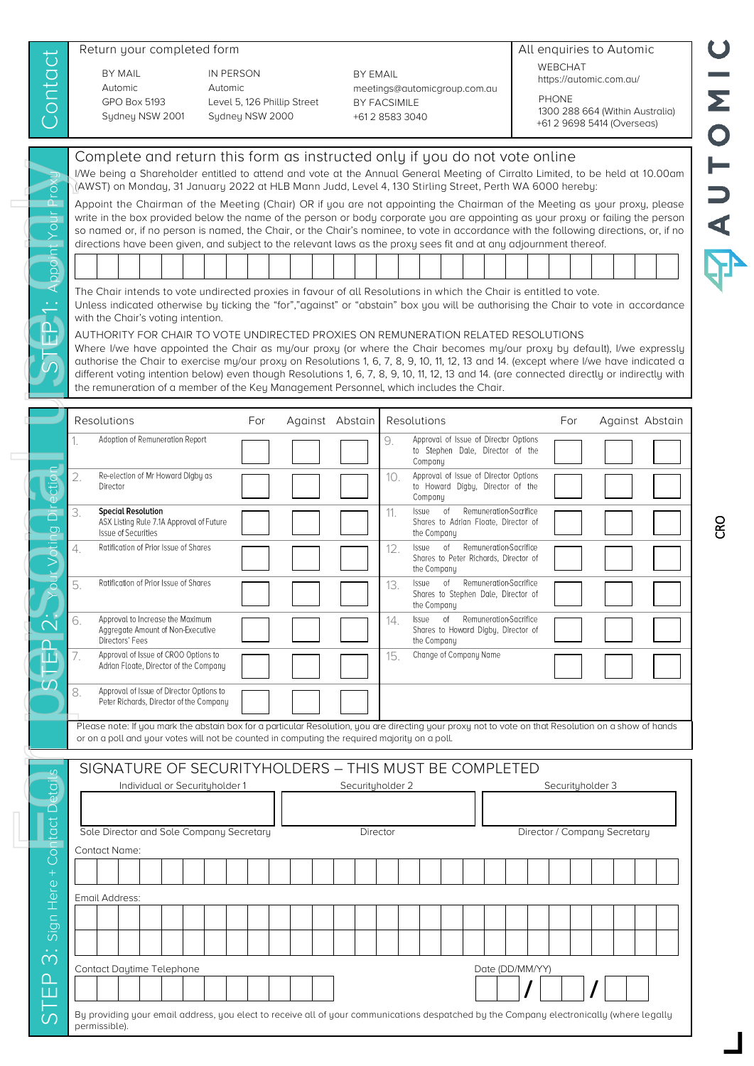**Contact**

Return your completed form

BY MAIL
Automic
GPO Box 5193
Sydney NSW 2001

IN PERSON
Automic
Level 5, 126 Phillip Street
Sydney NSW 2000

BY EMAIL
meetings@automicgroup.com.au

BY FACSIMILE
+61 2 8583 3040

All enquiries to Automic

WEBCHAT
https://automic.com.au/

PHONE
1300 288 664 (Within Australia)
+61 2 9698 5414 (Overseas)

**STEP 1: Appoint Your Proxy**

## Complete and return this form as instructed only if you do not vote online

I/We being a Shareholder entitled to attend and vote at the Annual General Meeting of Cirralto Limited, to be held at 10.00am (AWST) on Monday, 31 January 2022 at HLB Mann Judd, Level 4, 130 Stirling Street, Perth WA 6000 hereby:

Appoint the Chairman of the Meeting (Chair) OR if you are not appointing the Chairman of the Meeting as your proxy, please write in the box provided below the name of the person or body corporate you are appointing as your proxy or failing the person so named or, if no person is named, the Chair, or the Chair's nominee, to vote in accordance with the following directions, or, if no directions have been given, and subject to the relevant laws as the proxy sees fit and at any adjournment thereof.

The Chair intends to vote undirected proxies in favour of all Resolutions in which the Chair is entitled to vote.
Unless indicated otherwise by ticking the "for","against" or "abstain" box you will be authorising the Chair to vote in accordance with the Chair's voting intention.

AUTHORITY FOR CHAIR TO VOTE UNDIRECTED PROXIES ON REMUNERATION RELATED RESOLUTIONS
Where I/we have appointed the Chair as my/our proxy (or where the Chair becomes my/our proxy by default), I/we expressly authorise the Chair to exercise my/our proxy on Resolutions 1, 6, 7, 8, 9, 10, 11, 12, 13 and 14. (except where I/we have indicated a different voting intention below) even though Resolutions 1, 6, 7, 8, 9, 10, 11, 12, 13 and 14. (are connected directly or indirectly with the remuneration of a member of the Key Management Personnel, which includes the Chair.

**STEP 2: Your Voting Direction**

| Resolutions | For | Against | Abstain | Resolutions | For | Against | Abstain |
|---|---|---|---|---|---|---|---|
| 1. Adoption of Remuneration Report | | | | 9. Approval of Issue of Director Options to Stephen Dale, Director of the Company | | | |
| 2. Re-election of Mr Howard Digby as Director | | | | 10. Approval of Issue of Director Options to Howard Digby, Director of the Company | | | |
| 3. **Special Resolution** ASX Listing Rule 7.1A Approval of Future Issue of Securities | | | | 11. Issue of Remuneration Sacrifice Shares to Adrian Floate, Director of the Company | | | |
| 4. Ratification of Prior Issue of Shares | | | | 12. Issue of Remuneration Sacrifice Shares to Peter Richards, Director of the Company | | | |
| 5. Ratification of Prior Issue of Shares | | | | 13. Issue of Remuneration Sacrifice Shares to Stephen Dale, Director of the Company | | | |
| 6. Approval to Increase the Maximum Aggregate Amount of Non-Executive Directors' Fees | | | | 14. Issue of Remuneration Sacrifice Shares to Howard Digby, Director of the Company | | | |
| 7. Approval of Issue of CROO Options to Adrian Floate, Director of the Company | | | | 15. Change of Company Name | | | |
| 8. Approval of Issue of Director Options to Peter Richards, Director of the Company | | | | | | | |

Please note: If you mark the abstain box for a particular Resolution, you are directing your proxy not to vote on that Resolution on a show of hands or on a poll and your votes will not be counted in computing the required majority on a poll.

**STEP 3: Sign Here + Contact Details**

## SIGNATURE OF SECURITYHOLDERS – THIS MUST BE COMPLETED

| Individual or Securityholder 1 | Securityholder 2 | Securityholder 3 |
|---|---|---|
| | | |
| Sole Director and Sole Company Secretary | Director | Director / Company Secretary |

Contact Name:

Email Address:

Contact Daytime Telephone

Date (DD/MM/YY)
/ /

By providing your email address, you elect to receive all of your communications despatched by the Company electronically (where legally permissible).

CRO